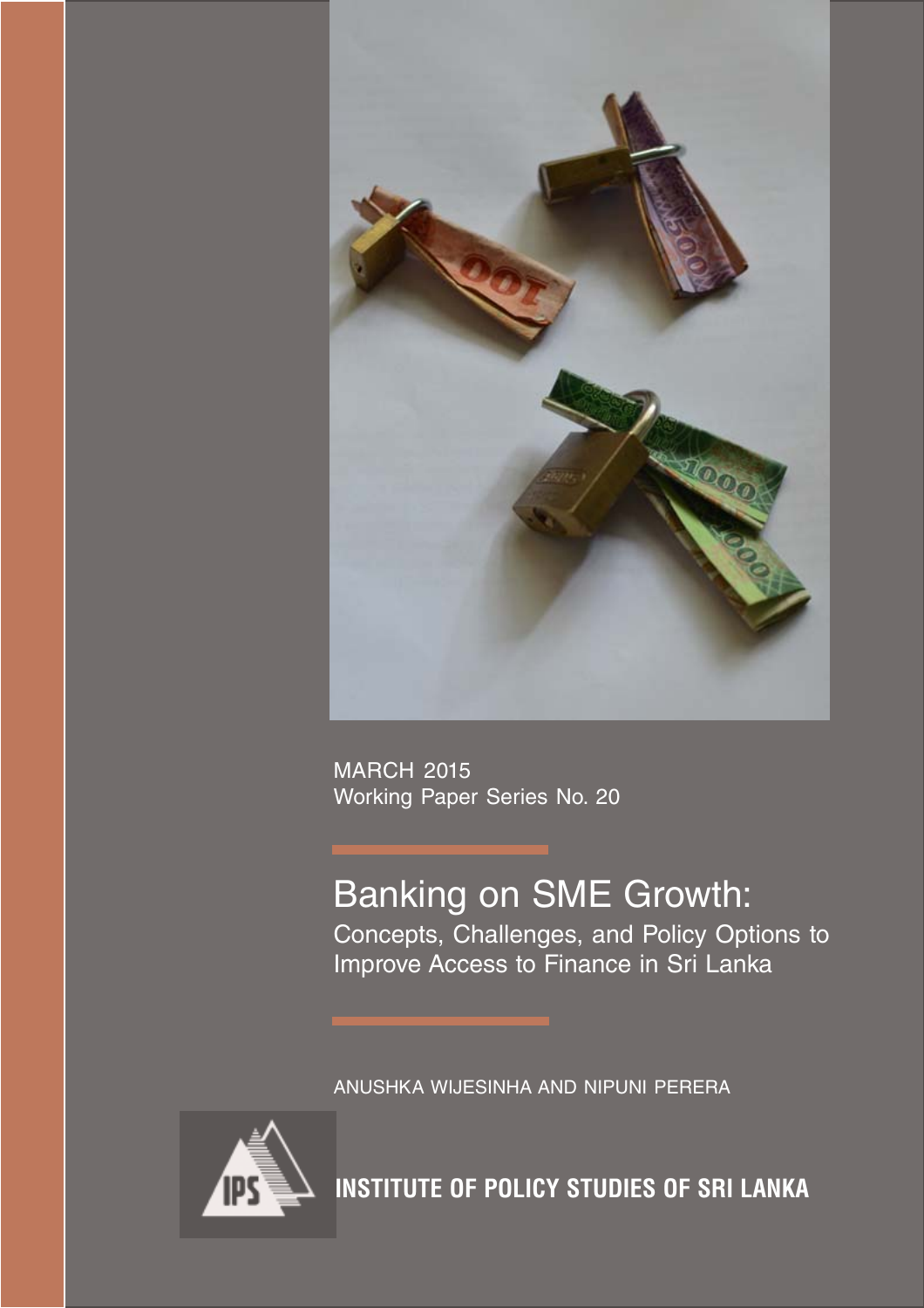MARCH 2015
Working Paper Series No. 20

# Banking on SME Growth:

## Concepts, Challenges, and Policy Options to Improve Access to Finance in Sri Lanka

ANUSHKA WIJESINHA AND NIPUNI PERERA

**INSTITUTE OF POLICY STUDIES OF SRI LANKA**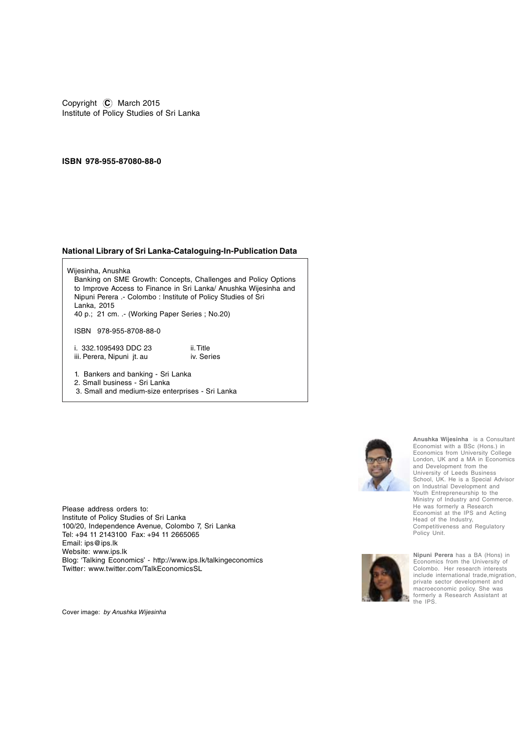Copyright © March 2015
Institute of Policy Studies of Sri Lanka

**ISBN 978-955-87080-88-0**

**National Library of Sri Lanka-Cataloguing-In-Publication Data**

Wijesinha, Anushka
Banking on SME Growth: Concepts, Challenges and Policy Options to Improve Access to Finance in Sri Lanka/ Anushka Wijesinha and Nipuni Perera .- Colombo : Institute of Policy Studies of Sri Lanka, 2015
40 p.; 21 cm. .- (Working Paper Series ; No.20)

ISBN 978-955-8708-88-0

i. 332.1095493 DDC 23 ii. Title
iii. Perera, Nipuni jt. au iv. Series

1. Bankers and banking - Sri Lanka
2. Small business - Sri Lanka
3. Small and medium-size enterprises - Sri Lanka

**Anushka Wijesinha** is a Consultant Economist with a BSc (Hons.) in Economics from University College London, UK and a MA in Economics and Development from the University of Leeds Business School, UK. He is a Special Advisor on Industrial Development and Youth Entrepreneurship to the Ministry of Industry and Commerce. He was formerly a Research Economist at the IPS and Acting Head of the Industry, Competitiveness and Regulatory Policy Unit.

**Nipuni Perera** has a BA (Hons) in Economics from the University of Colombo. Her research interests include international trade, migration, private sector development and macroeconomic policy. She was formerly a Research Assistant at the IPS.

Please address orders to:
Institute of Policy Studies of Sri Lanka
100/20, Independence Avenue, Colombo 7, Sri Lanka
Tel: +94 11 2143100 Fax: +94 11 2665065
Email: ips@ips.lk
Website: www.ips.lk
Blog: 'Talking Economics' - http://www.ips.lk/talkingeconomics
Twitter: www.twitter.com/TalkEconomicsSL

Cover image: *by Anushka Wijesinha*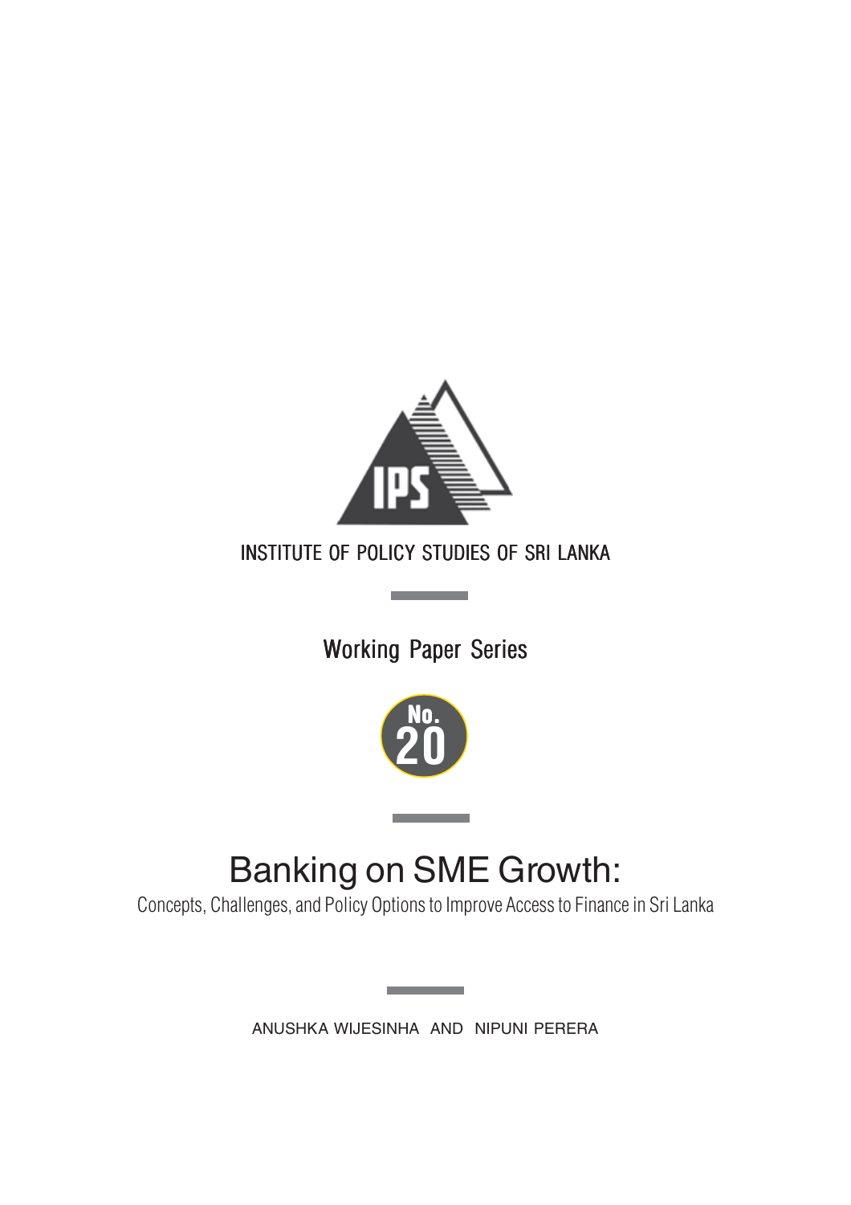INSTITUTE OF POLICY STUDIES OF SRI LANKA

Working Paper Series

No. 20

# Banking on SME Growth:

Concepts, Challenges, and Policy Options to Improve Access to Finance in Sri Lanka

ANUSHKA WIJESINHA AND NIPUNI PERERA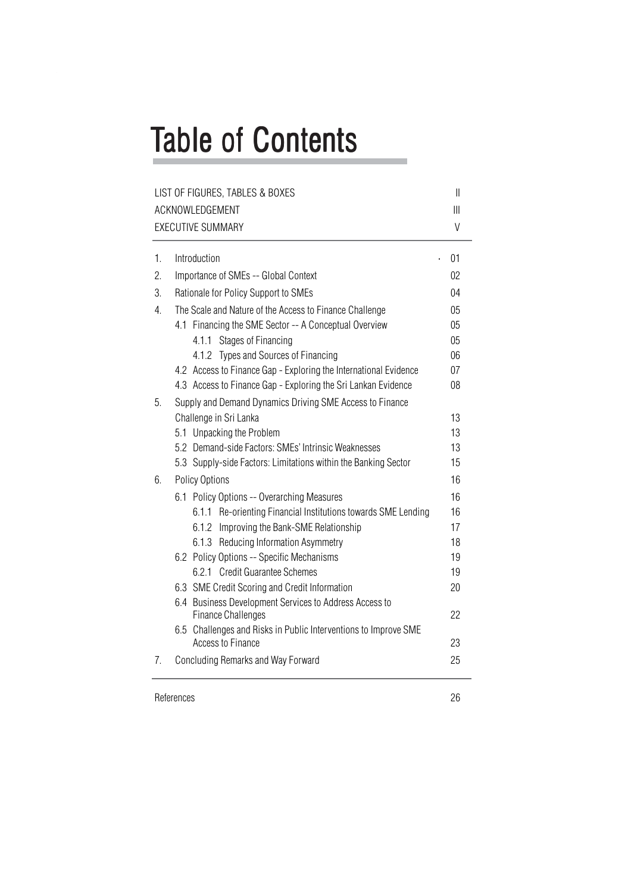# Table of Contents

| | |
|---|---|
| LIST OF FIGURES, TABLES & BOXES | II |
| ACKNOWLEDGEMENT | III |
| EXECUTIVE SUMMARY | V |

| | | |
|---|---|---|
| 1. | Introduction | 01 |
| 2. | Importance of SMEs -- Global Context | 02 |
| 3. | Rationale for Policy Support to SMEs | 04 |
| 4. | The Scale and Nature of the Access to Finance Challenge | 05 |
| | 4.1 Financing the SME Sector -- A Conceptual Overview | 05 |
| | 4.1.1 Stages of Financing | 05 |
| | 4.1.2 Types and Sources of Financing | 06 |
| | 4.2 Access to Finance Gap - Exploring the International Evidence | 07 |
| | 4.3 Access to Finance Gap - Exploring the Sri Lankan Evidence | 08 |
| 5. | Supply and Demand Dynamics Driving SME Access to Finance Challenge in Sri Lanka | 13 |
| | 5.1 Unpacking the Problem | 13 |
| | 5.2 Demand-side Factors: SMEs' Intrinsic Weaknesses | 13 |
| | 5.3 Supply-side Factors: Limitations within the Banking Sector | 15 |
| 6. | Policy Options | 16 |
| | 6.1 Policy Options -- Overarching Measures | 16 |
| | 6.1.1 Re-orienting Financial Institutions towards SME Lending | 16 |
| | 6.1.2 Improving the Bank-SME Relationship | 17 |
| | 6.1.3 Reducing Information Asymmetry | 18 |
| | 6.2 Policy Options -- Specific Mechanisms | 19 |
| | 6.2.1 Credit Guarantee Schemes | 19 |
| | 6.3 SME Credit Scoring and Credit Information | 20 |
| | 6.4 Business Development Services to Address Access to Finance Challenges | 22 |
| | 6.5 Challenges and Risks in Public Interventions to Improve SME Access to Finance | 23 |
| 7. | Concluding Remarks and Way Forward | 25 |

| | |
|---|---|
| References | 26 |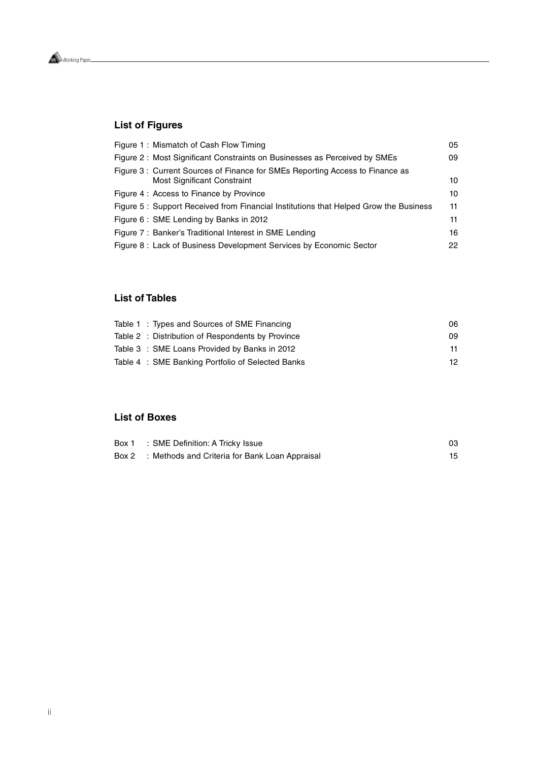## List of Figures

| | |
|---|---|
| Figure 1 : Mismatch of Cash Flow Timing | 05 |
| Figure 2 : Most Significant Constraints on Businesses as Perceived by SMEs | 09 |
| Figure 3 : Current Sources of Finance for SMEs Reporting Access to Finance as Most Significant Constraint | 10 |
| Figure 4 : Access to Finance by Province | 10 |
| Figure 5 : Support Received from Financial Institutions that Helped Grow the Business | 11 |
| Figure 6 : SME Lending by Banks in 2012 | 11 |
| Figure 7 : Banker's Traditional Interest in SME Lending | 16 |
| Figure 8 : Lack of Business Development Services by Economic Sector | 22 |

## List of Tables

| | |
|---|---|
| Table 1 : Types and Sources of SME Financing | 06 |
| Table 2 : Distribution of Respondents by Province | 09 |
| Table 3 : SME Loans Provided by Banks in 2012 | 11 |
| Table 4 : SME Banking Portfolio of Selected Banks | 12 |

## List of Boxes

| | |
|---|---|
| Box 1 : SME Definition: A Tricky Issue | 03 |
| Box 2 : Methods and Criteria for Bank Loan Appraisal | 15 |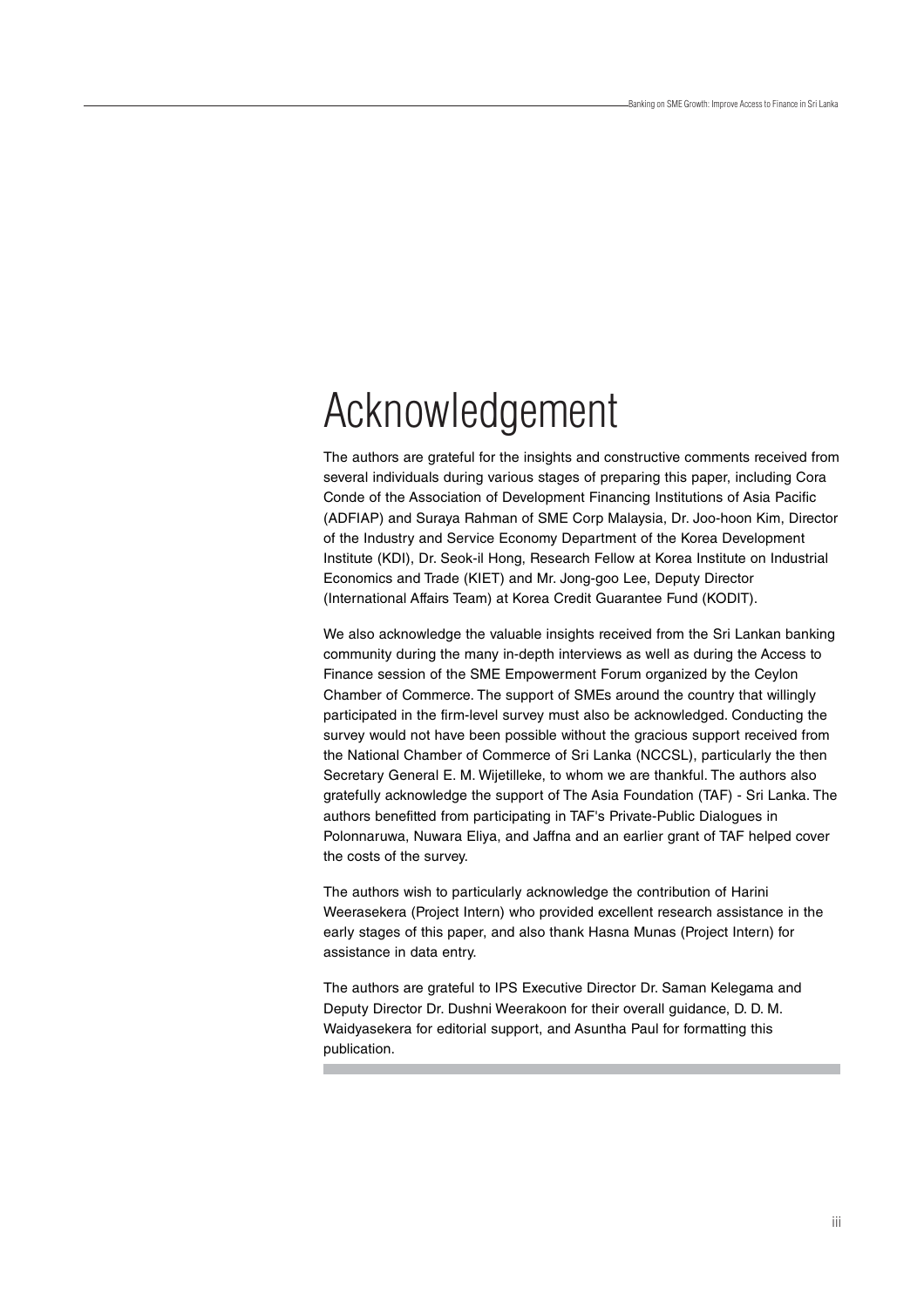# Acknowledgement

The authors are grateful for the insights and constructive comments received from several individuals during various stages of preparing this paper, including Cora Conde of the Association of Development Financing Institutions of Asia Pacific (ADFIAP) and Suraya Rahman of SME Corp Malaysia, Dr. Joo-hoon Kim, Director of the Industry and Service Economy Department of the Korea Development Institute (KDI), Dr. Seok-il Hong, Research Fellow at Korea Institute on Industrial Economics and Trade (KIET) and Mr. Jong-goo Lee, Deputy Director (International Affairs Team) at Korea Credit Guarantee Fund (KODIT).

We also acknowledge the valuable insights received from the Sri Lankan banking community during the many in-depth interviews as well as during the Access to Finance session of the SME Empowerment Forum organized by the Ceylon Chamber of Commerce. The support of SMEs around the country that willingly participated in the firm-level survey must also be acknowledged. Conducting the survey would not have been possible without the gracious support received from the National Chamber of Commerce of Sri Lanka (NCCSL), particularly the then Secretary General E. M. Wijetilleke, to whom we are thankful. The authors also gratefully acknowledge the support of The Asia Foundation (TAF) - Sri Lanka. The authors benefitted from participating in TAF's Private-Public Dialogues in Polonnaruwa, Nuwara Eliya, and Jaffna and an earlier grant of TAF helped cover the costs of the survey.

The authors wish to particularly acknowledge the contribution of Harini Weerasekera (Project Intern) who provided excellent research assistance in the early stages of this paper, and also thank Hasna Munas (Project Intern) for assistance in data entry.

The authors are grateful to IPS Executive Director Dr. Saman Kelegama and Deputy Director Dr. Dushni Weerakoon for their overall guidance, D. D. M. Waidyasekera for editorial support, and Asuntha Paul for formatting this publication.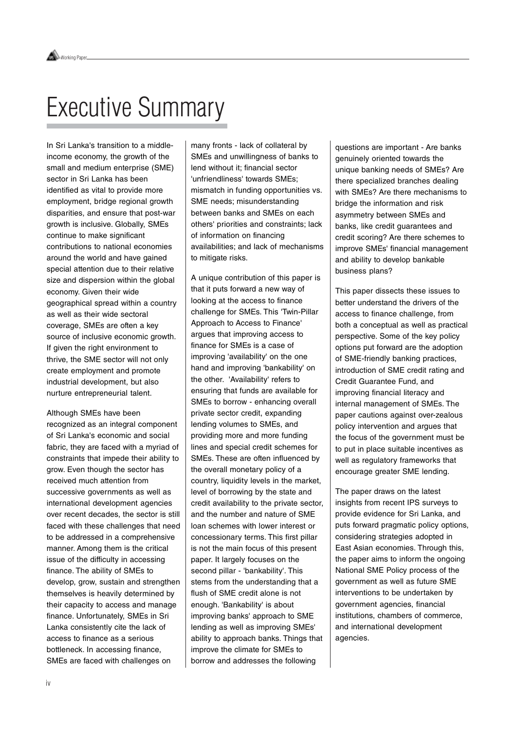# Executive Summary

In Sri Lanka's transition to a middle-income economy, the growth of the small and medium enterprise (SME) sector in Sri Lanka has been identified as vital to provide more employment, bridge regional growth disparities, and ensure that post-war growth is inclusive. Globally, SMEs continue to make significant contributions to national economies around the world and have gained special attention due to their relative size and dispersion within the global economy. Given their wide geographical spread within a country as well as their wide sectoral coverage, SMEs are often a key source of inclusive economic growth. If given the right environment to thrive, the SME sector will not only create employment and promote industrial development, but also nurture entrepreneurial talent.

Although SMEs have been recognized as an integral component of Sri Lanka's economic and social fabric, they are faced with a myriad of constraints that impede their ability to grow. Even though the sector has received much attention from successive governments as well as international development agencies over recent decades, the sector is still faced with these challenges that need to be addressed in a comprehensive manner. Among them is the critical issue of the difficulty in accessing finance. The ability of SMEs to develop, grow, sustain and strengthen themselves is heavily determined by their capacity to access and manage finance. Unfortunately, SMEs in Sri Lanka consistently cite the lack of access to finance as a serious bottleneck. In accessing finance, SMEs are faced with challenges on many fronts - lack of collateral by SMEs and unwillingness of banks to lend without it; financial sector 'unfriendliness' towards SMEs; mismatch in funding opportunities vs. SME needs; misunderstanding between banks and SMEs on each others' priorities and constraints; lack of information on financing availabilities; and lack of mechanisms to mitigate risks.

A unique contribution of this paper is that it puts forward a new way of looking at the access to finance challenge for SMEs. This 'Twin-Pillar Approach to Access to Finance' argues that improving access to finance for SMEs is a case of improving 'availability' on the one hand and improving 'bankability' on the other. 'Availability' refers to ensuring that funds are available for SMEs to borrow - enhancing overall private sector credit, expanding lending volumes to SMEs, and providing more and more funding lines and special credit schemes for SMEs. These are often influenced by the overall monetary policy of a country, liquidity levels in the market, level of borrowing by the state and credit availability to the private sector, and the number and nature of SME loan schemes with lower interest or concessionary terms. This first pillar is not the main focus of this present paper. It largely focuses on the second pillar - 'bankability'. This stems from the understanding that a flush of SME credit alone is not enough. 'Bankability' is about improving banks' approach to SME lending as well as improving SMEs' ability to approach banks. Things that improve the climate for SMEs to borrow and addresses the following questions are important - Are banks genuinely oriented towards the unique banking needs of SMEs? Are there specialized branches dealing with SMEs? Are there mechanisms to bridge the information and risk asymmetry between SMEs and banks, like credit guarantees and credit scoring? Are there schemes to improve SMEs' financial management and ability to develop bankable business plans?

This paper dissects these issues to better understand the drivers of the access to finance challenge, from both a conceptual as well as practical perspective. Some of the key policy options put forward are the adoption of SME-friendly banking practices, introduction of SME credit rating and Credit Guarantee Fund, and improving financial literacy and internal management of SMEs. The paper cautions against over-zealous policy intervention and argues that the focus of the government must be to put in place suitable incentives as well as regulatory frameworks that encourage greater SME lending.

The paper draws on the latest insights from recent IPS surveys to provide evidence for Sri Lanka, and puts forward pragmatic policy options, considering strategies adopted in East Asian economies. Through this, the paper aims to inform the ongoing National SME Policy process of the government as well as future SME interventions to be undertaken by government agencies, financial institutions, chambers of commerce, and international development agencies.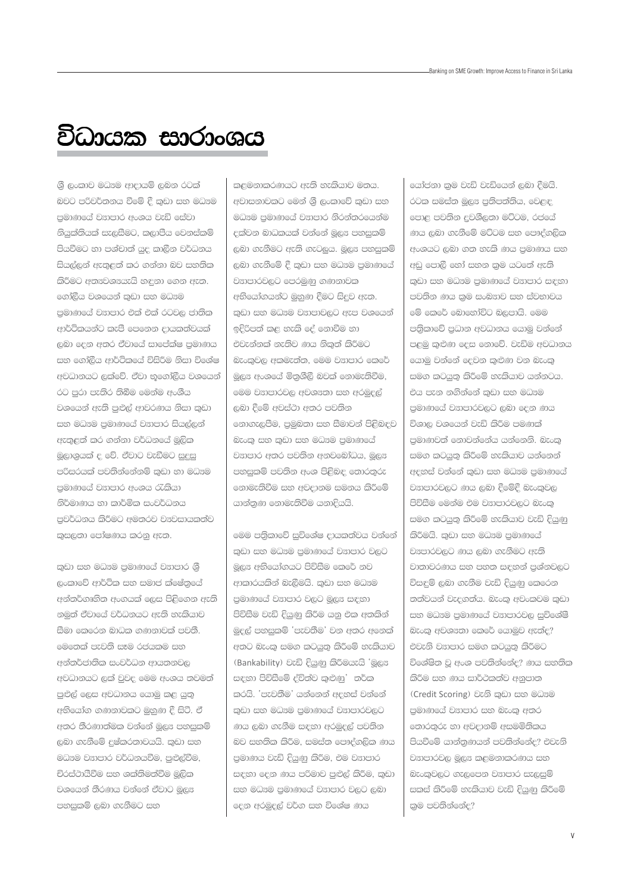# විධායක සාරාංශය

ශ්‍රී ලංකාව මධ්‍යම ආදායම් ලබන රටක් බවට පරිවර්තනය වීමේ දී කුඩා සහ මධ්‍යම ප්‍රමාණයේ ව්‍යාපාර අංශය වැඩි සේවා නියුක්තියක් සැලසීමට, කලාපීය වෙනස්කම් පියවීමට හා පශ්චාත් යුද කාලීන වර්ධනය සියල්ලන් ඇතුළත් කර ගන්නා බව සහතික කිරීමට අත්‍යවශ්‍යයැයි හඳුනා ගෙන ඇත. ගෝලීය වශයෙන් කුඩා සහ මධ්‍යම ප්‍රමාණයේ ව්‍යාපාර එක් එක් රටවල ජාතික ආර්ථිකයන්ට කැපී පෙනෙන දායකත්වයක් ලබා දෙන අතර ඒවායේ සාපේක්ෂ ප්‍රමාණය සහ ගෝලීය ආර්ථිකයේ විසිරීම නිසා විශේෂ අවධානයට ලක්වේ. ඒවා භූගෝලීය වශයෙන් රට පුරා පැතිර තිබීම මෙන්ම අංශීය වශයෙන් ඇති පුළුල් ආවරණය නිසා කුඩා සහ මධ්‍යම ප්‍රමාණයේ ව්‍යාපාර සියල්ලන් ඇතුළත් කර ගන්නා වර්ධනයේ මූලික මූලාශ්‍රයක් ද වේ. ඒවාට වැඩීමට සුදුසු පරිසරයක් පවතින්නේනම් කුඩා හා මධ්‍යම ප්‍රමාණයේ ව්‍යාපාර අංශය රැකියා නිර්මාණය හා කාර්මික සංවර්ධනය ප්‍රවර්ධනය කිරීමට අමතරව ව්‍යවසායකත්ව කුසලතා පෝෂණය කරනු ඇත.

කුඩා සහ මධ්‍යම ප්‍රමාණයේ ව්‍යාපාර ශ්‍රී ලංකාවේ ආර්ථික සහ සමාජ ක්ෂේත්‍රයේ අන්තර්ගෘහිත අංගයක් ලෙස පිළිගෙන ඇති නමුත් ඒවායේ වර්ධනයට ඇති හැකියාව සීමා කෙරෙන බාධක ගණනාවක් පවතී. මෙතෙක් පැවති සෑම රජයකම සහ අන්තර්ජාතික සංවර්ධන ආයතනවල අවධානයට ලක් වුවද මෙම අංශය තවමත් පුළුල් ලෙස අවධානය යොමු කළ යුතු අභියෝග ගණනාවකට මුහුණ දී සිටී. ඒ අතර තීරණාත්මක වන්නේ මූල්‍ය පහසුකම් ලබා ගැනීමේ දුෂ්කරතාවයයි. කුඩා සහ මධ්‍යම ව්‍යාපාර වර්ධනයවීම, පුළුල්වීම, විරස්ථායීවීම සහ ශක්තිමත්වීම මූලික වශයෙන් තීරණය වන්නේ ඒවාට මූල්‍ය පහසුකම් ලබා ගැනීමට සහ කළමනාකරණයට ඇති හැකියාව මතය. අවාසනාවකට මෙන් ශ්‍රී ලංකාවේ කුඩා සහ මධ්‍යම ප්‍රමාණයේ ව්‍යාපාර නිරන්තරයෙන්ම දක්වන බාධකයක් වන්නේ මූල්‍ය පහසුකම් ලබා ගැනීමට ඇති ගැටලුය. මූල්‍ය පහසුකම් ලබා ගැනීමේ දී කුඩා සහ මධ්‍යම ප්‍රමාණයේ ව්‍යාපාරවලට පෙරමුණු ගණනාවක අභියෝගයන්ට මුහුණ දීමට සිදුව ඇත. කුඩා සහ මධ්‍යම ව්‍යාපාවලට ඇප වශයෙන් ඉදිරිපත් කළ හැකි දේ නොවීම හා එවැන්නක් නැතිව ණය නිකුත් කිරීමට බැංකුවල අකමැත්ත, මෙම ව්‍යාපාර කෙරේ මූල්‍ය අංශයේ මිත්‍රශීලී බවක් නොමැතිවීම, මෙම ව්‍යාපාරවල අවශ්‍යතා සහ අරමුදල් ලබා දීමේ අවස්ථා අතර පවතින නොගැලපීම, ප්‍රමුඛතා සහ සීමාවන් පිළිබඳව බැංකු සහ කුඩා සහ මධ්‍යම ප්‍රමාණයේ ව්‍යාපාර අතර පවතින අනවබෝධය, මූල්‍ය පහසුකම් පවතින අංශ පිළිබඳ තොරතුරු නොමැතිවීම සහ අවදානම සමනය කිරීමේ යාන්ත්‍රණ නොමැතිවීම යනාදියයි.

මෙම පත්‍රිකාවේ සුවිශේෂ දායකත්වය වන්නේ කුඩා සහ මධ්‍යම ප්‍රමාණයේ ව්‍යාපාර වලට මූල්‍ය අභියෝගයට පිවිසීම කෙරේ නව ආකාරයකින් බැලීමයි. කුඩා සහ මධ්‍යම ප්‍රමාණයේ ව්‍යාපාර වලට මූල්‍ය සඳහා පිවිසීම වැඩි දියුණු කිරීම යනු එක අතකින් මුදල් පහසුකම් 'පැවතීම' වන අතර අනෙක් අතට බැංකු සමග කටයුතු කිරීමේ හැකියාව (Bankability) වැඩි දියුණු කිරීමයැයි 'මූල්‍ය සඳහා පිවිසීමේ ද්විත්ව කුළුණු' තර්ක කරයි. 'පැවතීම' යන්නෙන් අදහස් වන්නේ කුඩා සහ මධ්‍යම ප්‍රමාණයේ ව්‍යාපාරවලට ණය ලබා ගැනීම සඳහා අරමුදල් පවතින බව සහතික කිරීම, සමස්ත පෞද්ගලික ණය ප්‍රමාණය වැඩි දියුණු කිරීම, එම ව්‍යාපාර සඳහා දෙන ණය පරිමාව පුළුල් කිරීම, කුඩා සහ මධ්‍යම ප්‍රමාණයේ ව්‍යාපාර වලට ලබා දෙන අරමුදල් වර්ග සහ විශේෂ ණය යෝජනා ක්‍රම වැඩි වැඩියෙන් ලබා දීමයි. රටක සමස්ත මූල්‍ය ප්‍රතිපත්තිය, වෙළඳ පොළ පවතින ද්‍රවශීලතා මට්ටම, රජයේ ණය ලබා ගැනීමේ මට්ටම සහ පෞද්ගලික අංශයට ලබා ගත හැකි ණය ප්‍රමාණය සහ අඩු පොලී හෝ සහන ක්‍රම යටතේ ඇති කුඩා සහ මධ්‍යම ප්‍රමාණයේ ව්‍යාපාර සඳහා පවතින ණය ක්‍රම සංඛ්‍යාව සහ ස්වභාවය මේ කෙරේ බොහෝවිට බලපායි. මෙම පත්‍රිකාවේ ප්‍රධාන අවධානය යොමු වන්නේ පළමු කුළුණ දෙස නොවේ. වැඩිම අවධානය යොමු වන්නේ දෙවන කුළුණ වන බැංකු සමග කටයුතු කිරීමේ හැකියාව යන්නටය. එය පැන නගින්නේ කුඩා සහ මධ්‍යම ප්‍රමාණයේ ව්‍යාපාරවලට ලබා දෙන ණය විශාල වශයෙන් වැඩි කිරීම පමණක් ප්‍රමාණවත් නොවන්නේය යන්නෙනි. බැංකු සමග කටයුතු කිරීමේ හැකියාව යන්නෙන් අදහස් වන්නේ කුඩා සහ මධ්‍යම ප්‍රමාණයේ ව්‍යාපාරවලට ණය ලබා දීමේදී බැංකුවල පිවිසීම මෙන්ම එම ව්‍යාපාරවලට බැංකු සමග කටයුතු කිරීමේ හැකියාව වැඩි දියුණු කිරීමයි. කුඩා සහ මධ්‍යම ප්‍රමාණයේ ව්‍යාපාරවලට ණය ලබා ගැනීමට ඇති වාතාවරණය සහ පහත සඳහන් ප්‍රශ්නවලට විසඳුම් ලබා ගැනීම වැඩි දියුණු කෙරෙන තත්වයන් වැදගත්ය. බැංකු අවංකවම කුඩා සහ මධ්‍යම ප්‍රමාණයේ ව්‍යාපාරවල සුවිශේෂී බැංකු අවශ්‍යතා කෙරේ යොමුව ඇත්ද? එවැනි ව්‍යාපාර සමග කටයුතු කිරීමට විශේෂිත වූ අංශ පවතින්නේද? ණය සහතික කිරීම සහ ණය සාර්ථකත්ව අනුපාත (Credit Scoring) වැනි කුඩා සහ මධ්‍යම ප්‍රමාණයේ ව්‍යාපාර සහ බැංකු අතර තොරතුරු හා අවදානම් අසමමිතිකය පියවීමේ යාන්ත්‍රණයන් පවතින්නේද? එවැනි ව්‍යාපාරවල මූල්‍ය කළමනාකරණය සහ බැංකුවලට ගැලපෙන ව්‍යාපාර සැලසුම් සකස් කිරීමේ හැකියාව වැඩි දියුණු කිරීමේ ක්‍රම පවතින්නේද?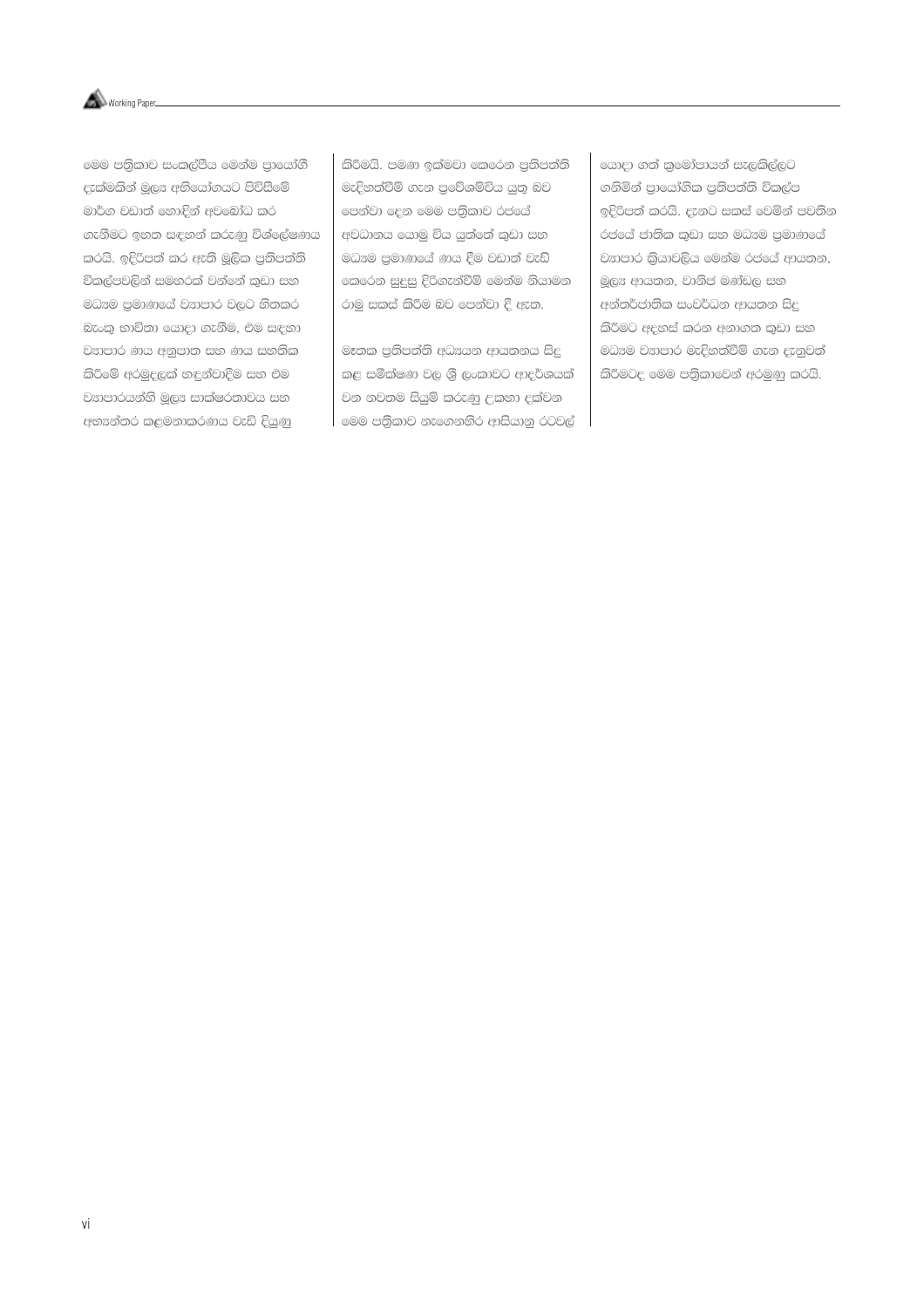මෙම පත්‍රිකාව සංකල්පීය මෙන්ම ප්‍රායෝගී දැක්මකින් මූල්‍ය අභියෝගයට පිවිසීමේ මාර්ග වඩාත් හොඳින් අවබෝධ කර ගැනීමට ඉහත සඳහන් කරුණු විශ්ලේෂණය කරයි. ඉදිරිපත් කර ඇති මූලික ප්‍රතිපත්ති විකල්පවලින් සමහරක් වන්නේ කුඩා සහ මධ්‍යම ප්‍රමාණයේ ව්‍යාපාර වලට හිතකර බැංකු භාවිතා යොදා ගැනීම, එම සඳහා ව්‍යාපාර ණය අනුපාත සහ ණය සහතික කිරීමේ අරමුදලක් හඳුන්වාදීම සහ එම ව්‍යාපාරයන්හි මූල්‍ය සාක්ෂරතාවය සහ අභ්‍යන්තර කළමනාකරණය වැඩි දියුණු කිරීමයි. පමණ ඉක්මවා කෙරෙන ප්‍රතිපත්ති මැදිහත්වීම් ගැන ප්‍රවේශම්විය යුතු බව පෙන්වා දෙන මෙම පත්‍රිකාව රජයේ අවධානය යොමු විය යුත්තේ කුඩා සහ මධ්‍යම ප්‍රමාණයේ ණය දීම වඩාත් වැඩි කෙරෙන සුදුසු දිරිගැන්වීම් මෙන්ම නියාමන රාමු සකස් කිරීම බව පෙන්වා දී ඇත.

මෑතක ප්‍රතිපත්ති අධ්‍යයන ආයතනය සිදු කළ සමීක්ෂණ වල ශ්‍රී ලංකාවට ආදර්ශයක් වන නවතම සියුම් කරුණු උකහා දක්වන මෙම පත්‍රිකාව නැගෙනහිර ආසියානු රටවල් යොදා ගත් ක්‍රමෝපායන් සැලකිල්ලට ගනිමින් ප්‍රායෝගික ප්‍රතිපත්ති විකල්ප ඉදිරිපත් කරයි. දැනට සකස් වෙමින් පවතින රජයේ ජාතික කුඩා සහ මධ්‍යම ප්‍රමාණයේ ව්‍යාපාර ක්‍රියාවලිය මෙන්ම රජයේ ආයතන, මූල්‍ය ආයතන, වානිජ මණ්ඩල සහ අන්තර්ජාතික සංවර්ධන ආයතන සිදු කිරීමට අදහස් කරන අනාගත කුඩා සහ මධ්‍යම ව්‍යාපාර මැදිහත්වීම් ගැන දැනුවත් කිරීමටද මෙම පත්‍රිකාවෙන් අරමුණු කරයි.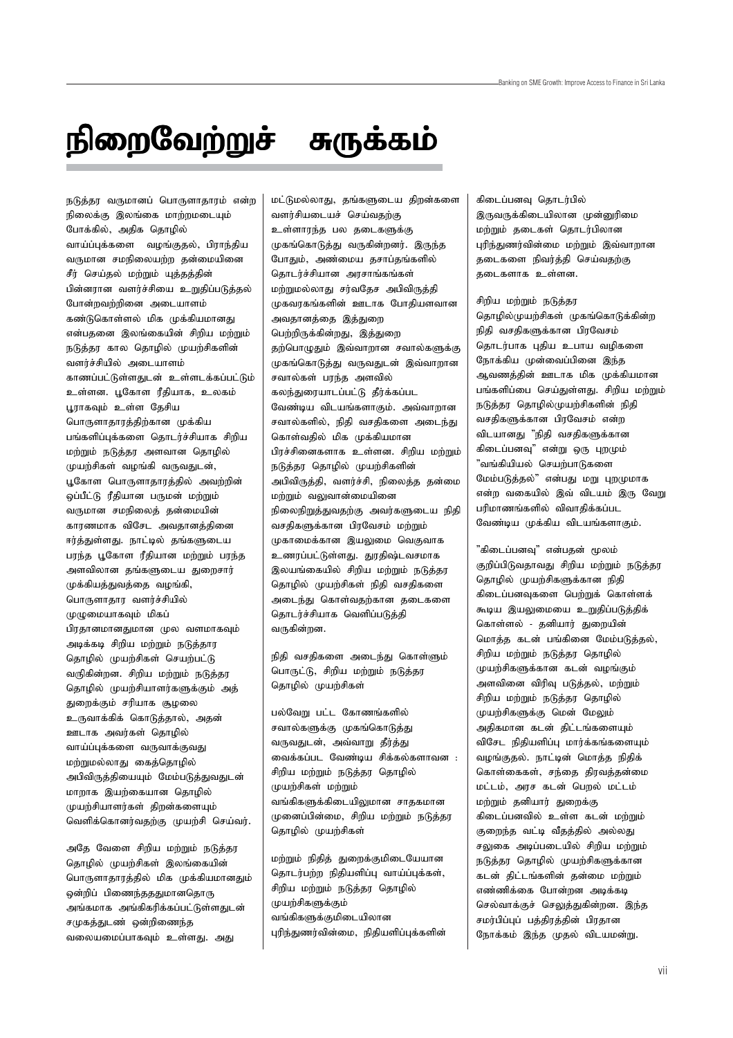# நிறைவேற்றுச் சுருக்கம்

நடுத்தர வருமானப் பொருளாதாரம் என்ற நிலைக்கு இலங்கை மாற்றமடையும் போக்கில், அதிக தொழில் வாய்ப்புக்களை வழங்குதல், பிராந்திய வருமான சமநிலையற்ற தன்மையினை சீர் செய்தல் மற்றும் யுத்தத்தின் பின்னரான வளர்ச்சியை உறுதிப்படுத்தல் போன்றவற்றினை அடையாளம் கண்டுகொள்ளல் மிக முக்கியமானது என்பதனை இலங்கையின் சிறிய மற்றும் நடுத்தர கால தொழில் முயற்சிகளின் வளர்ச்சியில் அடையாளம் காணப்பட்டுள்ளதுடன் உள்ளடக்கப்பட்டும் உள்ளன. பூகோள ரீதியாக, உலகம் பூராகவும் உள்ள தேசிய பொருளாதாரத்திற்கான முக்கிய பங்களிப்புக்களை தொடர்ச்சியாக சிறிய மற்றும் நடுத்தர அளவான தொழில் முயற்சிகள் வழங்கி வருவதுடன், பூகோள பொருளாதாரத்தில் அவற்றின் ஒப்பீட்டு ரீதியான பருமன் மற்றும் வருமான சமநிலைத் தன்மையின் காரணமாக விசேட அவதானத்தினை ஈர்த்துள்ளது. நாட்டில் தங்களுடைய பரந்த பூகோள ரீதியான மற்றும் பரந்த அளவிலான தங்களுடைய துறைசார் முக்கியத்துவத்தை வழங்கி, பொருளாதார வளர்ச்சியில் முழுமையாகவும் மிகப் பிரதானமானதுமான மூல வளமாகவும் அடிக்கடி சிறிய மற்றும் நடுத்தார தொழில் முயற்சிகள் செயற்பட்டு வருகின்றன. சிறிய மற்றும் நடுத்தர தொழில் முயற்சியாளர்களுக்கும் அத் துறைக்கும் சரியாக சூழலை உருவாக்கிக் கொடுத்தால், அதன் ஊடாக அவர்கள் தொழில் வாய்ப்புக்களை வருவாக்குவது மற்றுமல்லாது கைத்தொழில் அபிவிருத்தியையும் மேம்படுத்துவதுடன் மாறாக இயற்கையான தொழில் முயற்சியாளர்கள் திறன்களையும் வெளிக்கொனர்வதற்கு முயற்சி செய்வர்.

அதே வேளை சிறிய மற்றும் நடுத்தர தொழில் முயற்சிகள் இலங்கையின் பொருளாதாரத்தில் மிக முக்கியமானதும் ஒன்றிப் பிணைந்தததுமானதொரு அங்கமாக அங்கிகரிக்கப்பட்டுள்ளதுடன் சமுகத்துடண் ஒன்றிணைந்த வலையமைப்பாகவும் உள்ளது. அது மட்டுமல்லாது, தங்களுடைய திறன்களை வளர்சியடையச் செய்வதற்கு உள்ளாரந்த பல தடைகளுக்கு முகங்கொடுத்து வருகின்றனர். இருந்த போதும், அண்மைய தசாப்தங்களில் தொடர்ச்சியான அரசாங்கங்கள் மற்றுமல்லாது சர்வதேச அபிவிருத்தி முகவரகங்களின் ஊடாக போதியளவான அவதானத்தை இத்துறை பெற்றிருக்கின்றது, இத்துறை தற்பொழுதும் இவ்வாறான சவால்களுக்கு முகங்கொடுத்து வருவதுடன் இவ்வாறான சவால்கள் பரந்த அளவில் கலந்துரையாடப்பட்டு தீர்க்கப்பட வேண்டிய விடயங்களாகும். அவ்வாறான சவால்களில், நிதி வசதிகளை அடைந்து கொள்வதில் மிக முக்கியமான பிரச்சினைகளாக உள்ளன. சிறிய மற்றும் நடுத்தர தொழில் முயற்சிகளின் அபிவிருத்தி, வளர்ச்சி, நிலைத்த தன்மை மற்றும் வலுவானன்மையினை நிலைநிறுத்துவதற்கு அவர்களுடைய நிதி வசதிகளுக்கான பிரவேசம் மற்றும் முகாமைக்கான இயலுமை வெகுவாக உணரப்பட்டுள்ளது. துரதிஷ்டவசமாக இலயங்கையில் சிறிய மற்றும் நடுத்தர தொழில் முயற்சிகள் நிதி வசதிகளை அடைந்து கொள்வதற்கான தடைகளை தொடர்ச்சியாக வெளிப்படுத்தி வருகின்றன.

நிதி வசதிகளை அடைந்து கொள்ளும் பொருட்டு, சிறிய மற்றும் நடுத்தர தொழில் முயற்சிகள்

பல்வேறு பட்ட கோணங்களில் சவால்களுக்கு முகங்கொடுத்து வருவதுடன், அவ்வாறு தீர்த்து வைக்கப்பட வேண்டிய சிக்கல்களாவன : சிறிய மற்றும் நடுத்தர தொழில் முயற்சிகள் மற்றும் வங்கிகளுக்கிடையிலுமான சாதகமான முனைப்பின்மை, சிறிய மற்றும் நடுத்தர தொழில் முயற்சிகள்

மற்றும் நிதித் துறைக்குமிடையேயான தொடர்பற்ற நிதியளிப்பு வாய்ப்புக்கள், சிறிய மற்றும் நடுத்தர தொழில் முயற்சிகளுக்கும் வங்கிகளுக்குமிடையிலான புரிந்துணர்வின்மை, நிதியளிப்புக்களின் கிடைப்பனவு தொடர்பில் இருவருக்கிடையிலான முன்னுரிமை மற்றும் தடைகள் தொடர்பிலான புரிந்துணர்வின்மை மற்றும் இவ்வாறான தடைகளை நிவர்த்தி செய்வதற்கு தடைகளாக உள்ளன.

சிறிய மற்றும் நடுத்தர தொழில்முயற்சிகள் முகங்கொடுக்கின்ற நிதி வசதிகளுக்கான பிரவேசம் தொடர்பாக புதிய உபாய வழிகளை நோக்கிய முன்வைப்பினை இந்த ஆவணத்தின் ஊடாக மிக முக்கியமான பங்களிப்பை செய்துள்ளது. சிறிய மற்றும் நடுத்தர தொழில்முயற்சிகளின் நிதி வசதிகளுக்கான பிரவேசம் என்ற விடயானது "நிதி வசதிகளுக்கான கிடைப்பனவு" என்று ஒரு புறமும் "வங்கியியல் செயற்பாடுகளை மேம்படுத்தல்" என்பது மறு புறமுமாக என்ற வகையில் இவ் விடயம் இரு வேறு பரிமாணங்களில் விவாதிக்கப்பட வேண்டிய முக்கிய விடயங்களாகும்.

"கிடைப்பனவு" என்பதன் மூலம் குறிப்பிடுவதாவது சிறிய மற்றும் நடுத்தர தொழில் முயற்சிகளுக்கான நிதி கிடைப்பனவுகளை பெற்றுக் கொள்ளக் கூடிய இயலுமையை உறுதிப்படுத்திக் கொள்ளல் - தனியார் துறையின் மொத்த கடன் பங்கினை மேம்படுத்தல், சிறிய மற்றும் நடுத்தர தொழில் முயற்சிகளுக்கான கடன் வழங்கும் அளவினை விரிவு படுத்தல், மற்றும் சிறிய மற்றும் நடுத்தர தொழில் முயற்சிகளுக்கு மென் மேலும் அதிகமான கடன் திட்டங்களையும் விசேட நிதியளிப்பு மார்க்கங்களையும் வழங்குதல். நாட்டின் மொத்த நிதிக் கொள்கைகள், சந்தை திரவத்தன்மை மட்டம், அரச கடன் பெறல் மட்டம் மற்றும் தனியார் துறைக்கு கிடைப்பனவில் உள்ள கடன் மற்றும் குறைந்த வட்டி வீதத்தில் அல்லது சலுகை அடிப்படையில் சிறிய மற்றும் நடுத்தர தொழில் முயற்சிகளுக்கான கடன் திட்டங்களின் தன்மை மற்றும் எண்ணிக்கை போன்றன அடிக்கடி செல்வாக்குச் செலுத்துகின்றன. இந்த சமர்ப்பிப்புப் பத்திரத்தின் பிரதான நோக்கம் இந்த முதல் விடயமன்று.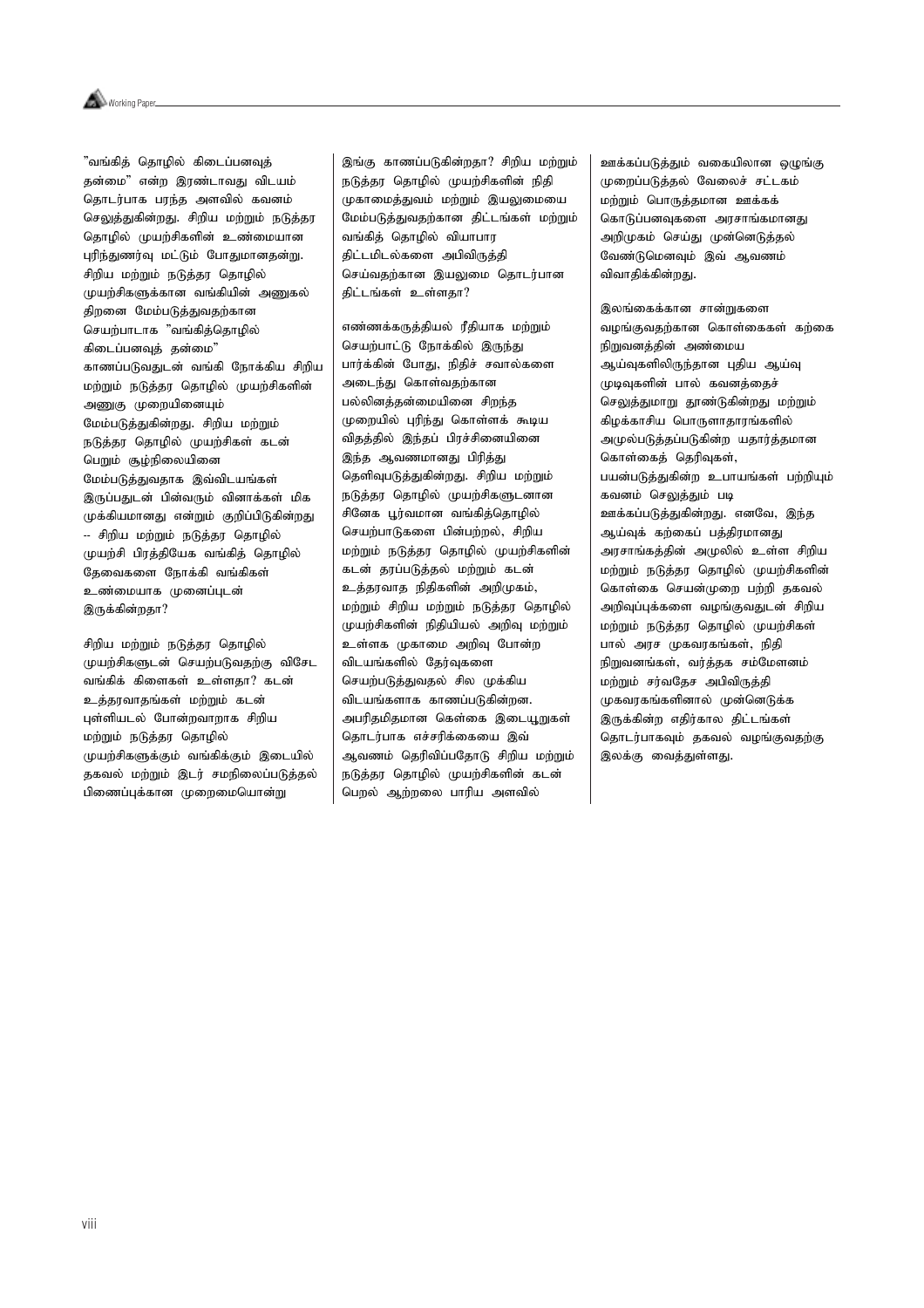"வங்கித் தொழில் கிடைப்பனவுத் தன்மை" என்ற இரண்டாவது விடயம் தொடர்பாக பரந்த அளவில் கவனம் செலுத்துகின்றது. சிறிய மற்றும் நடுத்தர தொழில் முயற்சிகளின் உண்மையான புரிந்துணர்வு மட்டும் போதுமானதன்று. சிறிய மற்றும் நடுத்தர தொழில் முயற்சிகளுக்கான வங்கியின் அணுகல் திறனை மேம்படுத்துவதற்கான செயற்பாடாக "வங்கித்தொழில் கிடைப்பனவுத் தன்மை" காணப்படுவதுடன் வங்கி நோக்கிய சிறிய மற்றும் நடுத்தர தொழில் முயற்சிகளின் அணுகு முறையினையும் மேம்படுத்துகின்றது. சிறிய மற்றும் நடுத்தர தொழில் முயற்சிகள் கடன் பெறும் சூழ்நிலையினை மேம்படுத்துவதாக இவ்விடயங்கள் இருப்பதுடன் பின்வரும் வினாக்கள் மிக முக்கியமானது என்றும் குறிப்பிடுகின்றது -- சிறிய மற்றும் நடுத்தர தொழில் முயற்சி பிரத்தியேக வங்கித் தொழில் தேவைகளை நோக்கி வங்கிகள் உண்மையாக முனைப்புடன் இருக்கின்றதா?

சிறிய மற்றும் நடுத்தர தொழில் முயற்சிகளுடன் செயற்படுவதற்கு விசேட வங்கிக் கிளைகள் உள்ளதா? கடன் உத்தரவாதங்கள் மற்றும் கடன் புள்ளியடல் போன்றவாறாக சிறிய மற்றும் நடுத்தர தொழில் முயற்சிகளுக்கும் வங்கிக்கும் இடையில் தகவல் மற்றும் இடர் சமநிலைப்படுத்தல் பிணைப்புக்கான முறைமையொன்று இங்கு காணப்படுகின்றதா? சிறிய மற்றும் நடுத்தர தொழில் முயற்சிகளின் நிதி முகாமைத்துவம் மற்றும் இயலுமையை மேம்படுத்துவதற்கான திட்டங்கள் மற்றும் வங்கித் தொழில் வியாபார திட்டமிடல்களை அபிவிருத்தி செய்வதற்கான இயலுமை தொடர்பான திட்டங்கள் உள்ளதா?

எண்ணக்கருத்தியல் ரீதியாக மற்றும் செயற்பாட்டு நோக்கில் இருந்து பார்க்கின் போது, நிதிச் சவால்களை அடைந்து கொள்வதற்கான பல்லினத்தன்மையினை சிறந்த முறையில் புரிந்து கொள்ளக் கூடிய விதத்தில் இந்தப் பிரச்சினையினை இந்த ஆவணமானது பிரித்து தெளிவுபடுத்துகின்றது. சிறிய மற்றும் நடுத்தர தொழில் முயற்சிகளுடனான சினேக பூர்வமான வங்கித்தொழில் செயற்பாடுகளை பின்பற்றல், சிறிய மற்றும் நடுத்தர தொழில் முயற்சிகளின் கடன் தரப்படுத்தல் மற்றும் கடன் உத்தரவாத நிதிகளின் அறிமுகம், மற்றும் சிறிய மற்றும் நடுத்தர தொழில் முயற்சிகளின் நிதியியல் அறிவு மற்றும் உள்ளக முகாமை அறிவு போன்ற விடயங்களில் தேர்வுகளை செயற்படுத்துவதல் சில முக்கிய விடயங்களாக காணப்படுகின்றன. அபரிதமிதமான கொள்கை இடையூறுகள் தொடர்பாக எச்சரிக்கையை இவ் ஆவணம் தெரிவிப்பதோடு சிறிய மற்றும் நடுத்தர தொழில் முயற்சிகளின் கடன் பெறல் ஆற்றலை பாரிய அளவில் ஊக்கப்படுத்தும் வகையிலான ஒழுங்கு முறைப்படுத்தல் வேலைச் சட்டகம் மற்றும் பொருத்தமான ஊக்கக் கொடுப்பனவுகளை அரசாங்கமானது அறிமுகம் செய்து முன்னெடுத்தல் வேண்டுமெனவும் இவ் ஆவணம் விவாதிக்கின்றது.

இலங்கைக்கான சான்றுகளை வழங்குவதற்கான கொள்கைகள் கற்கை நிறுவனத்தின் அண்மைய ஆய்வுகளிலிருந்தான புதிய ஆய்வு முடிவுகளின் பால் கவனத்தைச் செலுத்துமாறு தூண்டுகின்றது மற்றும் கிழக்காசிய பொருளாதாரங்களில் அமுல்படுத்தப்படுகின்ற யதார்த்தமான கொள்கைத் தெரிவுகள், பயன்படுத்துகின்ற உபாயங்கள் பற்றியும் கவனம் செலுத்தும் படி ஊக்கப்படுத்துகின்றது. எனவே, இந்த ஆய்வுக் கற்கைப் பத்திரமானது அரசாங்கத்தின் அமுலில் உள்ள சிறிய மற்றும் நடுத்தர தொழில் முயற்சிகளின் கொள்கை செயன்முறை பற்றி தகவல் அறிவுப்புக்களை வழங்குவதுடன் சிறிய மற்றும் நடுத்தர தொழில் முயற்சிகள் பால் அரச முகவரகங்கள், நிதி நிறுவனங்கள், வர்த்தக சம்மேளனம் மற்றும் சர்வதேச அபிவிருத்தி முகவரகங்களினால் முன்னெடுக்க இருக்கின்ற எதிர்கால திட்டங்கள் தொடர்பாகவும் தகவல் வழங்குவதற்கு இலக்கு வைத்துள்ளது.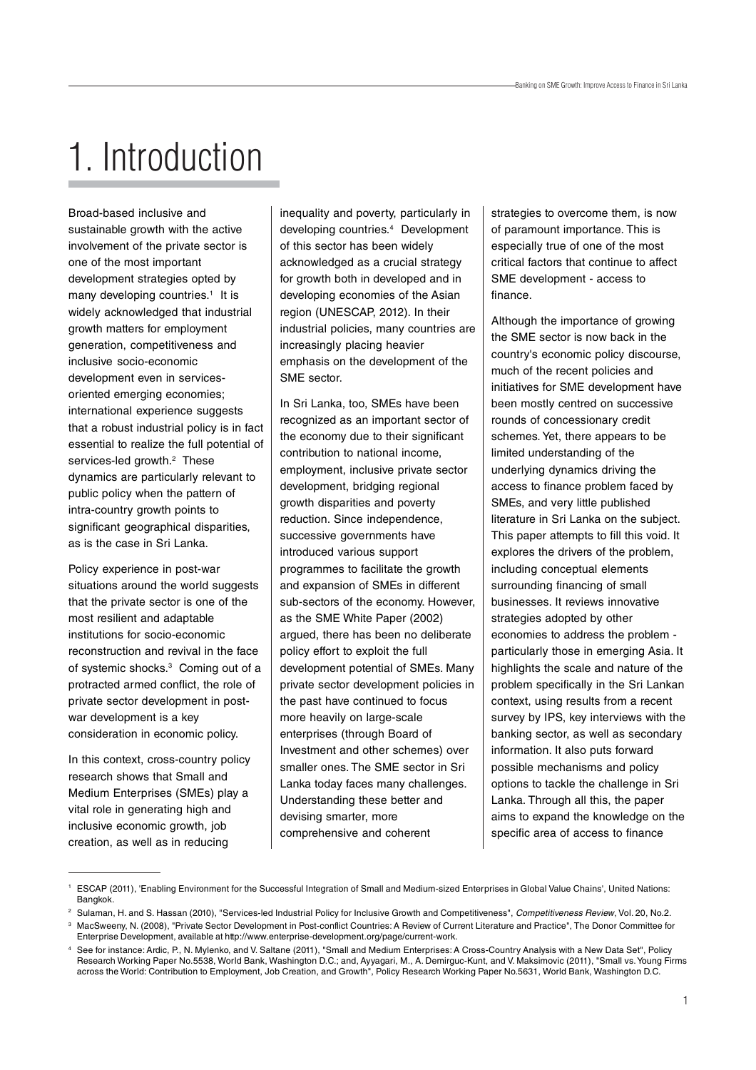# 1. Introduction

Broad-based inclusive and sustainable growth with the active involvement of the private sector is one of the most important development strategies opted by many developing countries.[1] It is widely acknowledged that industrial growth matters for employment generation, competitiveness and inclusive socio-economic development even in services-oriented emerging economies; international experience suggests that a robust industrial policy is in fact essential to realize the full potential of services-led growth.[2] These dynamics are particularly relevant to public policy when the pattern of intra-country growth points to significant geographical disparities, as is the case in Sri Lanka.

Policy experience in post-war situations around the world suggests that the private sector is one of the most resilient and adaptable institutions for socio-economic reconstruction and revival in the face of systemic shocks.[3] Coming out of a protracted armed conflict, the role of private sector development in post-war development is a key consideration in economic policy.

In this context, cross-country policy research shows that Small and Medium Enterprises (SMEs) play a vital role in generating high and inclusive economic growth, job creation, as well as in reducing inequality and poverty, particularly in developing countries.[4] Development of this sector has been widely acknowledged as a crucial strategy for growth both in developed and in developing economies of the Asian region (UNESCAP, 2012). In their industrial policies, many countries are increasingly placing heavier emphasis on the development of the SME sector.

In Sri Lanka, too, SMEs have been recognized as an important sector of the economy due to their significant contribution to national income, employment, inclusive private sector development, bridging regional growth disparities and poverty reduction. Since independence, successive governments have introduced various support programmes to facilitate the growth and expansion of SMEs in different sub-sectors of the economy. However, as the SME White Paper (2002) argued, there has been no deliberate policy effort to exploit the full development potential of SMEs. Many private sector development policies in the past have continued to focus more heavily on large-scale enterprises (through Board of Investment and other schemes) over smaller ones. The SME sector in Sri Lanka today faces many challenges. Understanding these better and devising smarter, more comprehensive and coherent strategies to overcome them, is now of paramount importance. This is especially true of one of the most critical factors that continue to affect SME development - access to finance.

Although the importance of growing the SME sector is now back in the country's economic policy discourse, much of the recent policies and initiatives for SME development have been mostly centred on successive rounds of concessionary credit schemes. Yet, there appears to be limited understanding of the underlying dynamics driving the access to finance problem faced by SMEs, and very little published literature in Sri Lanka on the subject. This paper attempts to fill this void. It explores the drivers of the problem, including conceptual elements surrounding financing of small businesses. It reviews innovative strategies adopted by other economies to address the problem - particularly those in emerging Asia. It highlights the scale and nature of the problem specifically in the Sri Lankan context, using results from a recent survey by IPS, key interviews with the banking sector, as well as secondary information. It also puts forward possible mechanisms and policy options to tackle the challenge in Sri Lanka. Through all this, the paper aims to expand the knowledge on the specific area of access to finance

---

[1] ESCAP (2011), 'Enabling Environment for the Successful Integration of Small and Medium-sized Enterprises in Global Value Chains', United Nations: Bangkok.

[2] Sulaman, H. and S. Hassan (2010), "Services-led Industrial Policy for Inclusive Growth and Competitiveness", *Competitiveness Review*, Vol. 20, No.2.

[3] MacSweeny, N. (2008), "Private Sector Development in Post-conflict Countries: A Review of Current Literature and Practice", The Donor Committee for Enterprise Development, available at http://www.enterprise-development.org/page/current-work.

[4] See for instance: Ardic, P., N. Mylenko, and V. Saltane (2011), "Small and Medium Enterprises: A Cross-Country Analysis with a New Data Set", Policy Research Working Paper No.5538, World Bank, Washington D.C.; and, Ayyagari, M., A. Demirguc-Kunt, and V. Maksimovic (2011), "Small vs. Young Firms across the World: Contribution to Employment, Job Creation, and Growth", Policy Research Working Paper No.5631, World Bank, Washington D.C.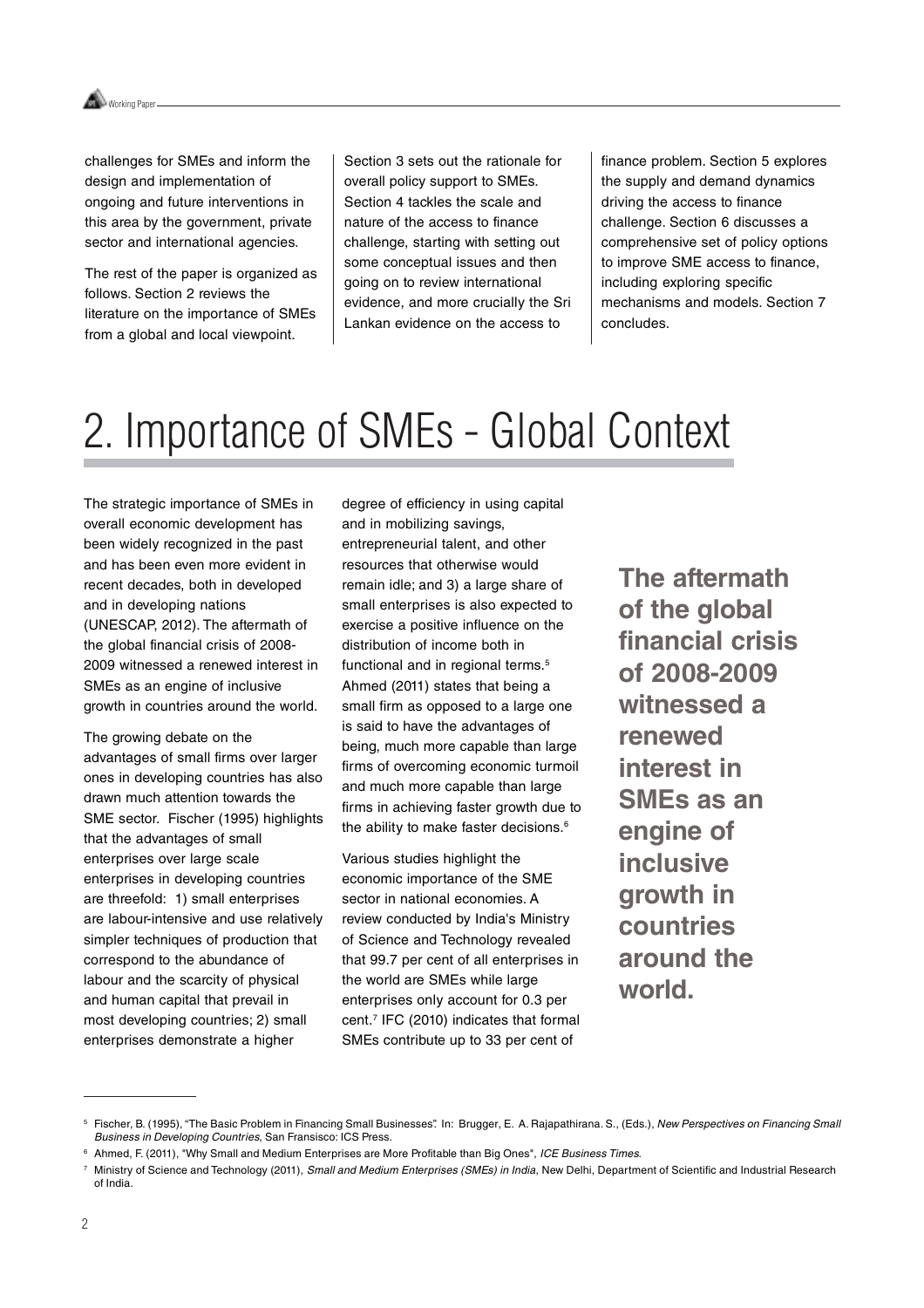challenges for SMEs and inform the design and implementation of ongoing and future interventions in this area by the government, private sector and international agencies.

The rest of the paper is organized as follows. Section 2 reviews the literature on the importance of SMEs from a global and local viewpoint. Section 3 sets out the rationale for overall policy support to SMEs. Section 4 tackles the scale and nature of the access to finance challenge, starting with setting out some conceptual issues and then going on to review international evidence, and more crucially the Sri Lankan evidence on the access to finance problem. Section 5 explores the supply and demand dynamics driving the access to finance challenge. Section 6 discusses a comprehensive set of policy options to improve SME access to finance, including exploring specific mechanisms and models. Section 7 concludes.

# 2. Importance of SMEs - Global Context

The strategic importance of SMEs in overall economic development has been widely recognized in the past and has been even more evident in recent decades, both in developed and in developing nations (UNESCAP, 2012). The aftermath of the global financial crisis of 2008-2009 witnessed a renewed interest in SMEs as an engine of inclusive growth in countries around the world.

The growing debate on the advantages of small firms over larger ones in developing countries has also drawn much attention towards the SME sector. Fischer (1995) highlights that the advantages of small enterprises over large scale enterprises in developing countries are threefold: 1) small enterprises are labour-intensive and use relatively simpler techniques of production that correspond to the abundance of labour and the scarcity of physical and human capital that prevail in most developing countries; 2) small enterprises demonstrate a higher degree of efficiency in using capital and in mobilizing savings, entrepreneurial talent, and other resources that otherwise would remain idle; and 3) a large share of small enterprises is also expected to exercise a positive influence on the distribution of income both in functional and in regional terms.[5] Ahmed (2011) states that being a small firm as opposed to a large one is said to have the advantages of being, much more capable than large firms of overcoming economic turmoil and much more capable than large firms in achieving faster growth due to the ability to make faster decisions.[6]

Various studies highlight the economic importance of the SME sector in national economies. A review conducted by India's Ministry of Science and Technology revealed that 99.7 per cent of all enterprises in the world are SMEs while large enterprises only account for 0.3 per cent.[7] IFC (2010) indicates that formal SMEs contribute up to 33 per cent of

**The aftermath of the global financial crisis of 2008-2009 witnessed a renewed interest in SMEs as an engine of inclusive growth in countries around the world.**

---

[5] Fischer, B. (1995), "The Basic Problem in Financing Small Businesses". In: Brugger, E. A. Rajapathirana. S., (Eds.), *New Perspectives on Financing Small Business in Developing Countries*, San Fransisco: ICS Press.

[6] Ahmed, F. (2011), "Why Small and Medium Enterprises are More Profitable than Big Ones", *ICE Business Times*.

[7] Ministry of Science and Technology (2011), *Small and Medium Enterprises (SMEs) in India*, New Delhi, Department of Scientific and Industrial Research of India.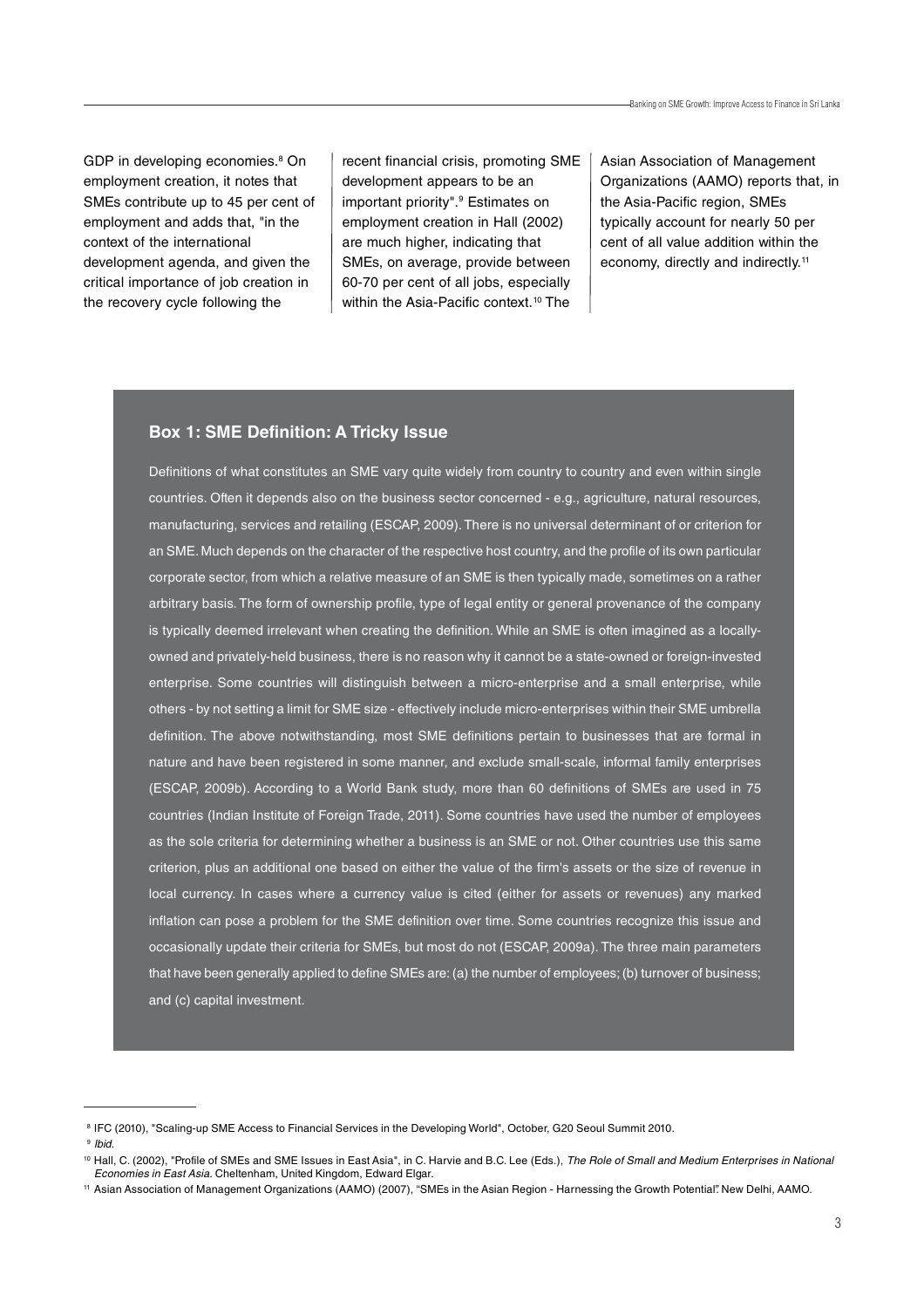GDP in developing economies.[8] On employment creation, it notes that SMEs contribute up to 45 per cent of employment and adds that, "in the context of the international development agenda, and given the critical importance of job creation in the recovery cycle following the recent financial crisis, promoting SME development appears to be an important priority".[9] Estimates on employment creation in Hall (2002) are much higher, indicating that SMEs, on average, provide between 60-70 per cent of all jobs, especially within the Asia-Pacific context.[10] The Asian Association of Management Organizations (AAMO) reports that, in the Asia-Pacific region, SMEs typically account for nearly 50 per cent of all value addition within the economy, directly and indirectly.[11]

### Box 1: SME Definition: A Tricky Issue

Definitions of what constitutes an SME vary quite widely from country to country and even within single countries. Often it depends also on the business sector concerned - e.g., agriculture, natural resources, manufacturing, services and retailing (ESCAP, 2009). There is no universal determinant of or criterion for an SME. Much depends on the character of the respective host country, and the profile of its own particular corporate sector, from which a relative measure of an SME is then typically made, sometimes on a rather arbitrary basis. The form of ownership profile, type of legal entity or general provenance of the company is typically deemed irrelevant when creating the definition. While an SME is often imagined as a locally-owned and privately-held business, there is no reason why it cannot be a state-owned or foreign-invested enterprise. Some countries will distinguish between a micro-enterprise and a small enterprise, while others - by not setting a limit for SME size - effectively include micro-enterprises within their SME umbrella definition. The above notwithstanding, most SME definitions pertain to businesses that are formal in nature and have been registered in some manner, and exclude small-scale, informal family enterprises (ESCAP, 2009b). According to a World Bank study, more than 60 definitions of SMEs are used in 75 countries (Indian Institute of Foreign Trade, 2011). Some countries have used the number of employees as the sole criteria for determining whether a business is an SME or not. Other countries use this same criterion, plus an additional one based on either the value of the firm's assets or the size of revenue in local currency. In cases where a currency value is cited (either for assets or revenues) any marked inflation can pose a problem for the SME definition over time. Some countries recognize this issue and occasionally update their criteria for SMEs, but most do not (ESCAP, 2009a). The three main parameters that have been generally applied to define SMEs are: (a) the number of employees; (b) turnover of business; and (c) capital investment.

---

[8] IFC (2010), "Scaling-up SME Access to Financial Services in the Developing World", October, G20 Seoul Summit 2010.

[9] *Ibid.*

[10] Hall, C. (2002), "Profile of SMEs and SME Issues in East Asia", in C. Harvie and B.C. Lee (Eds.), *The Role of Small and Medium Enterprises in National Economies in East Asia.* Cheltenham, United Kingdom, Edward Elgar.

[11] Asian Association of Management Organizations (AAMO) (2007), "SMEs in the Asian Region - Harnessing the Growth Potential". New Delhi, AAMO.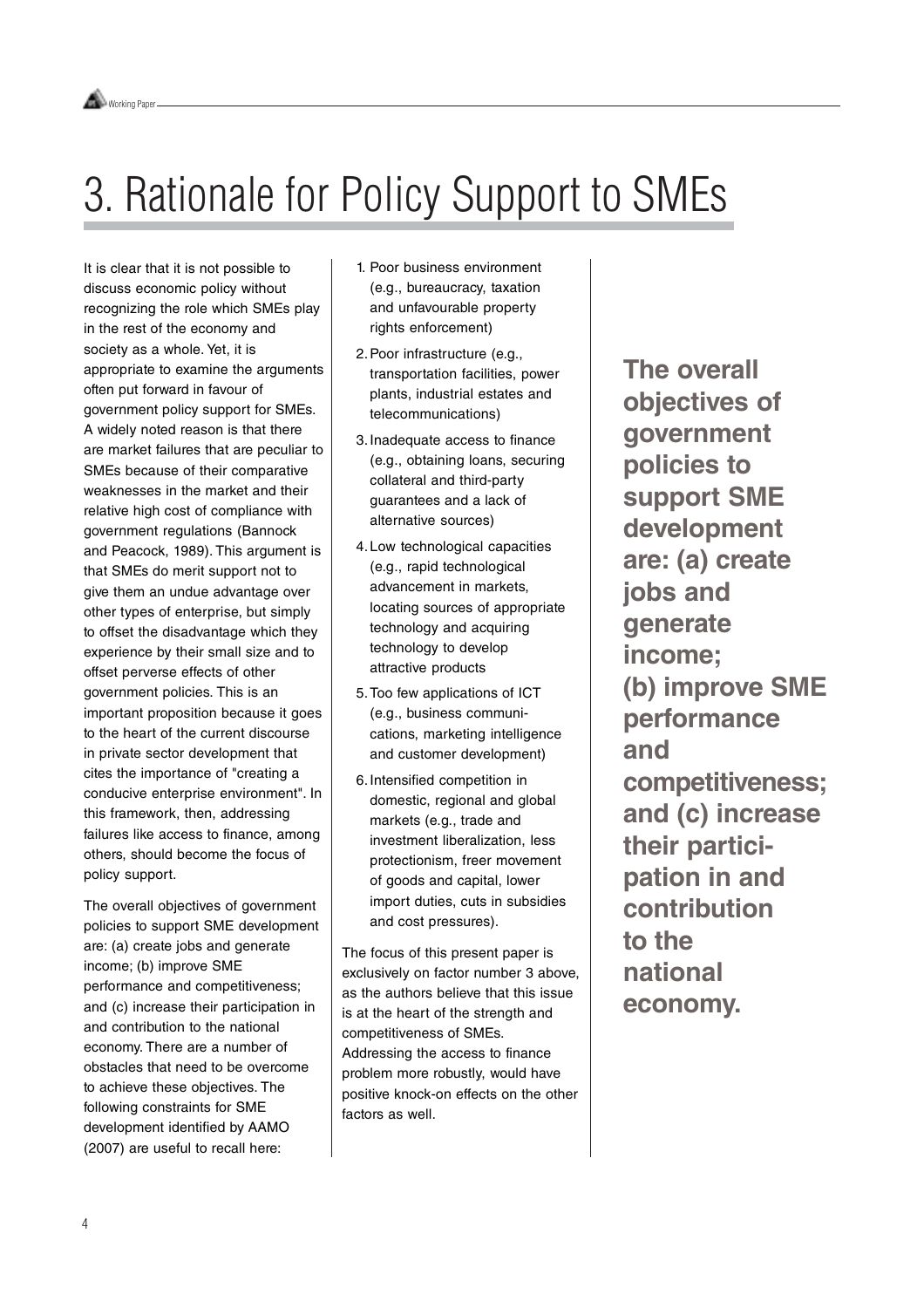# 3. Rationale for Policy Support to SMEs

It is clear that it is not possible to discuss economic policy without recognizing the role which SMEs play in the rest of the economy and society as a whole. Yet, it is appropriate to examine the arguments often put forward in favour of government policy support for SMEs. A widely noted reason is that there are market failures that are peculiar to SMEs because of their comparative weaknesses in the market and their relative high cost of compliance with government regulations (Bannock and Peacock, 1989). This argument is that SMEs do merit support not to give them an undue advantage over other types of enterprise, but simply to offset the disadvantage which they experience by their small size and to offset perverse effects of other government policies. This is an important proposition because it goes to the heart of the current discourse in private sector development that cites the importance of "creating a conducive enterprise environment". In this framework, then, addressing failures like access to finance, among others, should become the focus of policy support.

The overall objectives of government policies to support SME development are: (a) create jobs and generate income; (b) improve SME performance and competitiveness; and (c) increase their participation in and contribution to the national economy. There are a number of obstacles that need to be overcome to achieve these objectives. The following constraints for SME development identified by AAMO (2007) are useful to recall here:

1. Poor business environment (e.g., bureaucracy, taxation and unfavourable property rights enforcement)
2. Poor infrastructure (e.g., transportation facilities, power plants, industrial estates and telecommunications)
3. Inadequate access to finance (e.g., obtaining loans, securing collateral and third-party guarantees and a lack of alternative sources)
4. Low technological capacities (e.g., rapid technological advancement in markets, locating sources of appropriate technology and acquiring technology to develop attractive products
5. Too few applications of ICT (e.g., business communications, marketing intelligence and customer development)
6. Intensified competition in domestic, regional and global markets (e.g., trade and investment liberalization, less protectionism, freer movement of goods and capital, lower import duties, cuts in subsidies and cost pressures).

The focus of this present paper is exclusively on factor number 3 above, as the authors believe that this issue is at the heart of the strength and competitiveness of SMEs. Addressing the access to finance problem more robustly, would have positive knock-on effects on the other factors as well.

**The overall objectives of government policies to support SME development are: (a) create jobs and generate income; (b) improve SME performance and competitiveness; and (c) increase their participation in and contribution to the national economy.**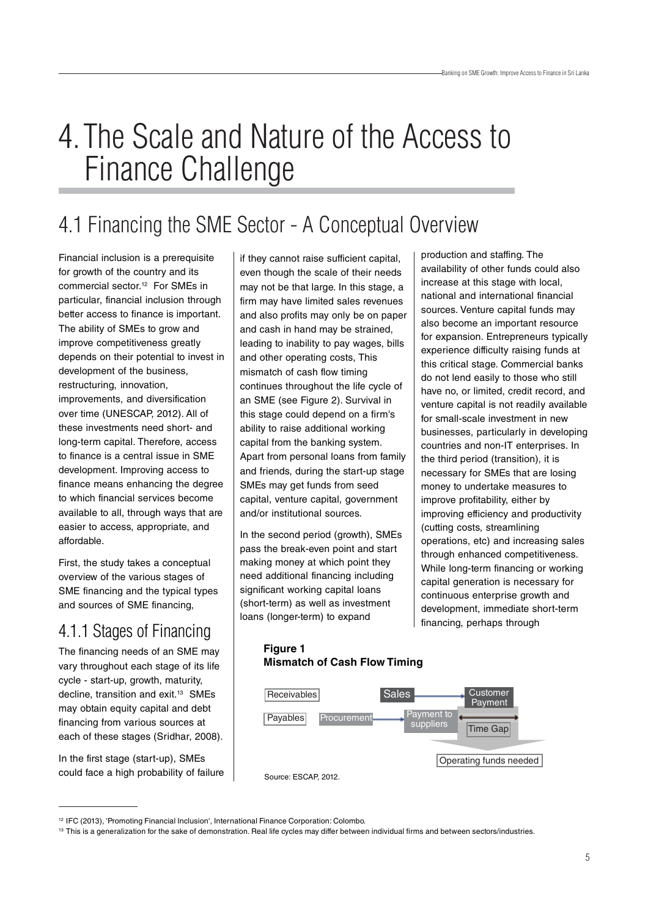# 4. The Scale and Nature of the Access to Finance Challenge

## 4.1 Financing the SME Sector - A Conceptual Overview

Financial inclusion is a prerequisite for growth of the country and its commercial sector.[12] For SMEs in particular, financial inclusion through better access to finance is important. The ability of SMEs to grow and improve competitiveness greatly depends on their potential to invest in development of the business, restructuring, innovation, improvements, and diversification over time (UNESCAP, 2012). All of these investments need short- and long-term capital. Therefore, access to finance is a central issue in SME development. Improving access to finance means enhancing the degree to which financial services become available to all, through ways that are easier to access, appropriate, and affordable.

First, the study takes a conceptual overview of the various stages of SME financing and the typical types and sources of SME financing,

### 4.1.1 Stages of Financing

The financing needs of an SME may vary throughout each stage of its life cycle - start-up, growth, maturity, decline, transition and exit.[13] SMEs may obtain equity capital and debt financing from various sources at each of these stages (Sridhar, 2008).

In the first stage (start-up), SMEs could face a high probability of failure if they cannot raise sufficient capital, even though the scale of their needs may not be that large. In this stage, a firm may have limited sales revenues and also profits may only be on paper and cash in hand may be strained, leading to inability to pay wages, bills and other operating costs, This mismatch of cash flow timing continues throughout the life cycle of an SME (see Figure 2). Survival in this stage could depend on a firm's ability to raise additional working capital from the banking system. Apart from personal loans from family and friends, during the start-up stage SMEs may get funds from seed capital, venture capital, government and/or institutional sources.

In the second period (growth), SMEs pass the break-even point and start making money at which point they need additional financing including significant working capital loans (short-term) as well as investment loans (longer-term) to expand production and staffing. The availability of other funds could also increase at this stage with local, national and international financial sources. Venture capital funds may also become an important resource for expansion. Entrepreneurs typically experience difficulty raising funds at this critical stage. Commercial banks do not lend easily to those who still have no, or limited, credit record, and venture capital is not readily available for small-scale investment in new businesses, particularly in developing countries and non-IT enterprises. In the third period (transition), it is necessary for SMEs that are losing money to undertake measures to improve profitability, either by improving efficiency and productivity (cutting costs, streamlining operations, etc) and increasing sales through enhanced competitiveness. While long-term financing or working capital generation is necessary for continuous enterprise growth and development, immediate short-term financing, perhaps through

**Figure 1**
**Mismatch of Cash Flow Timing**

Receivables — Sales → Customer Payment

Payables — Procurement → Payment to suppliers — Time Gap

Operating funds needed

Source: ESCAP, 2012.

---

[12] IFC (2013), 'Promoting Financial Inclusion', International Finance Corporation: Colombo.

[13] This is a generalization for the sake of demonstration. Real life cycles may differ between individual firms and between sectors/industries.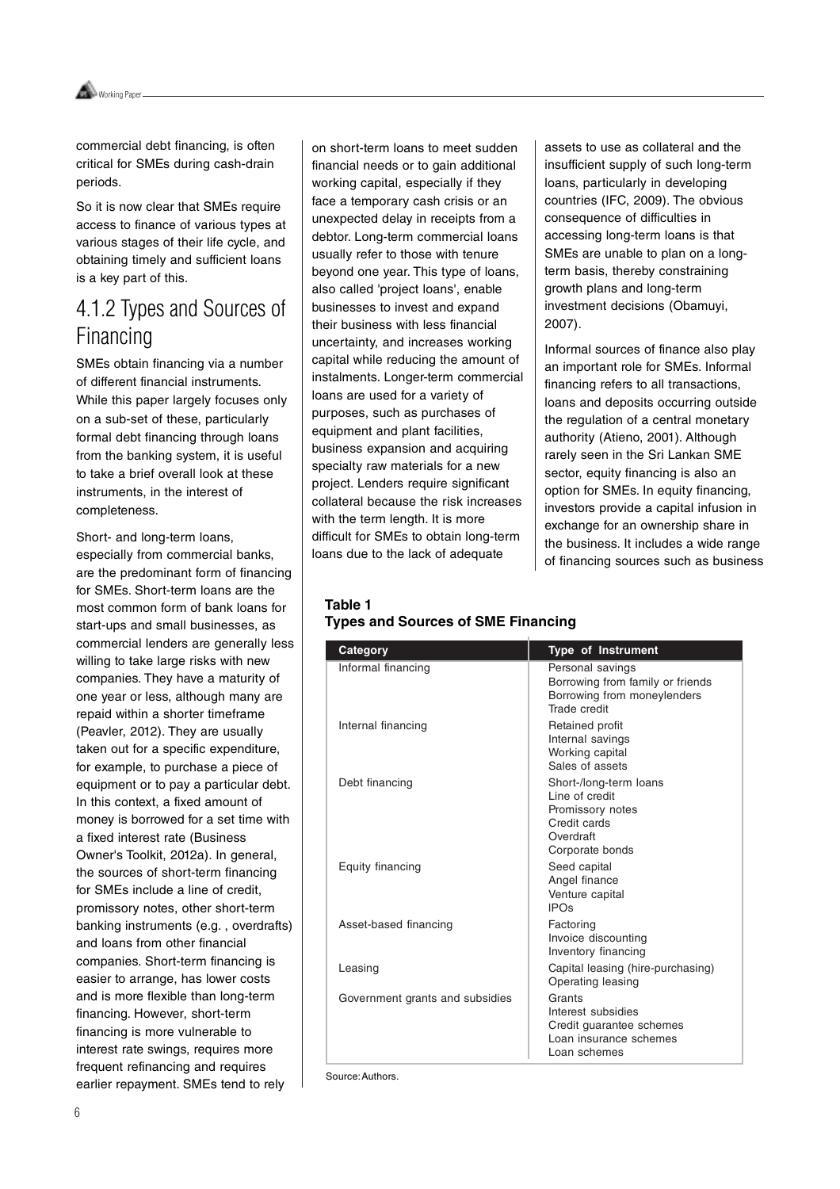commercial debt financing, is often critical for SMEs during cash-drain periods.

So it is now clear that SMEs require access to finance of various types at various stages of their life cycle, and obtaining timely and sufficient loans is a key part of this.

### 4.1.2 Types and Sources of Financing

SMEs obtain financing via a number of different financial instruments. While this paper largely focuses only on a sub-set of these, particularly formal debt financing through loans from the banking system, it is useful to take a brief overall look at these instruments, in the interest of completeness.

Short- and long-term loans, especially from commercial banks, are the predominant form of financing for SMEs. Short-term loans are the most common form of bank loans for start-ups and small businesses, as commercial lenders are generally less willing to take large risks with new companies. They have a maturity of one year or less, although many are repaid within a shorter timeframe (Peavler, 2012). They are usually taken out for a specific expenditure, for example, to purchase a piece of equipment or to pay a particular debt. In this context, a fixed amount of money is borrowed for a set time with a fixed interest rate (Business Owner's Toolkit, 2012a). In general, the sources of short-term financing for SMEs include a line of credit, promissory notes, other short-term banking instruments (e.g. , overdrafts) and loans from other financial companies. Short-term financing is easier to arrange, has lower costs and is more flexible than long-term financing. However, short-term financing is more vulnerable to interest rate swings, requires more frequent refinancing and requires earlier repayment. SMEs tend to rely on short-term loans to meet sudden financial needs or to gain additional working capital, especially if they face a temporary cash crisis or an unexpected delay in receipts from a debtor. Long-term commercial loans usually refer to those with tenure beyond one year. This type of loans, also called 'project loans', enable businesses to invest and expand their business with less financial uncertainty, and increases working capital while reducing the amount of instalments. Longer-term commercial loans are used for a variety of purposes, such as purchases of equipment and plant facilities, business expansion and acquiring specialty raw materials for a new project. Lenders require significant collateral because the risk increases with the term length. It is more difficult for SMEs to obtain long-term loans due to the lack of adequate assets to use as collateral and the insufficient supply of such long-term loans, particularly in developing countries (IFC, 2009). The obvious consequence of difficulties in accessing long-term loans is that SMEs are unable to plan on a long-term basis, thereby constraining growth plans and long-term investment decisions (Obamuyi, 2007).

Informal sources of finance also play an important role for SMEs. Informal financing refers to all transactions, loans and deposits occurring outside the regulation of a central monetary authority (Atieno, 2001). Although rarely seen in the Sri Lankan SME sector, equity financing is also an option for SMEs. In equity financing, investors provide a capital infusion in exchange for an ownership share in the business. It includes a wide range of financing sources such as business

**Table 1**
**Types and Sources of SME Financing**

| Category | Type of Instrument |
|---|---|
| Informal financing | Personal savings<br>Borrowing from family or friends<br>Borrowing from moneylenders<br>Trade credit |
| Internal financing | Retained profit<br>Internal savings<br>Working capital<br>Sales of assets |
| Debt financing | Short-/long-term loans<br>Line of credit<br>Promissory notes<br>Credit cards<br>Overdraft<br>Corporate bonds |
| Equity financing | Seed capital<br>Angel finance<br>Venture capital<br>IPOs |
| Asset-based financing | Factoring<br>Invoice discounting<br>Inventory financing |
| Leasing | Capital leasing (hire-purchasing)<br>Operating leasing |
| Government grants and subsidies | Grants<br>Interest subsidies<br>Credit guarantee schemes<br>Loan insurance schemes<br>Loan schemes |

Source: Authors.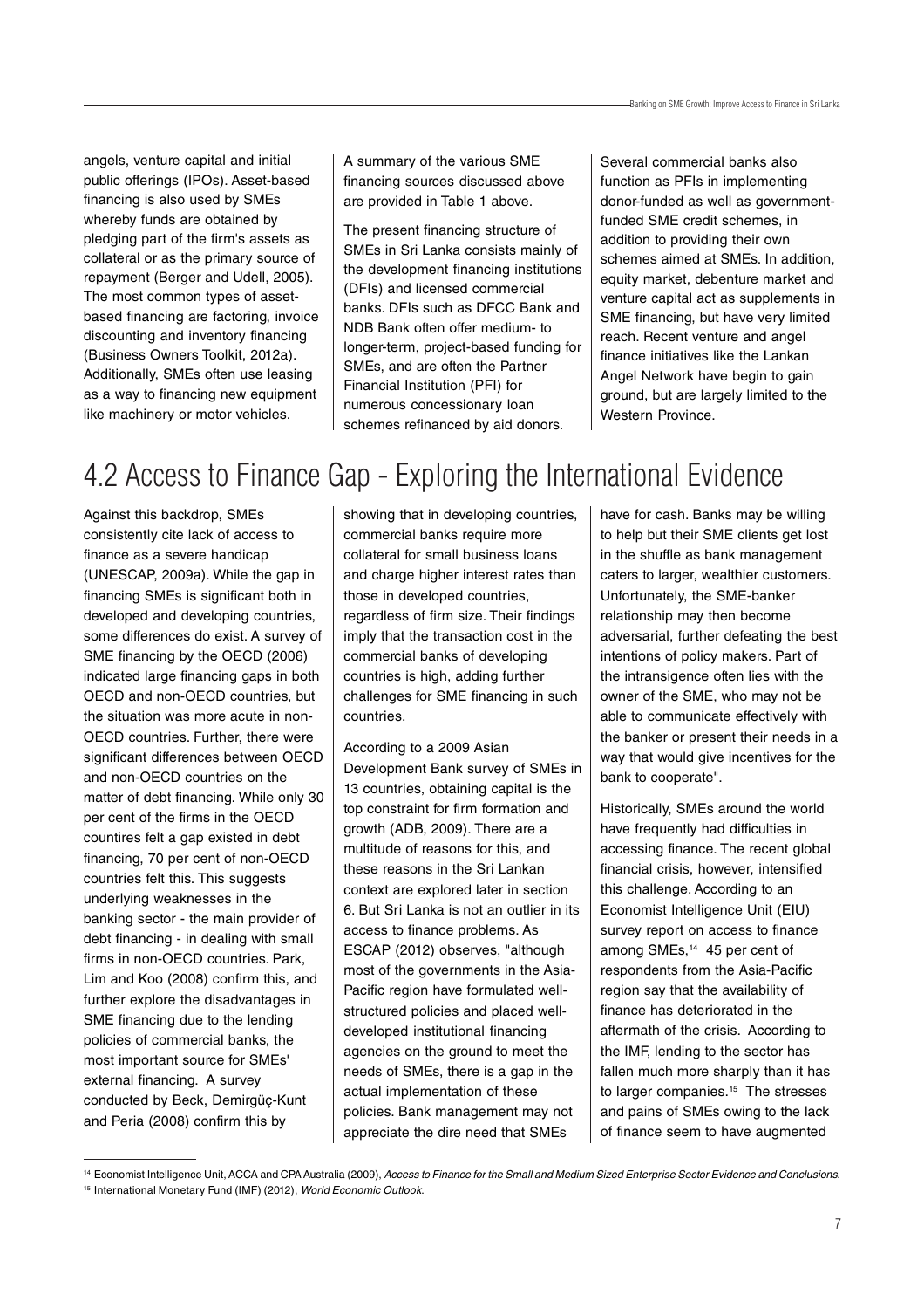angels, venture capital and initial public offerings (IPOs). Asset-based financing is also used by SMEs whereby funds are obtained by pledging part of the firm's assets as collateral or as the primary source of repayment (Berger and Udell, 2005). The most common types of asset-based financing are factoring, invoice discounting and inventory financing (Business Owners Toolkit, 2012a). Additionally, SMEs often use leasing as a way to financing new equipment like machinery or motor vehicles.

A summary of the various SME financing sources discussed above are provided in Table 1 above.

The present financing structure of SMEs in Sri Lanka consists mainly of the development financing institutions (DFIs) and licensed commercial banks. DFIs such as DFCC Bank and NDB Bank often offer medium- to longer-term, project-based funding for SMEs, and are often the Partner Financial Institution (PFI) for numerous concessionary loan schemes refinanced by aid donors.

Several commercial banks also function as PFIs in implementing donor-funded as well as government-funded SME credit schemes, in addition to providing their own schemes aimed at SMEs. In addition, equity market, debenture market and venture capital act as supplements in SME financing, but have very limited reach. Recent venture and angel finance initiatives like the Lankan Angel Network have begin to gain ground, but are largely limited to the Western Province.

## 4.2 Access to Finance Gap - Exploring the International Evidence

Against this backdrop, SMEs consistently cite lack of access to finance as a severe handicap (UNESCAP, 2009a). While the gap in financing SMEs is significant both in developed and developing countries, some differences do exist. A survey of SME financing by the OECD (2006) indicated large financing gaps in both OECD and non-OECD countries, but the situation was more acute in non-OECD countries. Further, there were significant differences between OECD and non-OECD countries on the matter of debt financing. While only 30 per cent of the firms in the OECD countires felt a gap existed in debt financing, 70 per cent of non-OECD countries felt this. This suggests underlying weaknesses in the banking sector - the main provider of debt financing - in dealing with small firms in non-OECD countries. Park, Lim and Koo (2008) confirm this, and further explore the disadvantages in SME financing due to the lending policies of commercial banks, the most important source for SMEs' external financing. A survey conducted by Beck, Demirgüç-Kunt and Peria (2008) confirm this by showing that in developing countries, commercial banks require more collateral for small business loans and charge higher interest rates than those in developed countries, regardless of firm size. Their findings imply that the transaction cost in the commercial banks of developing countries is high, adding further challenges for SME financing in such countries.

According to a 2009 Asian Development Bank survey of SMEs in 13 countries, obtaining capital is the top constraint for firm formation and growth (ADB, 2009). There are a multitude of reasons for this, and these reasons in the Sri Lankan context are explored later in section 6. But Sri Lanka is not an outlier in its access to finance problems. As ESCAP (2012) observes, "although most of the governments in the Asia-Pacific region have formulated well-structured policies and placed well-developed institutional financing agencies on the ground to meet the needs of SMEs, there is a gap in the actual implementation of these policies. Bank management may not appreciate the dire need that SMEs have for cash. Banks may be willing to help but their SME clients get lost in the shuffle as bank management caters to larger, wealthier customers. Unfortunately, the SME-banker relationship may then become adversarial, further defeating the best intentions of policy makers. Part of the intransigence often lies with the owner of the SME, who may not be able to communicate effectively with the banker or present their needs in a way that would give incentives for the bank to cooperate".

Historically, SMEs around the world have frequently had difficulties in accessing finance. The recent global financial crisis, however, intensified this challenge. According to an Economist Intelligence Unit (EIU) survey report on access to finance among SMEs,[14] 45 per cent of respondents from the Asia-Pacific region say that the availability of finance has deteriorated in the aftermath of the crisis. According to the IMF, lending to the sector has fallen much more sharply than it has to larger companies.[15] The stresses and pains of SMEs owing to the lack of finance seem to have augmented

---

[14] Economist Intelligence Unit, ACCA and CPA Australia (2009), *Access to Finance for the Small and Medium Sized Enterprise Sector Evidence and Conclusions.*

[15] International Monetary Fund (IMF) (2012), *World Economic Outlook.*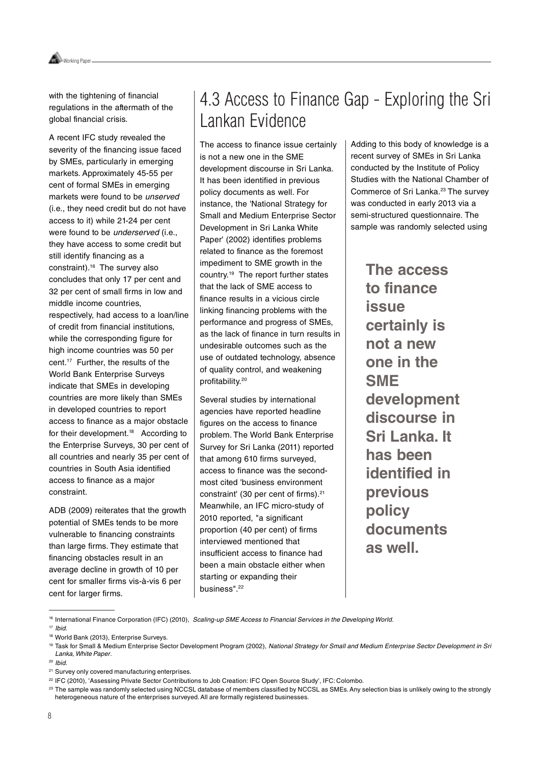with the tightening of financial regulations in the aftermath of the global financial crisis.

A recent IFC study revealed the severity of the financing issue faced by SMEs, particularly in emerging markets. Approximately 45-55 per cent of formal SMEs in emerging markets were found to be *unserved* (i.e., they need credit but do not have access to it) while 21-24 per cent were found to be *underserved* (i.e., they have access to some credit but still identify financing as a constraint).[16] The survey also concludes that only 17 per cent and 32 per cent of small firms in low and middle income countries, respectively, had access to a loan/line of credit from financial institutions, while the corresponding figure for high income countries was 50 per cent.[17] Further, the results of the World Bank Enterprise Surveys indicate that SMEs in developing countries are more likely than SMEs in developed countries to report access to finance as a major obstacle for their development.[18] According to the Enterprise Surveys, 30 per cent of all countries and nearly 35 per cent of countries in South Asia identified access to finance as a major constraint.

ADB (2009) reiterates that the growth potential of SMEs tends to be more vulnerable to financing constraints than large firms. They estimate that financing obstacles result in an average decline in growth of 10 per cent for smaller firms vis-à-vis 6 per cent for larger firms.

## 4.3 Access to Finance Gap - Exploring the Sri Lankan Evidence

The access to finance issue certainly is not a new one in the SME development discourse in Sri Lanka. It has been identified in previous policy documents as well. For instance, the 'National Strategy for Small and Medium Enterprise Sector Development in Sri Lanka White Paper' (2002) identifies problems related to finance as the foremost impediment to SME growth in the country.[19] The report further states that the lack of SME access to finance results in a vicious circle linking financing problems with the performance and progress of SMEs, as the lack of finance in turn results in undesirable outcomes such as the use of outdated technology, absence of quality control, and weakening profitability.[20]

Several studies by international agencies have reported headline figures on the access to finance problem. The World Bank Enterprise Survey for Sri Lanka (2011) reported that among 610 firms surveyed, access to finance was the second-most cited 'business environment constraint' (30 per cent of firms).[21] Meanwhile, an IFC micro-study of 2010 reported, "a significant proportion (40 per cent) of firms interviewed mentioned that insufficient access to finance had been a main obstacle either when starting or expanding their business".[22]

Adding to this body of knowledge is a recent survey of SMEs in Sri Lanka conducted by the Institute of Policy Studies with the National Chamber of Commerce of Sri Lanka.[23] The survey was conducted in early 2013 via a semi-structured questionnaire. The sample was randomly selected using

**The access to finance issue certainly is not a new one in the SME development discourse in Sri Lanka. It has been identified in previous policy documents as well.**

---

[16] International Finance Corporation (IFC) (2010), *Scaling-up SME Access to Financial Services in the Developing World.*

[17] *Ibid.*

[18] World Bank (2013), Enterprise Surveys.

[19] Task for Small & Medium Enterprise Sector Development Program (2002), *National Strategy for Small and Medium Enterprise Sector Development in Sri Lanka, White Paper*.

[20] *Ibid.*

[21] Survey only covered manufacturing enterprises.

[22] IFC (2010), 'Assessing Private Sector Contributions to Job Creation: IFC Open Source Study', IFC: Colombo.

[23] The sample was randomly selected using NCCSL database of members classified by NCCSL as SMEs. Any selection bias is unlikely owing to the strongly heterogeneous nature of the enterprises surveyed. All are formally registered businesses.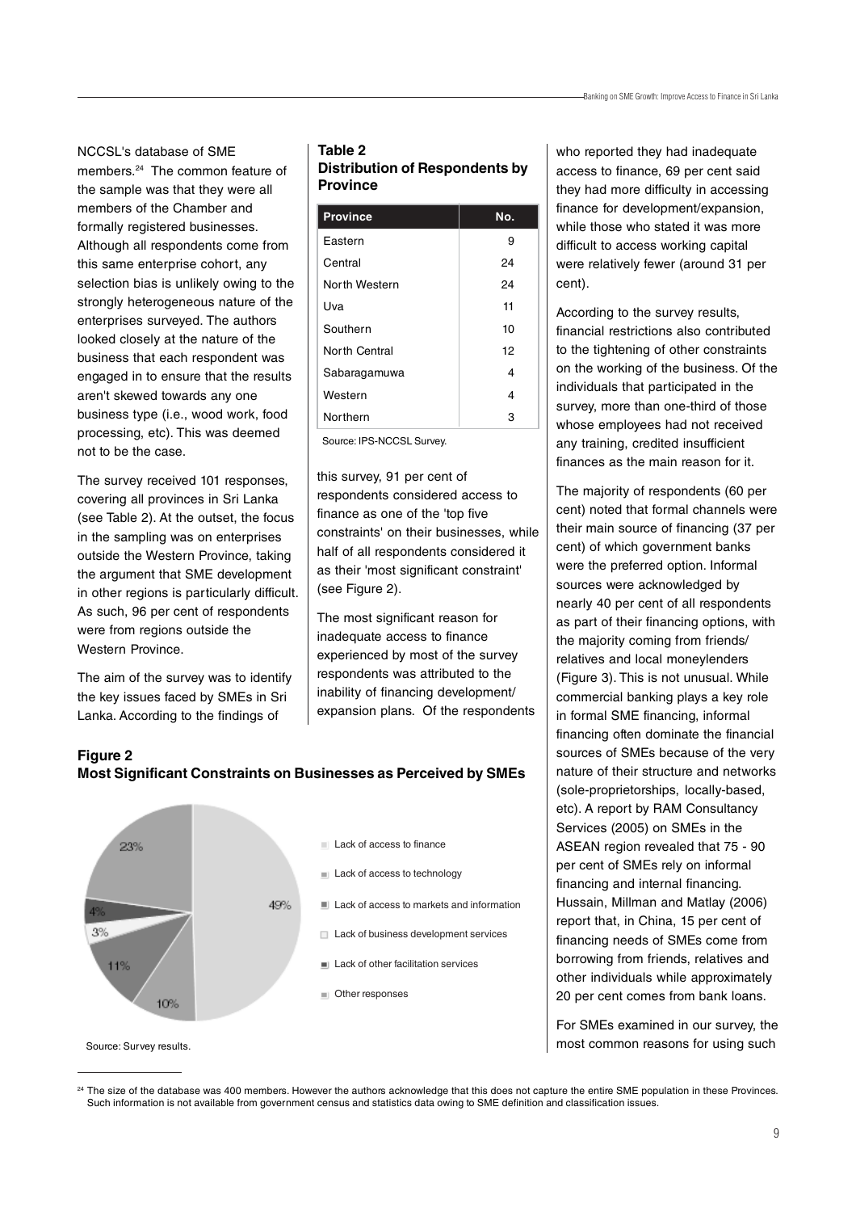NCCSL's database of SME members.[24] The common feature of the sample was that they were all members of the Chamber and formally registered businesses. Although all respondents come from this same enterprise cohort, any selection bias is unlikely owing to the strongly heterogeneous nature of the enterprises surveyed. The authors looked closely at the nature of the business that each respondent was engaged in to ensure that the results aren't skewed towards any one business type (i.e., wood work, food processing, etc). This was deemed not to be the case.

The survey received 101 responses, covering all provinces in Sri Lanka (see Table 2). At the outset, the focus in the sampling was on enterprises outside the Western Province, taking the argument that SME development in other regions is particularly difficult. As such, 96 per cent of respondents were from regions outside the Western Province.

The aim of the survey was to identify the key issues faced by SMEs in Sri Lanka. According to the findings of this survey, 91 per cent of respondents considered access to finance as one of the 'top five constraints' on their businesses, while half of all respondents considered it as their 'most significant constraint' (see Figure 2).

**Table 2**
**Distribution of Respondents by Province**

| Province | No. |
|---|---|
| Eastern | 9 |
| Central | 24 |
| North Western | 24 |
| Uva | 11 |
| Southern | 10 |
| North Central | 12 |
| Sabaragamuwa | 4 |
| Western | 4 |
| Northern | 3 |

Source: IPS-NCCSL Survey.

The most significant reason for inadequate access to finance experienced by most of the survey respondents was attributed to the inability of financing development/ expansion plans. Of the respondents who reported they had inadequate access to finance, 69 per cent said they had more difficulty in accessing finance for development/expansion, while those who stated it was more difficult to access working capital were relatively fewer (around 31 per cent).

According to the survey results, financial restrictions also contributed to the tightening of other constraints on the working of the business. Of the individuals that participated in the survey, more than one-third of those whose employees had not received any training, credited insufficient finances as the main reason for it.

The majority of respondents (60 per cent) noted that formal channels were their main source of financing (37 per cent) of which government banks were the preferred option. Informal sources were acknowledged by nearly 40 per cent of all respondents as part of their financing options, with the majority coming from friends/ relatives and local moneylenders (Figure 3). This is not unusual. While commercial banking plays a key role in formal SME financing, informal financing often dominate the financial sources of SMEs because of the very nature of their structure and networks (sole-proprietorships, locally-based, etc). A report by RAM Consultancy Services (2005) on SMEs in the ASEAN region revealed that 75 - 90 per cent of SMEs rely on informal financing and internal financing. Hussain, Millman and Matlay (2006) report that, in China, 15 per cent of financing needs of SMEs come from borrowing from friends, relatives and other individuals while approximately 20 per cent comes from bank loans.

For SMEs examined in our survey, the most common reasons for using such

**Figure 2**
**Most Significant Constraints on Businesses as Perceived by SMEs**

| Constraint | Share |
|---|---|
| Lack of access to finance | 49% |
| Lack of access to technology | 10% |
| Lack of access to markets and information | 11% |
| Lack of business development services | 3% |
| Lack of other facilitation services | 4% |
| Other responses | 23% |

Source: Survey results.

[24] The size of the database was 400 members. However the authors acknowledge that this does not capture the entire SME population in these Provinces. Such information is not available from government census and statistics data owing to SME definition and classification issues.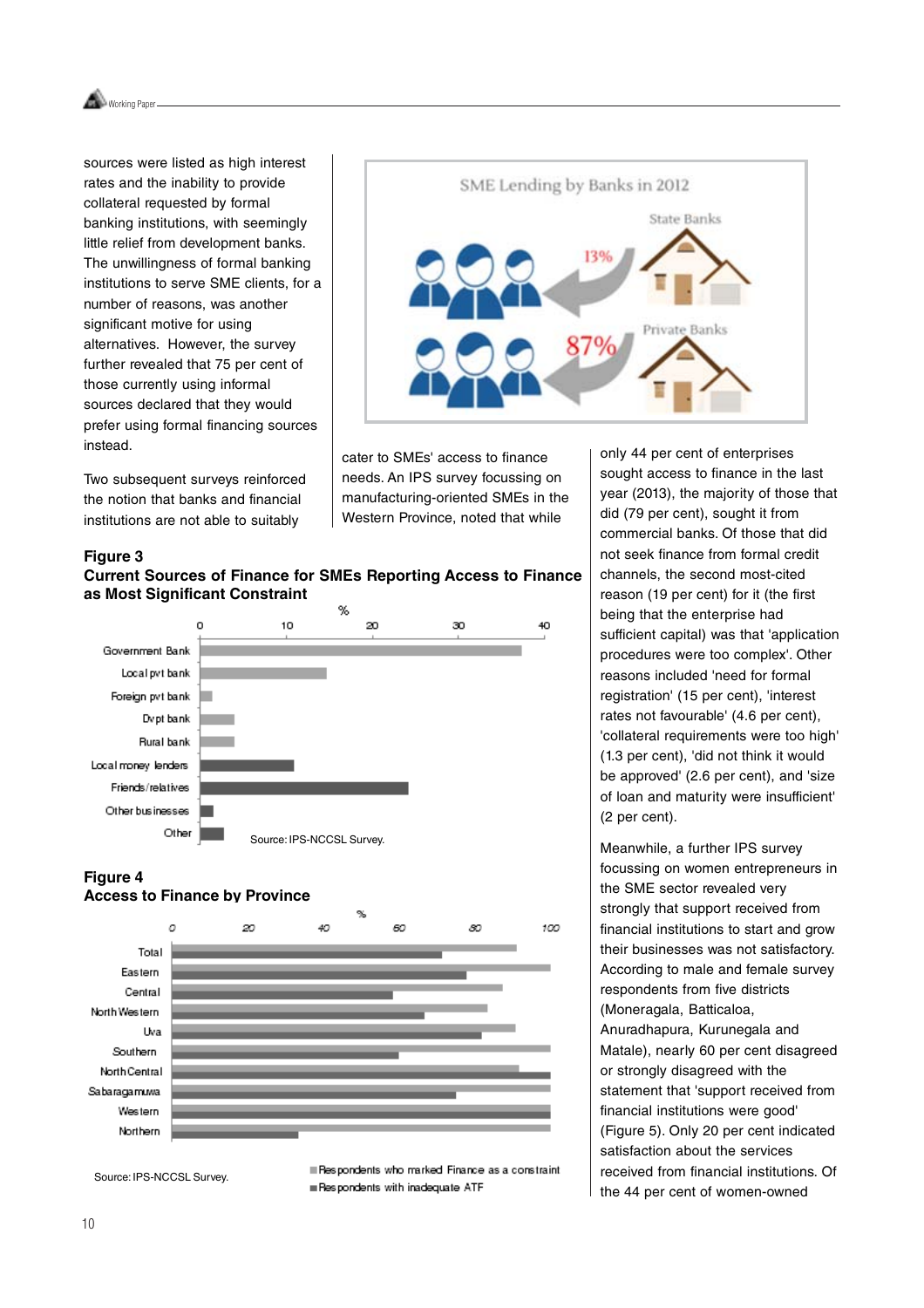sources were listed as high interest rates and the inability to provide collateral requested by formal banking institutions, with seemingly little relief from development banks. The unwillingness of formal banking institutions to serve SME clients, for a number of reasons, was another significant motive for using alternatives. However, the survey further revealed that 75 per cent of those currently using informal sources declared that they would prefer using formal financing sources instead.

Two subsequent surveys reinforced the notion that banks and financial institutions are not able to suitably cater to SMEs' access to finance needs. An IPS survey focussing on manufacturing-oriented SMEs in the Western Province, noted that while only 44 per cent of enterprises sought access to finance in the last year (2013), the majority of those that did (79 per cent), sought it from commercial banks. Of those that did not seek finance from formal credit channels, the second most-cited reason (19 per cent) for it (the first being that the enterprise had sufficient capital) was that 'application procedures were too complex'. Other reasons included 'need for formal registration' (15 per cent), 'interest rates not favourable' (4.6 per cent), 'collateral requirements were too high' (1.3 per cent), 'did not think it would be approved' (2.6 per cent), and 'size of loan and maturity were insufficient' (2 per cent).

SME Lending by Banks in 2012

State Banks: 13%

Private Banks: 87%

### Figure 3
### Current Sources of Finance for SMEs Reporting Access to Finance as Most Significant Constraint

| Source | % |
|---|---|
| Government Bank | ~37.5 |
| Local pvt bank | ~14.8 |
| Foreign pvt bank | ~1.4 |
| Dvpt bank | ~4 |
| Rural bank | ~4 |
| Local money lenders | ~11 |
| Friends/relatives | ~24.3 |
| Other businesses | ~1.5 |
| Other | ~2.8 |

Source: IPS-NCCSL Survey.

### Figure 4
### Access to Finance by Province

| Province | Respondents who marked Finance as a constraint (%) | Respondents with inadequate ATF (%) |
|---|---|---|
| Total | ~91 | ~71 |
| Eastern | ~100 | ~78 |
| Central | ~87 | ~58 |
| North Western | ~83 | ~67 |
| Uva | ~91 | ~82 |
| Southern | ~100 | ~60 |
| North Central | ~92 | ~100 |
| Sabaragamuwa | ~100 | ~75 |
| Western | ~100 | ~100 |
| Northern | ~100 | ~33 |

Source: IPS-NCCSL Survey.

Meanwhile, a further IPS survey focussing on women entrepreneurs in the SME sector revealed very strongly that support received from financial institutions to start and grow their businesses was not satisfactory. According to male and female survey respondents from five districts (Moneragala, Batticaloa, Anuradhapura, Kurunegala and Matale), nearly 60 per cent disagreed or strongly disagreed with the statement that 'support received from financial institutions were good' (Figure 5). Only 20 per cent indicated satisfaction about the services received from financial institutions. Of the 44 per cent of women-owned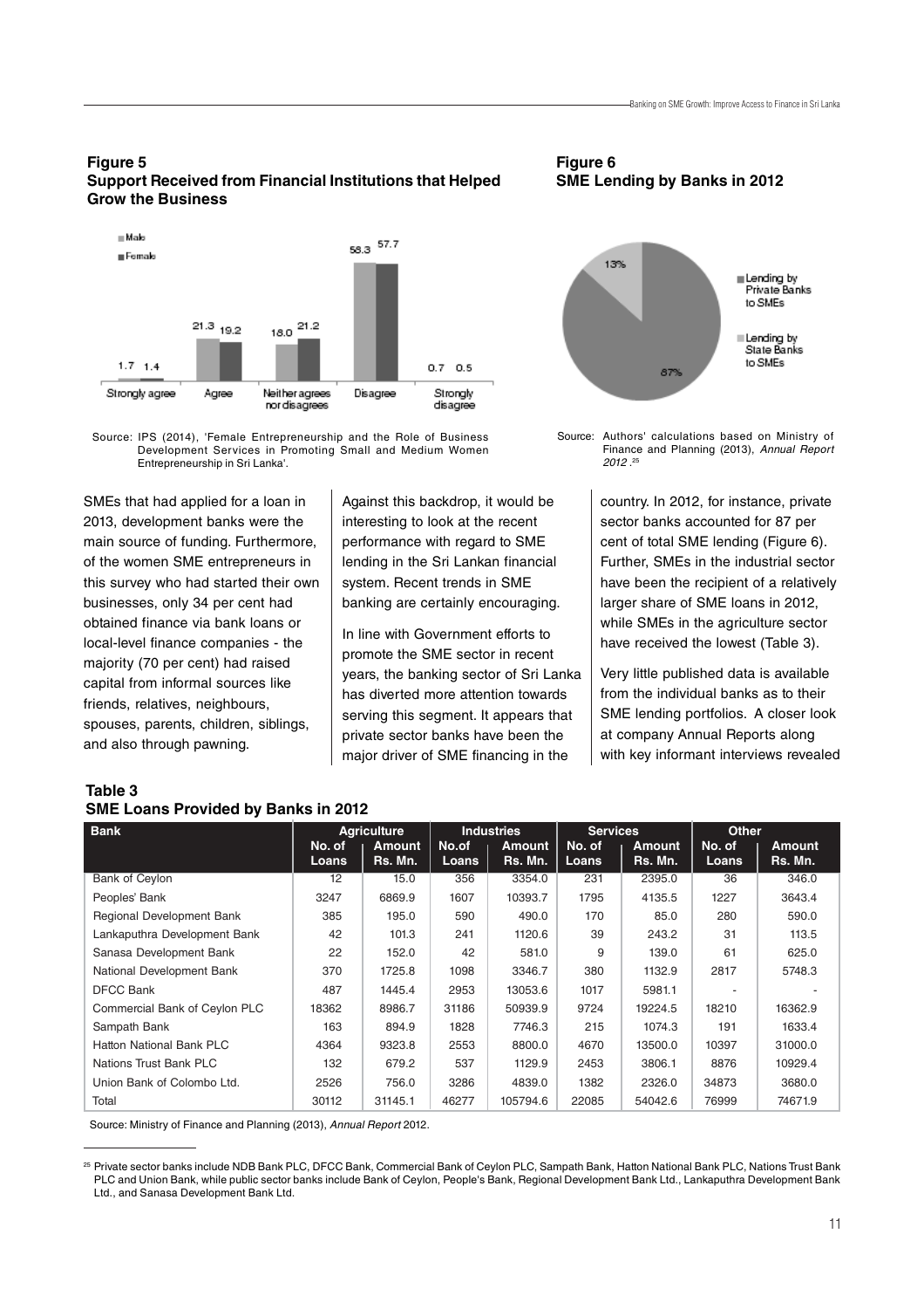**Figure 5**
**Support Received from Financial Institutions that Helped Grow the Business**

Source: IPS (2014), 'Female Entrepreneurship and the Role of Business Development Services in Promoting Small and Medium Women Entrepreneurship in Sri Lanka'.

**Figure 6**
**SME Lending by Banks in 2012**

Source: Authors' calculations based on Ministry of Finance and Planning (2013), *Annual Report 2012*.[25]

SMEs that had applied for a loan in 2013, development banks were the main source of funding. Furthermore, of the women SME entrepreneurs in this survey who had started their own businesses, only 34 per cent had obtained finance via bank loans or local-level finance companies - the majority (70 per cent) had raised capital from informal sources like friends, relatives, neighbours, spouses, parents, children, siblings, and also through pawning.

Against this backdrop, it would be interesting to look at the recent performance with regard to SME lending in the Sri Lankan financial system. Recent trends in SME banking are certainly encouraging.

In line with Government efforts to promote the SME sector in recent years, the banking sector of Sri Lanka has diverted more attention towards serving this segment. It appears that private sector banks have been the major driver of SME financing in the country. In 2012, for instance, private sector banks accounted for 87 per cent of total SME lending (Figure 6). Further, SMEs in the industrial sector have been the recipient of a relatively larger share of SME loans in 2012, while SMEs in the agriculture sector have received the lowest (Table 3).

Very little published data is available from the individual banks as to their SME lending portfolios. A closer look at company Annual Reports along with key informant interviews revealed

**Table 3**
**SME Loans Provided by Banks in 2012**

| Bank | Agriculture | | Industries | | Services | | Other | |
|---|---|---|---|---|---|---|---|---|
| | No. of Loans | Amount Rs. Mn. | No.of Loans | Amount Rs. Mn. | No. of Loans | Amount Rs. Mn. | No. of Loans | Amount Rs. Mn. |
| Bank of Ceylon | 12 | 15.0 | 356 | 3354.0 | 231 | 2395.0 | 36 | 346.0 |
| Peoples' Bank | 3247 | 6869.9 | 1607 | 10393.7 | 1795 | 4135.5 | 1227 | 3643.4 |
| Regional Development Bank | 385 | 195.0 | 590 | 490.0 | 170 | 85.0 | 280 | 590.0 |
| Lankaputhra Development Bank | 42 | 101.3 | 241 | 1120.6 | 39 | 243.2 | 31 | 113.5 |
| Sanasa Development Bank | 22 | 152.0 | 42 | 581.0 | 9 | 139.0 | 61 | 625.0 |
| National Development Bank | 370 | 1725.8 | 1098 | 3346.7 | 380 | 1132.9 | 2817 | 5748.3 |
| DFCC Bank | 487 | 1445.4 | 2953 | 13053.6 | 1017 | 5981.1 | - | - |
| Commercial Bank of Ceylon PLC | 18362 | 8986.7 | 31186 | 50939.9 | 9724 | 19224.5 | 18210 | 16362.9 |
| Sampath Bank | 163 | 894.9 | 1828 | 7746.3 | 215 | 1074.3 | 191 | 1633.4 |
| Hatton National Bank PLC | 4364 | 9323.8 | 2553 | 8800.0 | 4670 | 13500.0 | 10397 | 31000.0 |
| Nations Trust Bank PLC | 132 | 679.2 | 537 | 1129.9 | 2453 | 3806.1 | 8876 | 10929.4 |
| Union Bank of Colombo Ltd. | 2526 | 756.0 | 3286 | 4839.0 | 1382 | 2326.0 | 34873 | 3680.0 |
| Total | 30112 | 31145.1 | 46277 | 105794.6 | 22085 | 54042.6 | 76999 | 74671.9 |

Source: Ministry of Finance and Planning (2013), *Annual Report* 2012.

[25] Private sector banks include NDB Bank PLC, DFCC Bank, Commercial Bank of Ceylon PLC, Sampath Bank, Hatton National Bank PLC, Nations Trust Bank PLC and Union Bank, while public sector banks include Bank of Ceylon, People's Bank, Regional Development Bank Ltd., Lankaputhra Development Bank Ltd., and Sanasa Development Bank Ltd.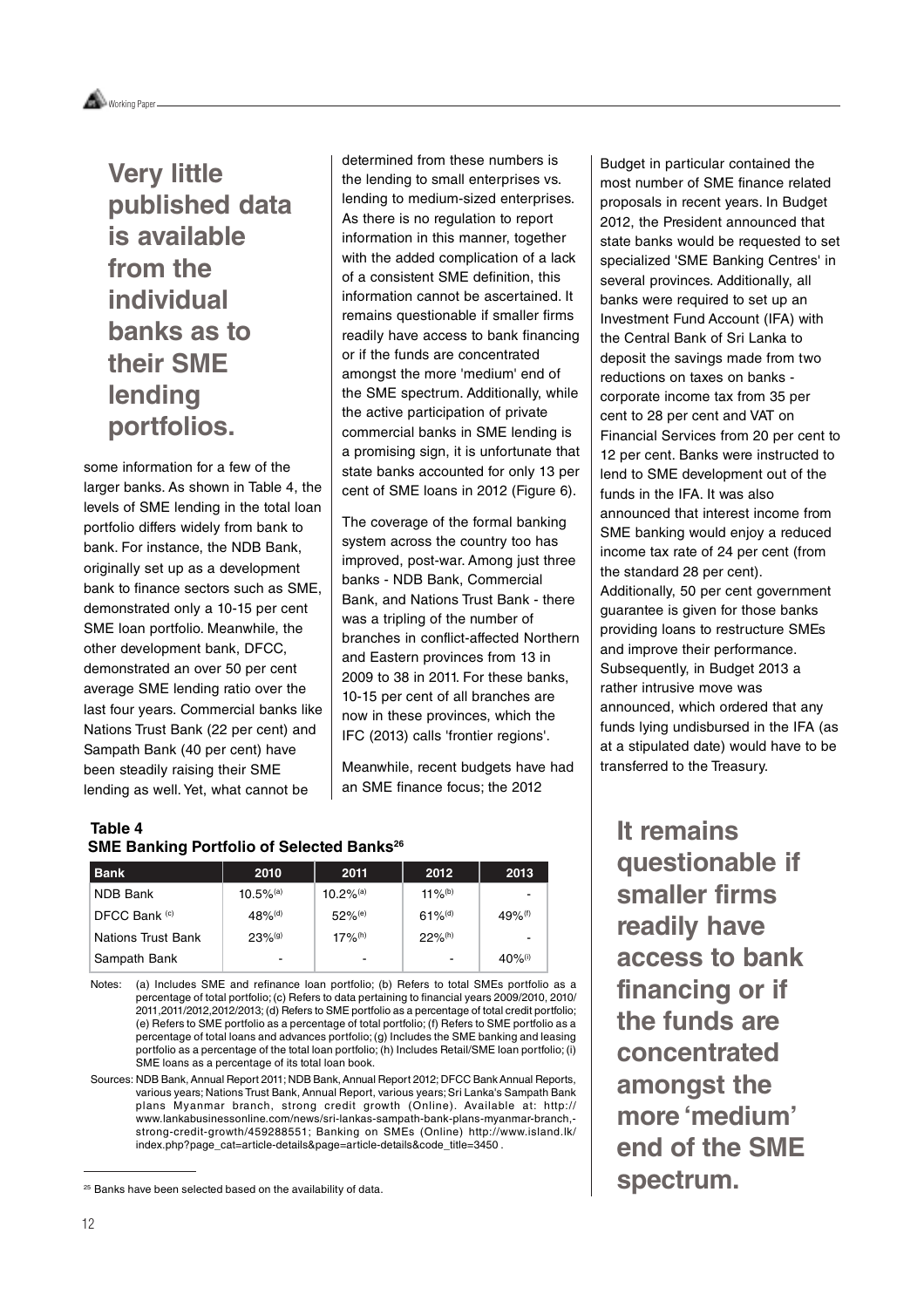**Very little published data is available from the individual banks as to their SME lending portfolios.**

some information for a few of the larger banks. As shown in Table 4, the levels of SME lending in the total loan portfolio differs widely from bank to bank. For instance, the NDB Bank, originally set up as a development bank to finance sectors such as SME, demonstrated only a 10-15 per cent SME loan portfolio. Meanwhile, the other development bank, DFCC, demonstrated an over 50 per cent average SME lending ratio over the last four years. Commercial banks like Nations Trust Bank (22 per cent) and Sampath Bank (40 per cent) have been steadily raising their SME lending as well. Yet, what cannot be determined from these numbers is the lending to small enterprises vs. lending to medium-sized enterprises. As there is no regulation to report information in this manner, together with the added complication of a lack of a consistent SME definition, this information cannot be ascertained. It remains questionable if smaller firms readily have access to bank financing or if the funds are concentrated amongst the more 'medium' end of the SME spectrum. Additionally, while the active participation of private commercial banks in SME lending is a promising sign, it is unfortunate that state banks accounted for only 13 per cent of SME loans in 2012 (Figure 6).

The coverage of the formal banking system across the country too has improved, post-war. Among just three banks - NDB Bank, Commercial Bank, and Nations Trust Bank - there was a tripling of the number of branches in conflict-affected Northern and Eastern provinces from 13 in 2009 to 38 in 2011. For these banks, 10-15 per cent of all branches are now in these provinces, which the IFC (2013) calls 'frontier regions'.

Meanwhile, recent budgets have had an SME finance focus; the 2012 Budget in particular contained the most number of SME finance related proposals in recent years. In Budget 2012, the President announced that state banks would be requested to set specialized 'SME Banking Centres' in several provinces. Additionally, all banks were required to set up an Investment Fund Account (IFA) with the Central Bank of Sri Lanka to deposit the savings made from two reductions on taxes on banks - corporate income tax from 35 per cent to 28 per cent and VAT on Financial Services from 20 per cent to 12 per cent. Banks were instructed to lend to SME development out of the funds in the IFA. It was also announced that interest income from SME banking would enjoy a reduced income tax rate of 24 per cent (from the standard 28 per cent). Additionally, 50 per cent government guarantee is given for those banks providing loans to restructure SMEs and improve their performance. Subsequently, in Budget 2013 a rather intrusive move was announced, which ordered that any funds lying undisbursed in the IFA (as at a stipulated date) would have to be transferred to the Treasury.

**Table 4**
**SME Banking Portfolio of Selected Banks[26]**

| Bank | 2010 | 2011 | 2012 | 2013 |
|---|---|---|---|---|
| NDB Bank | 10.5%[(a)] | 10.2%[(a)] | 11%[(b)] | - |
| DFCC Bank [(c)] | 48%[(d)] | 52%[(e)] | 61%[(d)] | 49%[(f)] |
| Nations Trust Bank | 23%[(g)] | 17%[(h)] | 22%[(h)] | - |
| Sampath Bank | - | - | - | 40%[(i)] |

Notes: (a) Includes SME and refinance loan portfolio; (b) Refers to total SMEs portfolio as a percentage of total portfolio; (c) Refers to data pertaining to financial years 2009/2010, 2010/2011,2011/2012,2012/2013; (d) Refers to SME portfolio as a percentage of total credit portfolio; (e) Refers to SME portfolio as a percentage of total portfolio; (f) Refers to SME portfolio as a percentage of total loans and advances portfolio; (g) Includes the SME banking and leasing portfolio as a percentage of the total loan portfolio; (h) Includes Retail/SME loan portfolio; (i) SME loans as a percentage of its total loan book.

Sources: NDB Bank, Annual Report 2011; NDB Bank, Annual Report 2012; DFCC Bank Annual Reports, various years; Nations Trust Bank, Annual Report, various years; Sri Lanka's Sampath Bank plans Myanmar branch, strong credit growth (Online). Available at: http://www.lankabusinessonline.com/news/sri-lankas-sampath-bank-plans-myanmar-branch,-strong-credit-growth/459288551; Banking on SMEs (Online) http://www.island.lk/index.php?page_cat=article-details&page=article-details&code_title=3450 .

**It remains questionable if smaller firms readily have access to bank financing or if the funds are concentrated amongst the more 'medium' end of the SME spectrum.**

[26] Banks have been selected based on the availability of data.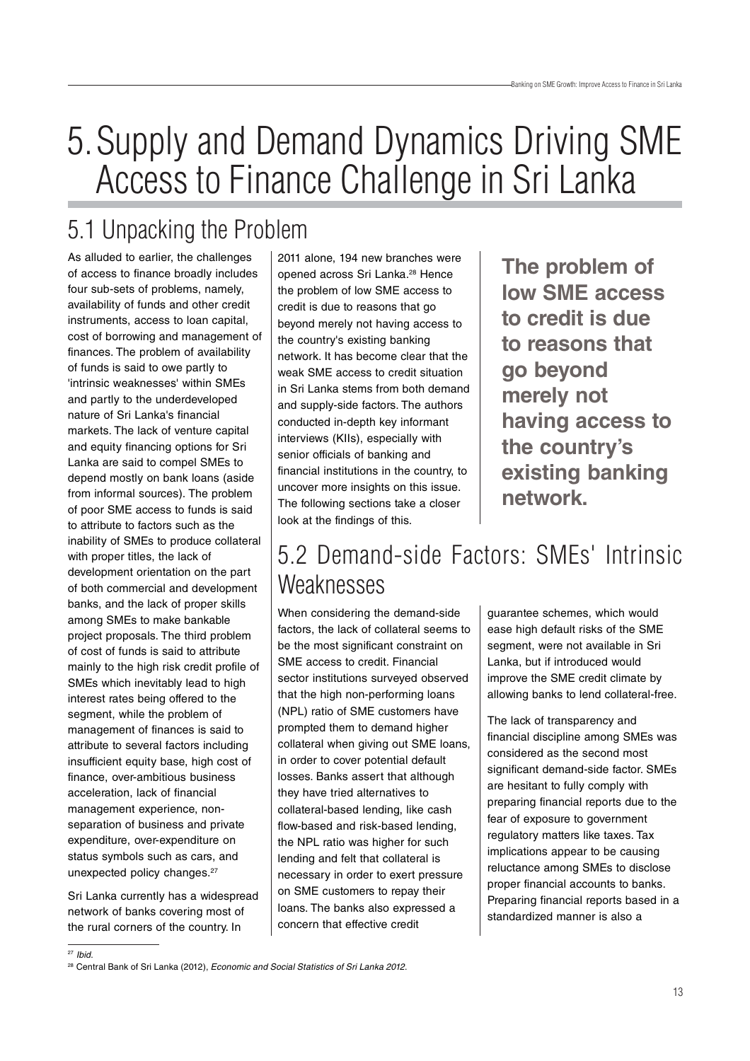# 5. Supply and Demand Dynamics Driving SME Access to Finance Challenge in Sri Lanka

## 5.1 Unpacking the Problem

As alluded to earlier, the challenges of access to finance broadly includes four sub-sets of problems, namely, availability of funds and other credit instruments, access to loan capital, cost of borrowing and management of finances. The problem of availability of funds is said to owe partly to 'intrinsic weaknesses' within SMEs and partly to the underdeveloped nature of Sri Lanka's financial markets. The lack of venture capital and equity financing options for Sri Lanka are said to compel SMEs to depend mostly on bank loans (aside from informal sources). The problem of poor SME access to funds is said to attribute to factors such as the inability of SMEs to produce collateral with proper titles, the lack of development orientation on the part of both commercial and development banks, and the lack of proper skills among SMEs to make bankable project proposals. The third problem of cost of funds is said to attribute mainly to the high risk credit profile of SMEs which inevitably lead to high interest rates being offered to the segment, while the problem of management of finances is said to attribute to several factors including insufficient equity base, high cost of finance, over-ambitious business acceleration, lack of financial management experience, non-separation of business and private expenditure, over-expenditure on status symbols such as cars, and unexpected policy changes.[27]

Sri Lanka currently has a widespread network of banks covering most of the rural corners of the country. In 2011 alone, 194 new branches were opened across Sri Lanka.[28] Hence the problem of low SME access to credit is due to reasons that go beyond merely not having access to the country's existing banking network. It has become clear that the weak SME access to credit situation in Sri Lanka stems from both demand and supply-side factors. The authors conducted in-depth key informant interviews (KIIs), especially with senior officials of banking and financial institutions in the country, to uncover more insights on this issue. The following sections take a closer look at the findings of this.

**The problem of low SME access to credit is due to reasons that go beyond merely not having access to the country's existing banking network.**

## 5.2 Demand-side Factors: SMEs' Intrinsic Weaknesses

When considering the demand-side factors, the lack of collateral seems to be the most significant constraint on SME access to credit. Financial sector institutions surveyed observed that the high non-performing loans (NPL) ratio of SME customers have prompted them to demand higher collateral when giving out SME loans, in order to cover potential default losses. Banks assert that although they have tried alternatives to collateral-based lending, like cash flow-based and risk-based lending, the NPL ratio was higher for such lending and felt that collateral is necessary in order to exert pressure on SME customers to repay their loans. The banks also expressed a concern that effective credit guarantee schemes, which would ease high default risks of the SME segment, were not available in Sri Lanka, but if introduced would improve the SME credit climate by allowing banks to lend collateral-free.

The lack of transparency and financial discipline among SMEs was considered as the second most significant demand-side factor. SMEs are hesitant to fully comply with preparing financial reports due to the fear of exposure to government regulatory matters like taxes. Tax implications appear to be causing reluctance among SMEs to disclose proper financial accounts to banks. Preparing financial reports based in a standardized manner is also a

---

[27] *Ibid.*

[28] Central Bank of Sri Lanka (2012), *Economic and Social Statistics of Sri Lanka 2012*.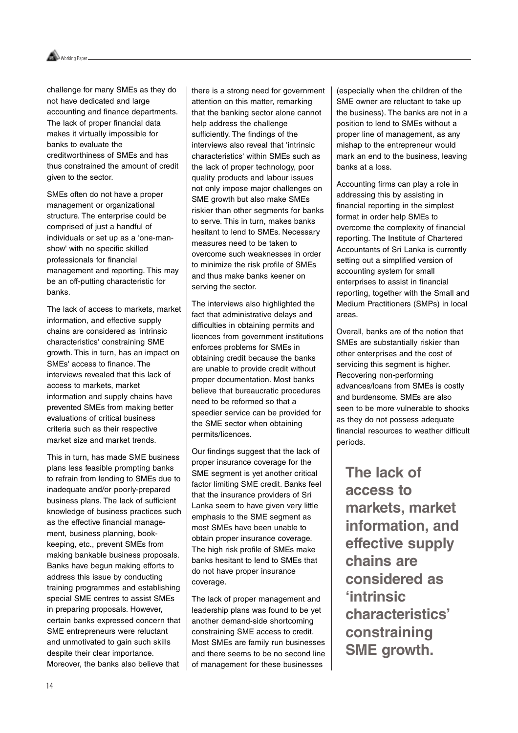challenge for many SMEs as they do not have dedicated and large accounting and finance departments. The lack of proper financial data makes it virtually impossible for banks to evaluate the creditworthiness of SMEs and has thus constrained the amount of credit given to the sector.

SMEs often do not have a proper management or organizational structure. The enterprise could be comprised of just a handful of individuals or set up as a 'one-man-show' with no specific skilled professionals for financial management and reporting. This may be an off-putting characteristic for banks.

The lack of access to markets, market information, and effective supply chains are considered as 'intrinsic characteristics' constraining SME growth. This in turn, has an impact on SMEs' access to finance. The interviews revealed that this lack of access to markets, market information and supply chains have prevented SMEs from making better evaluations of critical business criteria such as their respective market size and market trends.

This in turn, has made SME business plans less feasible prompting banks to refrain from lending to SMEs due to inadequate and/or poorly-prepared business plans. The lack of sufficient knowledge of business practices such as the effective financial management, business planning, book-keeping, etc., prevent SMEs from making bankable business proposals. Banks have begun making efforts to address this issue by conducting training programmes and establishing special SME centres to assist SMEs in preparing proposals. However, certain banks expressed concern that SME entrepreneurs were reluctant and unmotivated to gain such skills despite their clear importance. Moreover, the banks also believe that there is a strong need for government attention on this matter, remarking that the banking sector alone cannot help address the challenge sufficiently. The findings of the interviews also reveal that 'intrinsic characteristics' within SMEs such as the lack of proper technology, poor quality products and labour issues not only impose major challenges on SME growth but also make SMEs riskier than other segments for banks to serve. This in turn, makes banks hesitant to lend to SMEs. Necessary measures need to be taken to overcome such weaknesses in order to minimize the risk profile of SMEs and thus make banks keener on serving the sector.

The interviews also highlighted the fact that administrative delays and difficulties in obtaining permits and licences from government institutions enforces problems for SMEs in obtaining credit because the banks are unable to provide credit without proper documentation. Most banks believe that bureaucratic procedures need to be reformed so that a speedier service can be provided for the SME sector when obtaining permits/licences.

Our findings suggest that the lack of proper insurance coverage for the SME segment is yet another critical factor limiting SME credit. Banks feel that the insurance providers of Sri Lanka seem to have given very little emphasis to the SME segment as most SMEs have been unable to obtain proper insurance coverage. The high risk profile of SMEs make banks hesitant to lend to SMEs that do not have proper insurance coverage.

The lack of proper management and leadership plans was found to be yet another demand-side shortcoming constraining SME access to credit. Most SMEs are family run businesses and there seems to be no second line of management for these businesses (especially when the children of the SME owner are reluctant to take up the business). The banks are not in a position to lend to SMEs without a proper line of management, as any mishap to the entrepreneur would mark an end to the business, leaving banks at a loss.

Accounting firms can play a role in addressing this by assisting in financial reporting in the simplest format in order help SMEs to overcome the complexity of financial reporting. The Institute of Chartered Accountants of Sri Lanka is currently setting out a simplified version of accounting system for small enterprises to assist in financial reporting, together with the Small and Medium Practitioners (SMPs) in local areas.

Overall, banks are of the notion that SMEs are substantially riskier than other enterprises and the cost of servicing this segment is higher. Recovering non-performing advances/loans from SMEs is costly and burdensome. SMEs are also seen to be more vulnerable to shocks as they do not possess adequate financial resources to weather difficult periods.

**The lack of access to markets, market information, and effective supply chains are considered as 'intrinsic characteristics' constraining SME growth.**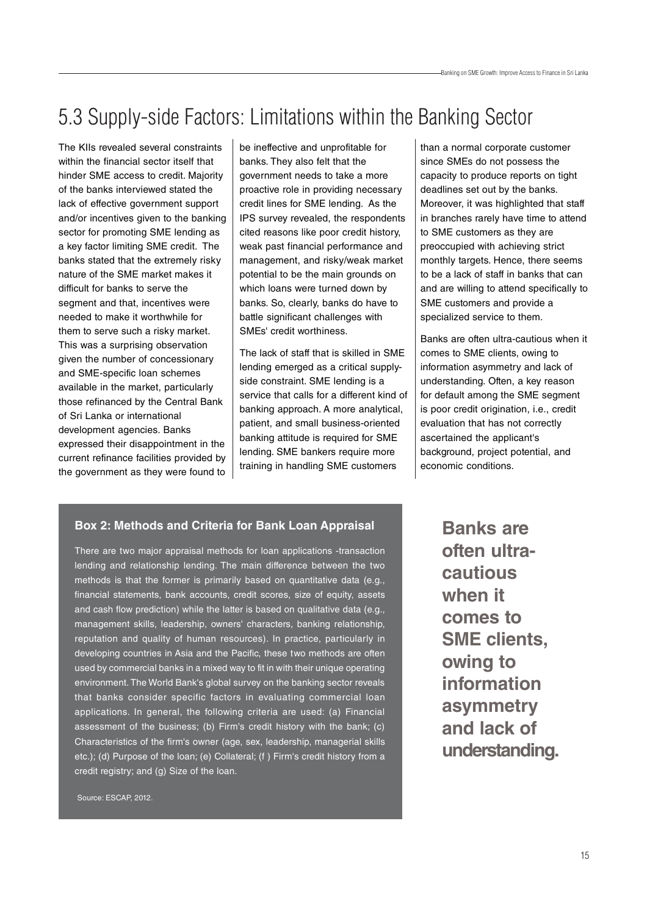## 5.3 Supply-side Factors: Limitations within the Banking Sector

The KIIs revealed several constraints within the financial sector itself that hinder SME access to credit. Majority of the banks interviewed stated the lack of effective government support and/or incentives given to the banking sector for promoting SME lending as a key factor limiting SME credit. The banks stated that the extremely risky nature of the SME market makes it difficult for banks to serve the segment and that, incentives were needed to make it worthwhile for them to serve such a risky market. This was a surprising observation given the number of concessionary and SME-specific loan schemes available in the market, particularly those refinanced by the Central Bank of Sri Lanka or international development agencies. Banks expressed their disappointment in the current refinance facilities provided by the government as they were found to be ineffective and unprofitable for banks. They also felt that the government needs to take a more proactive role in providing necessary credit lines for SME lending. As the IPS survey revealed, the respondents cited reasons like poor credit history, weak past financial performance and management, and risky/weak market potential to be the main grounds on which loans were turned down by banks. So, clearly, banks do have to battle significant challenges with SMEs' credit worthiness.

The lack of staff that is skilled in SME lending emerged as a critical supply-side constraint. SME lending is a service that calls for a different kind of banking approach. A more analytical, patient, and small business-oriented banking attitude is required for SME lending. SME bankers require more training in handling SME customers than a normal corporate customer since SMEs do not possess the capacity to produce reports on tight deadlines set out by the banks. Moreover, it was highlighted that staff in branches rarely have time to attend to SME customers as they are preoccupied with achieving strict monthly targets. Hence, there seems to be a lack of staff in banks that can and are willing to attend specifically to SME customers and provide a specialized service to them.

Banks are often ultra-cautious when it comes to SME clients, owing to information asymmetry and lack of understanding. Often, a key reason for default among the SME segment is poor credit origination, i.e., credit evaluation that has not correctly ascertained the applicant's background, project potential, and economic conditions.

### Box 2: Methods and Criteria for Bank Loan Appraisal

There are two major appraisal methods for loan applications -transaction lending and relationship lending. The main difference between the two methods is that the former is primarily based on quantitative data (e.g., financial statements, bank accounts, credit scores, size of equity, assets and cash flow prediction) while the latter is based on qualitative data (e.g., management skills, leadership, owners' characters, banking relationship, reputation and quality of human resources). In practice, particularly in developing countries in Asia and the Pacific, these two methods are often used by commercial banks in a mixed way to fit in with their unique operating environment. The World Bank's global survey on the banking sector reveals that banks consider specific factors in evaluating commercial loan applications. In general, the following criteria are used: (a) Financial assessment of the business; (b) Firm's credit history with the bank; (c) Characteristics of the firm's owner (age, sex, leadership, managerial skills etc.); (d) Purpose of the loan; (e) Collateral; (f ) Firm's credit history from a credit registry; and (g) Size of the loan.

Source: ESCAP, 2012.

**Banks are often ultra-cautious when it comes to SME clients, owing to information asymmetry and lack of understanding.**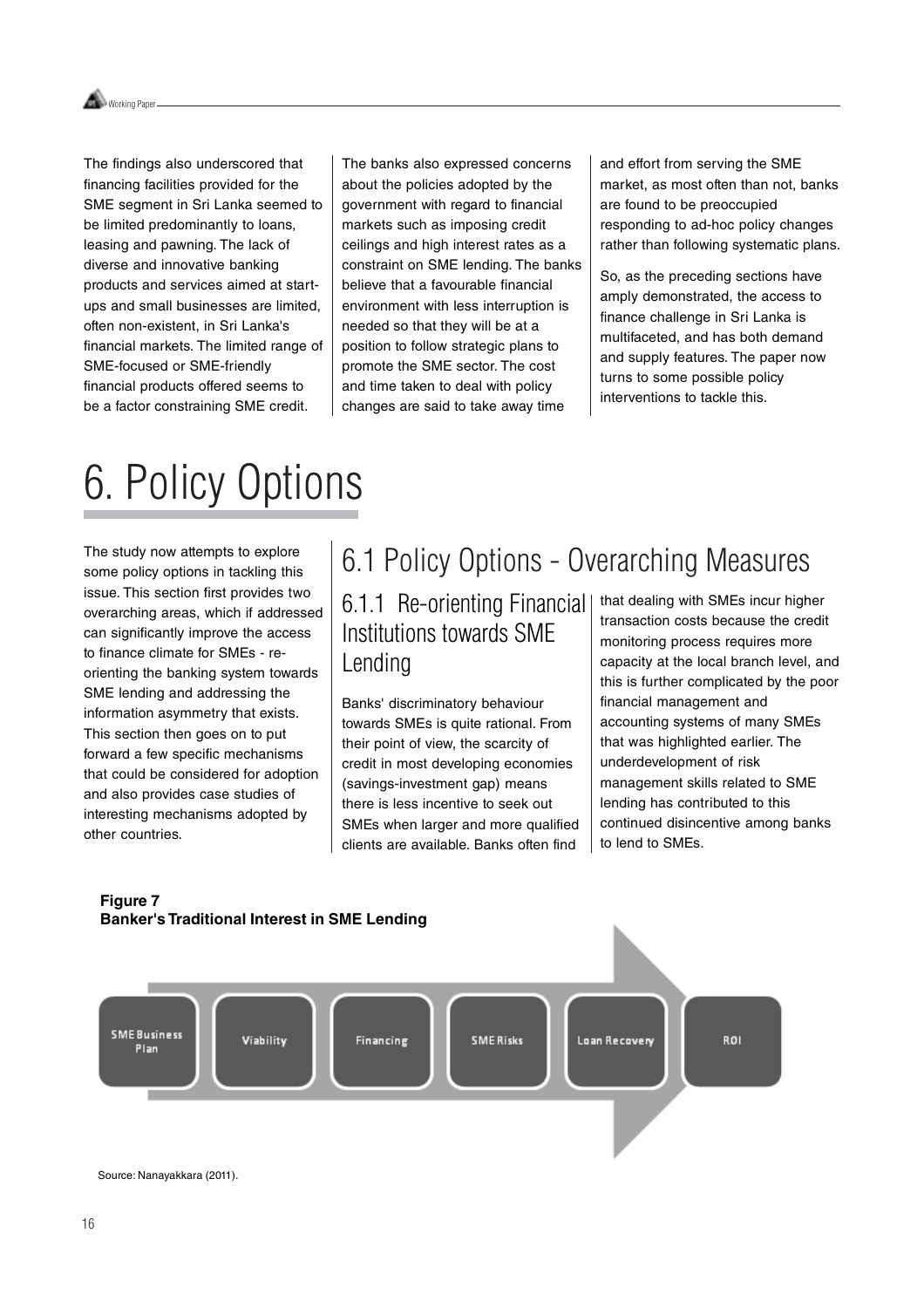The findings also underscored that financing facilities provided for the SME segment in Sri Lanka seemed to be limited predominantly to loans, leasing and pawning. The lack of diverse and innovative banking products and services aimed at start-ups and small businesses are limited, often non-existent, in Sri Lanka's financial markets. The limited range of SME-focused or SME-friendly financial products offered seems to be a factor constraining SME credit.

The banks also expressed concerns about the policies adopted by the government with regard to financial markets such as imposing credit ceilings and high interest rates as a constraint on SME lending. The banks believe that a favourable financial environment with less interruption is needed so that they will be at a position to follow strategic plans to promote the SME sector. The cost and time taken to deal with policy changes are said to take away time and effort from serving the SME market, as most often than not, banks are found to be preoccupied responding to ad-hoc policy changes rather than following systematic plans.

So, as the preceding sections have amply demonstrated, the access to finance challenge in Sri Lanka is multifaceted, and has both demand and supply features. The paper now turns to some possible policy interventions to tackle this.

# 6. Policy Options

The study now attempts to explore some policy options in tackling this issue. This section first provides two overarching areas, which if addressed can significantly improve the access to finance climate for SMEs - re-orienting the banking system towards SME lending and addressing the information asymmetry that exists. This section then goes on to put forward a few specific mechanisms that could be considered for adoption and also provides case studies of interesting mechanisms adopted by other countries.

## 6.1 Policy Options - Overarching Measures

### 6.1.1 Re-orienting Financial Institutions towards SME Lending

Banks' discriminatory behaviour towards SMEs is quite rational. From their point of view, the scarcity of credit in most developing economies (savings-investment gap) means there is less incentive to seek out SMEs when larger and more qualified clients are available. Banks often find that dealing with SMEs incur higher transaction costs because the credit monitoring process requires more capacity at the local branch level, and this is further complicated by the poor financial management and accounting systems of many SMEs that was highlighted earlier. The underdevelopment of risk management skills related to SME lending has contributed to this continued disincentive among banks to lend to SMEs.

**Figure 7**
**Banker's Traditional Interest in SME Lending**

SME Business Plan → Viability → Financing → SME Risks → Loan Recovery → ROI

Source: Nanayakkara (2011).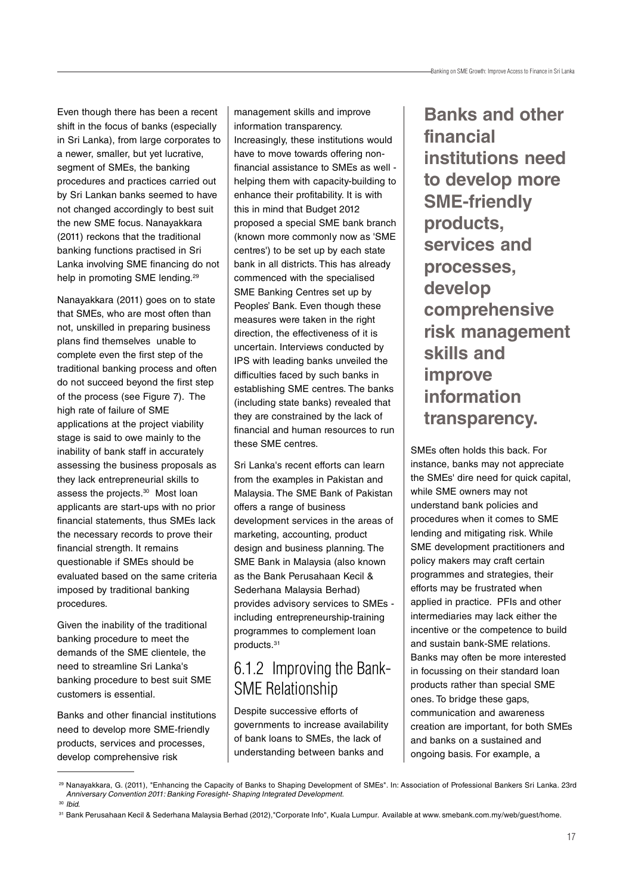Even though there has been a recent shift in the focus of banks (especially in Sri Lanka), from large corporates to a newer, smaller, but yet lucrative, segment of SMEs, the banking procedures and practices carried out by Sri Lankan banks seemed to have not changed accordingly to best suit the new SME focus. Nanayakkara (2011) reckons that the traditional banking functions practised in Sri Lanka involving SME financing do not help in promoting SME lending.[29]

Nanayakkara (2011) goes on to state that SMEs, who are most often than not, unskilled in preparing business plans find themselves unable to complete even the first step of the traditional banking process and often do not succeed beyond the first step of the process (see Figure 7). The high rate of failure of SME applications at the project viability stage is said to owe mainly to the inability of bank staff in accurately assessing the business proposals as they lack entrepreneurial skills to assess the projects.[30] Most loan applicants are start-ups with no prior financial statements, thus SMEs lack the necessary records to prove their financial strength. It remains questionable if SMEs should be evaluated based on the same criteria imposed by traditional banking procedures.

Given the inability of the traditional banking procedure to meet the demands of the SME clientele, the need to streamline Sri Lanka's banking procedure to best suit SME customers is essential.

Banks and other financial institutions need to develop more SME-friendly products, services and processes, develop comprehensive risk management skills and improve information transparency. Increasingly, these institutions would have to move towards offering non-financial assistance to SMEs as well - helping them with capacity-building to enhance their profitability. It is with this in mind that Budget 2012 proposed a special SME bank branch (known more commonly now as 'SME centres') to be set up by each state bank in all districts. This has already commenced with the specialised SME Banking Centres set up by Peoples' Bank. Even though these measures were taken in the right direction, the effectiveness of it is uncertain. Interviews conducted by IPS with leading banks unveiled the difficulties faced by such banks in establishing SME centres. The banks (including state banks) revealed that they are constrained by the lack of financial and human resources to run these SME centres.

Sri Lanka's recent efforts can learn from the examples in Pakistan and Malaysia. The SME Bank of Pakistan offers a range of business development services in the areas of marketing, accounting, product design and business planning. The SME Bank in Malaysia (also known as the Bank Perusahaan Kecil & Sederhana Malaysia Berhad) provides advisory services to SMEs - including entrepreneurship-training programmes to complement loan products.[31]

### 6.1.2 Improving the Bank-SME Relationship

Despite successive efforts of governments to increase availability of bank loans to SMEs, the lack of understanding between banks and SMEs often holds this back. For instance, banks may not appreciate the SMEs' dire need for quick capital, while SME owners may not understand bank policies and procedures when it comes to SME lending and mitigating risk. While SME development practitioners and policy makers may craft certain programmes and strategies, their efforts may be frustrated when applied in practice. PFIs and other intermediaries may lack either the incentive or the competence to build and sustain bank-SME relations. Banks may often be more interested in focussing on their standard loan products rather than special SME ones. To bridge these gaps, communication and awareness creation are important, for both SMEs and banks on a sustained and ongoing basis. For example, a

**Banks and other financial institutions need to develop more SME-friendly products, services and processes, develop comprehensive risk management skills and improve information transparency.**

---

[29] Nanayakkara, G. (2011), "Enhancing the Capacity of Banks to Shaping Development of SMEs". In: Association of Professional Bankers Sri Lanka. 23rd *Anniversary Convention 2011: Banking Foresight- Shaping Integrated Development.*

[30] *Ibid.*

[31] Bank Perusahaan Kecil & Sederhana Malaysia Berhad (2012),"Corporate Info", Kuala Lumpur. Available at www. smebank.com.my/web/guest/home.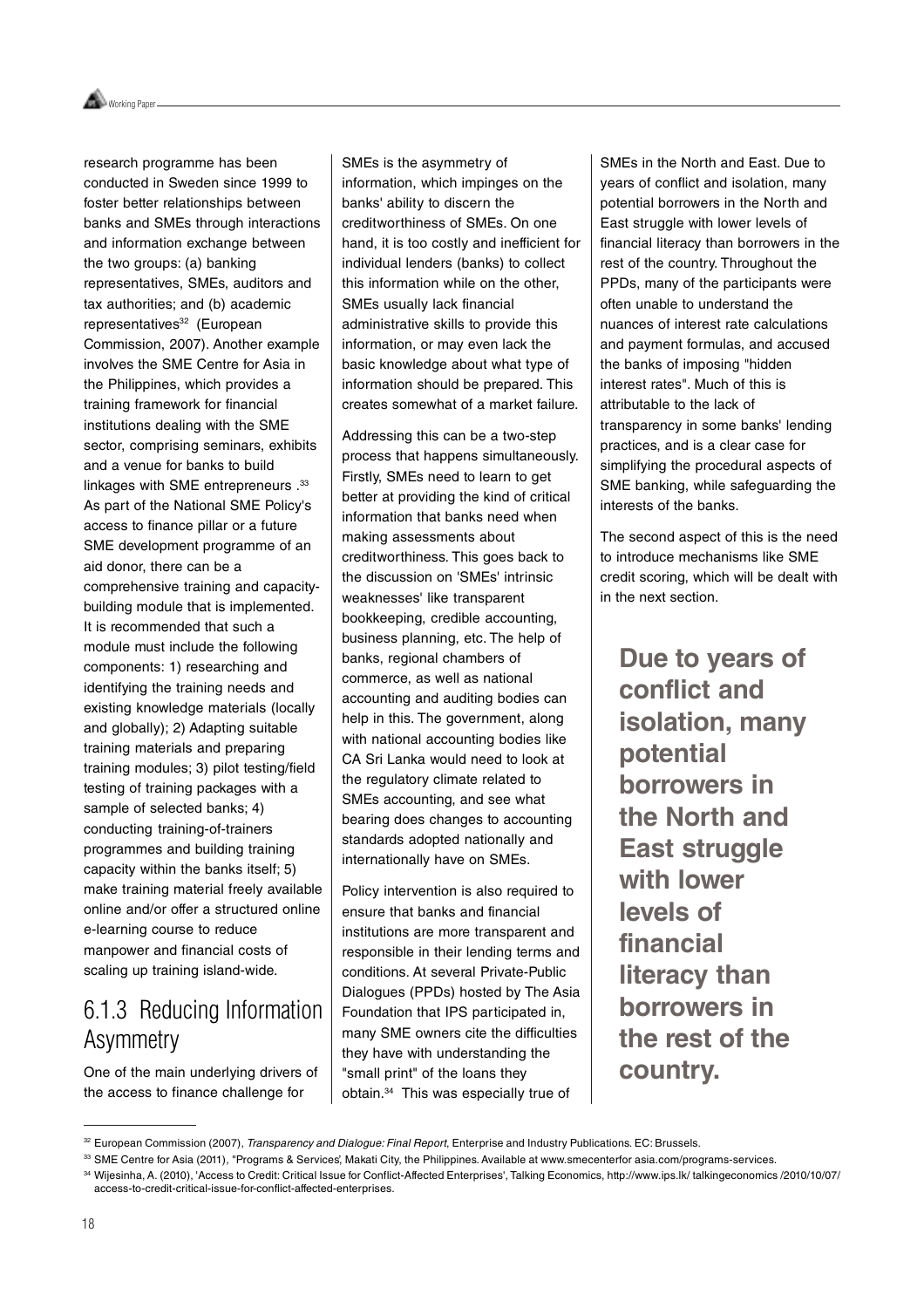research programme has been conducted in Sweden since 1999 to foster better relationships between banks and SMEs through interactions and information exchange between the two groups: (a) banking representatives, SMEs, auditors and tax authorities; and (b) academic representatives[32] (European Commission, 2007). Another example involves the SME Centre for Asia in the Philippines, which provides a training framework for financial institutions dealing with the SME sector, comprising seminars, exhibits and a venue for banks to build linkages with SME entrepreneurs .[33] As part of the National SME Policy's access to finance pillar or a future SME development programme of an aid donor, there can be a comprehensive training and capacity-building module that is implemented. It is recommended that such a module must include the following components: 1) researching and identifying the training needs and existing knowledge materials (locally and globally); 2) Adapting suitable training materials and preparing training modules; 3) pilot testing/field testing of training packages with a sample of selected banks; 4) conducting training-of-trainers programmes and building training capacity within the banks itself; 5) make training material freely available online and/or offer a structured online e-learning course to reduce manpower and financial costs of scaling up training island-wide.

### 6.1.3 Reducing Information Asymmetry

One of the main underlying drivers of the access to finance challenge for SMEs is the asymmetry of information, which impinges on the banks' ability to discern the creditworthiness of SMEs. On one hand, it is too costly and inefficient for individual lenders (banks) to collect this information while on the other, SMEs usually lack financial administrative skills to provide this information, or may even lack the basic knowledge about what type of information should be prepared. This creates somewhat of a market failure.

Addressing this can be a two-step process that happens simultaneously. Firstly, SMEs need to learn to get better at providing the kind of critical information that banks need when making assessments about creditworthiness. This goes back to the discussion on 'SMEs' intrinsic weaknesses' like transparent bookkeeping, credible accounting, business planning, etc. The help of banks, regional chambers of commerce, as well as national accounting and auditing bodies can help in this. The government, along with national accounting bodies like CA Sri Lanka would need to look at the regulatory climate related to SMEs accounting, and see what bearing does changes to accounting standards adopted nationally and internationally have on SMEs.

Policy intervention is also required to ensure that banks and financial institutions are more transparent and responsible in their lending terms and conditions. At several Private-Public Dialogues (PPDs) hosted by The Asia Foundation that IPS participated in, many SME owners cite the difficulties they have with understanding the "small print" of the loans they obtain.[34] This was especially true of SMEs in the North and East. Due to years of conflict and isolation, many potential borrowers in the North and East struggle with lower levels of financial literacy than borrowers in the rest of the country. Throughout the PPDs, many of the participants were often unable to understand the nuances of interest rate calculations and payment formulas, and accused the banks of imposing "hidden interest rates". Much of this is attributable to the lack of transparency in some banks' lending practices, and is a clear case for simplifying the procedural aspects of SME banking, while safeguarding the interests of the banks.

The second aspect of this is the need to introduce mechanisms like SME credit scoring, which will be dealt with in the next section.

**Due to years of conflict and isolation, many potential borrowers in the North and East struggle with lower levels of financial literacy than borrowers in the rest of the country.**

---

[32] European Commission (2007), *Transparency and Dialogue: Final Report*, Enterprise and Industry Publications. EC: Brussels.

[33] SME Centre for Asia (2011), "Programs & Services", Makati City, the Philippines. Available at www.smecenterfor asia.com/programs-services.

[34] Wijesinha, A. (2010), 'Access to Credit: Critical Issue for Conflict-Affected Enterprises', Talking Economics, http://www.ips.lk/ talkingeconomics /2010/10/07/ access-to-credit-critical-issue-for-conflict-affected-enterprises.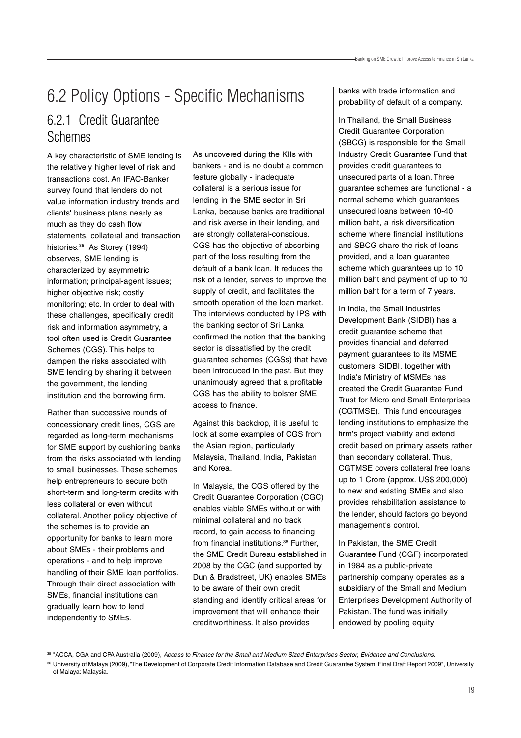## 6.2 Policy Options - Specific Mechanisms

### 6.2.1 Credit Guarantee Schemes

A key characteristic of SME lending is the relatively higher level of risk and transactions cost. An IFAC-Banker survey found that lenders do not value information industry trends and clients' business plans nearly as much as they do cash flow statements, collateral and transaction histories.[35] As Storey (1994) observes, SME lending is characterized by asymmetric information; principal-agent issues; higher objective risk; costly monitoring; etc. In order to deal with these challenges, specifically credit risk and information asymmetry, a tool often used is Credit Guarantee Schemes (CGS). This helps to dampen the risks associated with SME lending by sharing it between the government, the lending institution and the borrowing firm.

Rather than successive rounds of concessionary credit lines, CGS are regarded as long-term mechanisms for SME support by cushioning banks from the risks associated with lending to small businesses. These schemes help entrepreneurs to secure both short-term and long-term credits with less collateral or even without collateral. Another policy objective of the schemes is to provide an opportunity for banks to learn more about SMEs - their problems and operations - and to help improve handling of their SME loan portfolios. Through their direct association with SMEs, financial institutions can gradually learn how to lend independently to SMEs.

As uncovered during the KIIs with bankers - and is no doubt a common feature globally - inadequate collateral is a serious issue for lending in the SME sector in Sri Lanka, because banks are traditional and risk averse in their lending, and are strongly collateral-conscious. CGS has the objective of absorbing part of the loss resulting from the default of a bank loan. It reduces the risk of a lender, serves to improve the supply of credit, and facilitates the smooth operation of the loan market. The interviews conducted by IPS with the banking sector of Sri Lanka confirmed the notion that the banking sector is dissatisfied by the credit guarantee schemes (CGSs) that have been introduced in the past. But they unanimously agreed that a profitable CGS has the ability to bolster SME access to finance.

Against this backdrop, it is useful to look at some examples of CGS from the Asian region, particularly Malaysia, Thailand, India, Pakistan and Korea.

In Malaysia, the CGS offered by the Credit Guarantee Corporation (CGC) enables viable SMEs without or with minimal collateral and no track record, to gain access to financing from financial institutions.[36] Further, the SME Credit Bureau established in 2008 by the CGC (and supported by Dun & Bradstreet, UK) enables SMEs to be aware of their own credit standing and identify critical areas for improvement that will enhance their creditworthiness. It also provides banks with trade information and probability of default of a company.

In Thailand, the Small Business Credit Guarantee Corporation (SBCG) is responsible for the Small Industry Credit Guarantee Fund that provides credit guarantees to unsecured parts of a loan. Three guarantee schemes are functional - a normal scheme which guarantees unsecured loans between 10-40 million baht, a risk diversification scheme where financial institutions and SBCG share the risk of loans provided, and a loan guarantee scheme which guarantees up to 10 million baht and payment of up to 10 million baht for a term of 7 years.

In India, the Small Industries Development Bank (SIDBI) has a credit guarantee scheme that provides financial and deferred payment guarantees to its MSME customers. SIDBI, together with India's Ministry of MSMEs has created the Credit Guarantee Fund Trust for Micro and Small Enterprises (CGTMSE). This fund encourages lending institutions to emphasize the firm's project viability and extend credit based on primary assets rather than secondary collateral. Thus, CGTMSE covers collateral free loans up to 1 Crore (approx. US$ 200,000) to new and existing SMEs and also provides rehabilitation assistance to the lender, should factors go beyond management's control.

In Pakistan, the SME Credit Guarantee Fund (CGF) incorporated in 1984 as a public-private partnership company operates as a subsidiary of the Small and Medium Enterprises Development Authority of Pakistan. The fund was initially endowed by pooling equity

---

[35] "ACCA, CGA and CPA Australia (2009), *Access to Finance for the Small and Medium Sized Enterprises Sector, Evidence and Conclusions.*

[36] University of Malaya (2009), "The Development of Corporate Credit Information Database and Credit Guarantee System: Final Draft Report 2009", University of Malaya: Malaysia.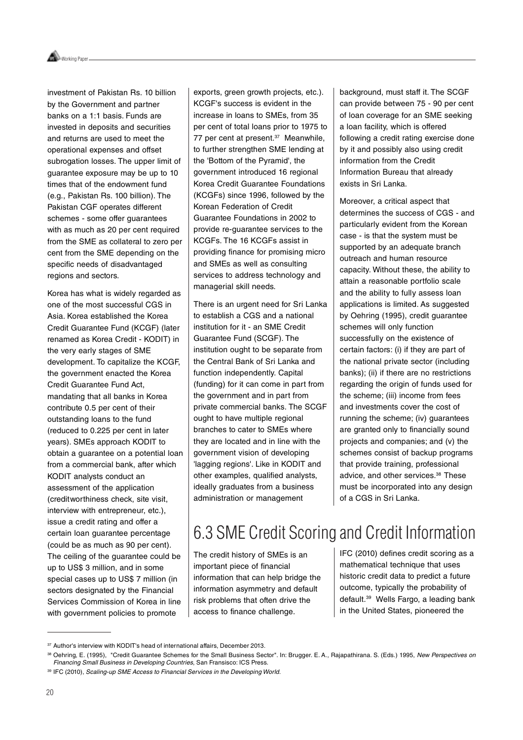investment of Pakistan Rs. 10 billion by the Government and partner banks on a 1:1 basis. Funds are invested in deposits and securities and returns are used to meet the operational expenses and offset subrogation losses. The upper limit of guarantee exposure may be up to 10 times that of the endowment fund (e.g., Pakistan Rs. 100 billion). The Pakistan CGF operates different schemes - some offer guarantees with as much as 20 per cent required from the SME as collateral to zero per cent from the SME depending on the specific needs of disadvantaged regions and sectors.

Korea has what is widely regarded as one of the most successful CGS in Asia. Korea established the Korea Credit Guarantee Fund (KCGF) (later renamed as Korea Credit - KODIT) in the very early stages of SME development. To capitalize the KCGF, the government enacted the Korea Credit Guarantee Fund Act, mandating that all banks in Korea contribute 0.5 per cent of their outstanding loans to the fund (reduced to 0.225 per cent in later years). SMEs approach KODIT to obtain a guarantee on a potential loan from a commercial bank, after which KODIT analysts conduct an assessment of the application (creditworthiness check, site visit, interview with entrepreneur, etc.), issue a credit rating and offer a certain loan guarantee percentage (could be as much as 90 per cent). The ceiling of the guarantee could be up to US$ 3 million, and in some special cases up to US$ 7 million (in sectors designated by the Financial Services Commission of Korea in line with government policies to promote exports, green growth projects, etc.). KCGF's success is evident in the increase in loans to SMEs, from 35 per cent of total loans prior to 1975 to 77 per cent at present.[37] Meanwhile, to further strengthen SME lending at the 'Bottom of the Pyramid', the government introduced 16 regional Korea Credit Guarantee Foundations (KCGFs) since 1996, followed by the Korean Federation of Credit Guarantee Foundations in 2002 to provide re-guarantee services to the KCGFs. The 16 KCGFs assist in providing finance for promising micro and SMEs as well as consulting services to address technology and managerial skill needs.

There is an urgent need for Sri Lanka to establish a CGS and a national institution for it - an SME Credit Guarantee Fund (SCGF). The institution ought to be separate from the Central Bank of Sri Lanka and function independently. Capital (funding) for it can come in part from the government and in part from private commercial banks. The SCGF ought to have multiple regional branches to cater to SMEs where they are located and in line with the government vision of developing 'lagging regions'. Like in KODIT and other examples, qualified analysts, ideally graduates from a business administration or management background, must staff it. The SCGF can provide between 75 - 90 per cent of loan coverage for an SME seeking a loan facility, which is offered following a credit rating exercise done by it and possibly also using credit information from the Credit Information Bureau that already exists in Sri Lanka.

Moreover, a critical aspect that determines the success of CGS - and particularly evident from the Korean case - is that the system must be supported by an adequate branch outreach and human resource capacity. Without these, the ability to attain a reasonable portfolio scale and the ability to fully assess loan applications is limited. As suggested by Oehring (1995), credit guarantee schemes will only function successfully on the existence of certain factors: (i) if they are part of the national private sector (including banks); (ii) if there are no restrictions regarding the origin of funds used for the scheme; (iii) income from fees and investments cover the cost of running the scheme; (iv) guarantees are granted only to financially sound projects and companies; and (v) the schemes consist of backup programs that provide training, professional advice, and other services.[38] These must be incorporated into any design of a CGS in Sri Lanka.

## 6.3 SME Credit Scoring and Credit Information

The credit history of SMEs is an important piece of financial information that can help bridge the information asymmetry and default risk problems that often drive the access to finance challenge.

IFC (2010) defines credit scoring as a mathematical technique that uses historic credit data to predict a future outcome, typically the probability of default.[39] Wells Fargo, a leading bank in the United States, pioneered the

---

[37] Author's interview with KODIT's head of international affairs, December 2013.

[38] Oehring, E. (1995), "Credit Guarantee Schemes for the Small Business Sector". In: Brugger. E. A., Rajapathirana. S. (Eds.) 1995, *New Perspectives on Financing Small Business in Developing Countries*, San Fransisco: ICS Press.

[39] IFC (2010), *Scaling-up SME Access to Financial Services in the Developing World.*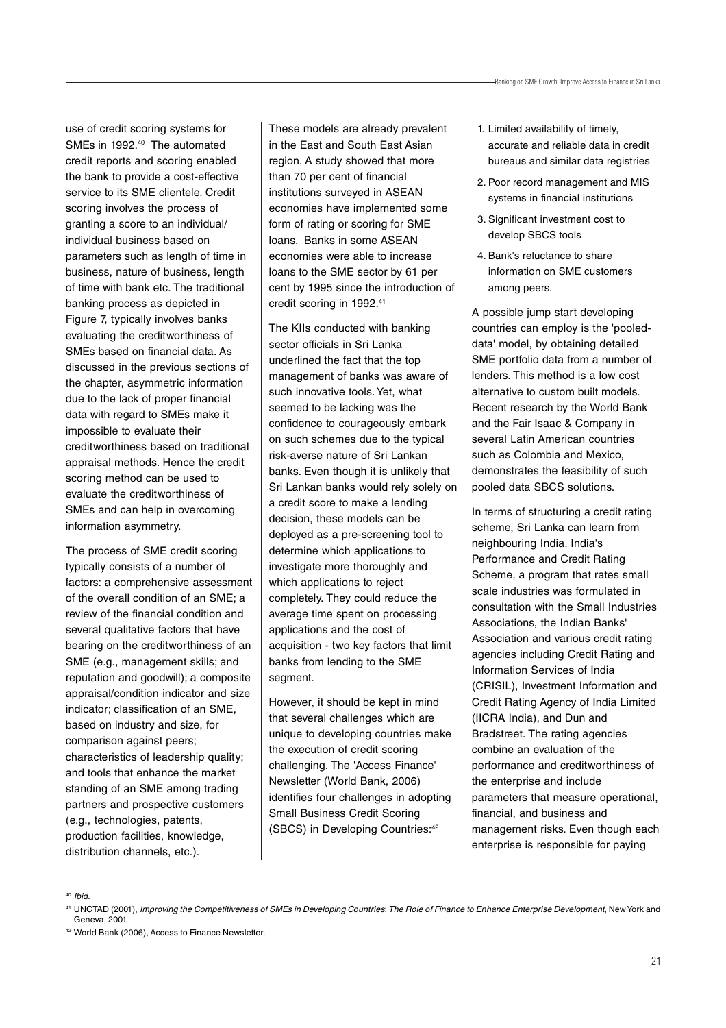use of credit scoring systems for SMEs in 1992.[40] The automated credit reports and scoring enabled the bank to provide a cost-effective service to its SME clientele. Credit scoring involves the process of granting a score to an individual/ individual business based on parameters such as length of time in business, nature of business, length of time with bank etc. The traditional banking process as depicted in Figure 7, typically involves banks evaluating the creditworthiness of SMEs based on financial data. As discussed in the previous sections of the chapter, asymmetric information due to the lack of proper financial data with regard to SMEs make it impossible to evaluate their creditworthiness based on traditional appraisal methods. Hence the credit scoring method can be used to evaluate the creditworthiness of SMEs and can help in overcoming information asymmetry.

The process of SME credit scoring typically consists of a number of factors: a comprehensive assessment of the overall condition of an SME; a review of the financial condition and several qualitative factors that have bearing on the creditworthiness of an SME (e.g., management skills; and reputation and goodwill); a composite appraisal/condition indicator and size indicator; classification of an SME, based on industry and size, for comparison against peers; characteristics of leadership quality; and tools that enhance the market standing of an SME among trading partners and prospective customers (e.g., technologies, patents, production facilities, knowledge, distribution channels, etc.).

These models are already prevalent in the East and South East Asian region. A study showed that more than 70 per cent of financial institutions surveyed in ASEAN economies have implemented some form of rating or scoring for SME loans. Banks in some ASEAN economies were able to increase loans to the SME sector by 61 per cent by 1995 since the introduction of credit scoring in 1992.[41]

The KIIs conducted with banking sector officials in Sri Lanka underlined the fact that the top management of banks was aware of such innovative tools. Yet, what seemed to be lacking was the confidence to courageously embark on such schemes due to the typical risk-averse nature of Sri Lankan banks. Even though it is unlikely that Sri Lankan banks would rely solely on a credit score to make a lending decision, these models can be deployed as a pre-screening tool to determine which applications to investigate more thoroughly and which applications to reject completely. They could reduce the average time spent on processing applications and the cost of acquisition - two key factors that limit banks from lending to the SME segment.

However, it should be kept in mind that several challenges which are unique to developing countries make the execution of credit scoring challenging. The 'Access Finance' Newsletter (World Bank, 2006) identifies four challenges in adopting Small Business Credit Scoring (SBCS) in Developing Countries:[42]

1. Limited availability of timely, accurate and reliable data in credit bureaus and similar data registries
2. Poor record management and MIS systems in financial institutions
3. Significant investment cost to develop SBCS tools
4. Bank's reluctance to share information on SME customers among peers.

A possible jump start developing countries can employ is the 'pooled-data' model, by obtaining detailed SME portfolio data from a number of lenders. This method is a low cost alternative to custom built models. Recent research by the World Bank and the Fair Isaac & Company in several Latin American countries such as Colombia and Mexico, demonstrates the feasibility of such pooled data SBCS solutions.

In terms of structuring a credit rating scheme, Sri Lanka can learn from neighbouring India. India's Performance and Credit Rating Scheme, a program that rates small scale industries was formulated in consultation with the Small Industries Associations, the Indian Banks' Association and various credit rating agencies including Credit Rating and Information Services of India (CRISIL), Investment Information and Credit Rating Agency of India Limited (IICRA India), and Dun and Bradstreet. The rating agencies combine an evaluation of the performance and creditworthiness of the enterprise and include parameters that measure operational, financial, and business and management risks. Even though each enterprise is responsible for paying

---

[40] *Ibid.*

[41] UNCTAD (2001), *Improving the Competitiveness of SMEs in Developing Countries*: *The Role of Finance to Enhance Enterprise Development*, New York and Geneva, 2001.

[42] World Bank (2006), Access to Finance Newsletter.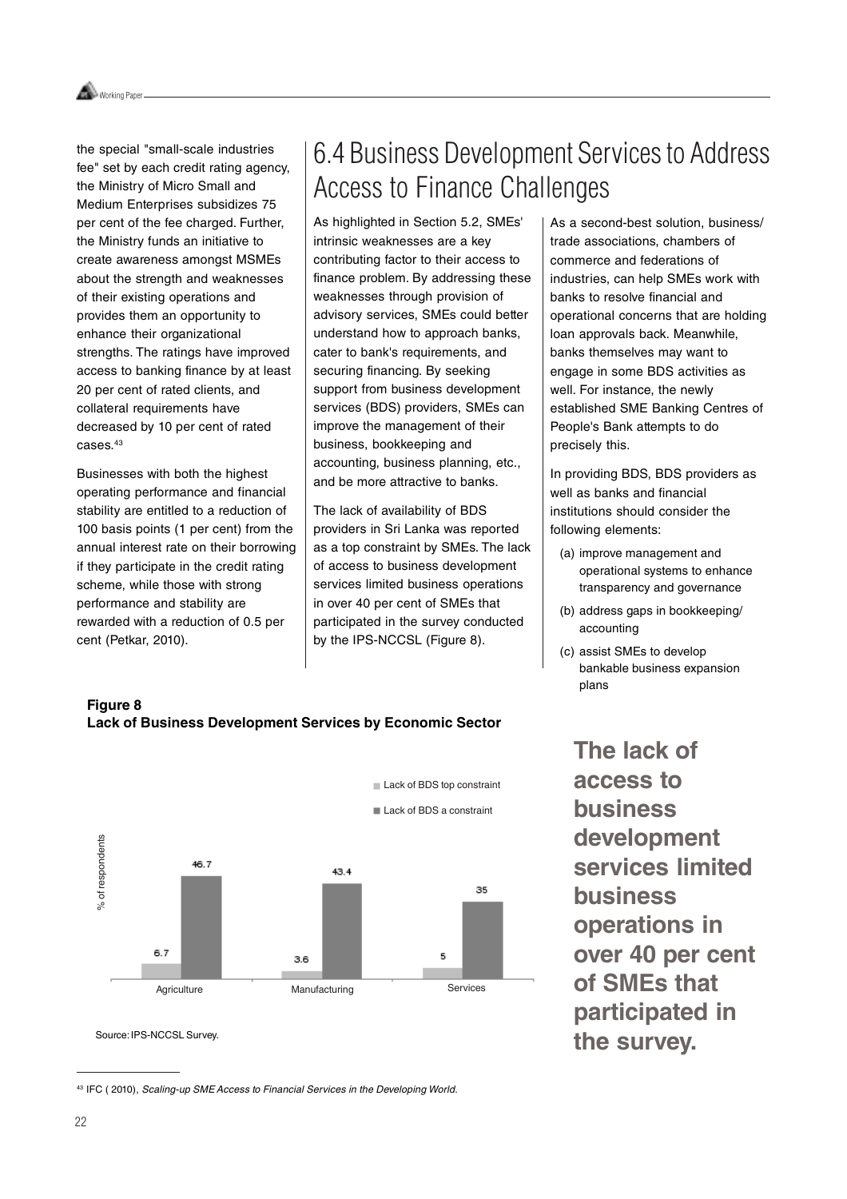the special "small-scale industries fee" set by each credit rating agency, the Ministry of Micro Small and Medium Enterprises subsidizes 75 per cent of the fee charged. Further, the Ministry funds an initiative to create awareness amongst MSMEs about the strength and weaknesses of their existing operations and provides them an opportunity to enhance their organizational strengths. The ratings have improved access to banking finance by at least 20 per cent of rated clients, and collateral requirements have decreased by 10 per cent of rated cases.[43]

Businesses with both the highest operating performance and financial stability are entitled to a reduction of 100 basis points (1 per cent) from the annual interest rate on their borrowing if they participate in the credit rating scheme, while those with strong performance and stability are rewarded with a reduction of 0.5 per cent (Petkar, 2010).

## 6.4 Business Development Services to Address Access to Finance Challenges

As highlighted in Section 5.2, SMEs' intrinsic weaknesses are a key contributing factor to their access to finance problem. By addressing these weaknesses through provision of advisory services, SMEs could better understand how to approach banks, cater to bank's requirements, and securing financing. By seeking support from business development services (BDS) providers, SMEs can improve the management of their business, bookkeeping and accounting, business planning, etc., and be more attractive to banks.

The lack of availability of BDS providers in Sri Lanka was reported as a top constraint by SMEs. The lack of access to business development services limited business operations in over 40 per cent of SMEs that participated in the survey conducted by the IPS-NCCSL (Figure 8).

As a second-best solution, business/ trade associations, chambers of commerce and federations of industries, can help SMEs work with banks to resolve financial and operational concerns that are holding loan approvals back. Meanwhile, banks themselves may want to engage in some BDS activities as well. For instance, the newly established SME Banking Centres of People's Bank attempts to do precisely this.

In providing BDS, BDS providers as well as banks and financial institutions should consider the following elements:

(a) improve management and operational systems to enhance transparency and governance

(b) address gaps in bookkeeping/ accounting

(c) assist SMEs to develop bankable business expansion plans

**Figure 8**
**Lack of Business Development Services by Economic Sector**

| % of respondents | Agriculture | Manufacturing | Services |
|---|---|---|---|
| Lack of BDS top constraint | 6.7 | 3.6 | 5 |
| Lack of BDS a constraint | 46.7 | 43.4 | 35 |

Source: IPS-NCCSL Survey.

**The lack of access to business development services limited business operations in over 40 per cent of SMEs that participated in the survey.**

[43] IFC ( 2010), *Scaling-up SME Access to Financial Services in the Developing World.*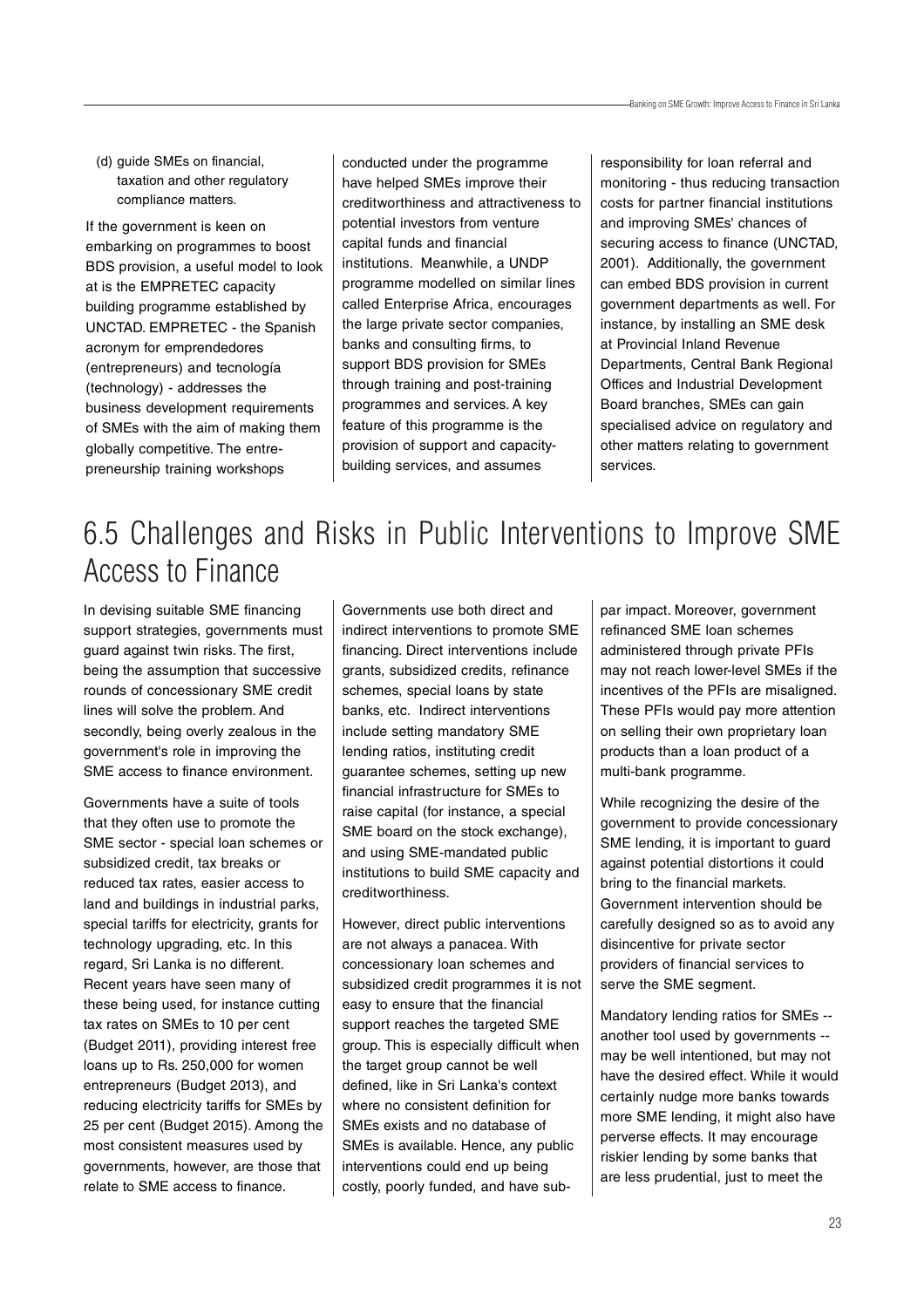(d) guide SMEs on financial, taxation and other regulatory compliance matters.

If the government is keen on embarking on programmes to boost BDS provision, a useful model to look at is the EMPRETEC capacity building programme established by UNCTAD. EMPRETEC - the Spanish acronym for emprendedores (entrepreneurs) and tecnología (technology) - addresses the business development requirements of SMEs with the aim of making them globally competitive. The entrepreneurship training workshops conducted under the programme have helped SMEs improve their creditworthiness and attractiveness to potential investors from venture capital funds and financial institutions. Meanwhile, a UNDP programme modelled on similar lines called Enterprise Africa, encourages the large private sector companies, banks and consulting firms, to support BDS provision for SMEs through training and post-training programmes and services. A key feature of this programme is the provision of support and capacity-building services, and assumes responsibility for loan referral and monitoring - thus reducing transaction costs for partner financial institutions and improving SMEs' chances of securing access to finance (UNCTAD, 2001). Additionally, the government can embed BDS provision in current government departments as well. For instance, by installing an SME desk at Provincial Inland Revenue Departments, Central Bank Regional Offices and Industrial Development Board branches, SMEs can gain specialised advice on regulatory and other matters relating to government services.

## 6.5 Challenges and Risks in Public Interventions to Improve SME Access to Finance

In devising suitable SME financing support strategies, governments must guard against twin risks. The first, being the assumption that successive rounds of concessionary SME credit lines will solve the problem. And secondly, being overly zealous in the government's role in improving the SME access to finance environment.

Governments have a suite of tools that they often use to promote the SME sector - special loan schemes or subsidized credit, tax breaks or reduced tax rates, easier access to land and buildings in industrial parks, special tariffs for electricity, grants for technology upgrading, etc. In this regard, Sri Lanka is no different. Recent years have seen many of these being used, for instance cutting tax rates on SMEs to 10 per cent (Budget 2011), providing interest free loans up to Rs. 250,000 for women entrepreneurs (Budget 2013), and reducing electricity tariffs for SMEs by 25 per cent (Budget 2015). Among the most consistent measures used by governments, however, are those that relate to SME access to finance.

Governments use both direct and indirect interventions to promote SME financing. Direct interventions include grants, subsidized credits, refinance schemes, special loans by state banks, etc. Indirect interventions include setting mandatory SME lending ratios, instituting credit guarantee schemes, setting up new financial infrastructure for SMEs to raise capital (for instance, a special SME board on the stock exchange), and using SME-mandated public institutions to build SME capacity and creditworthiness.

However, direct public interventions are not always a panacea. With concessionary loan schemes and subsidized credit programmes it is not easy to ensure that the financial support reaches the targeted SME group. This is especially difficult when the target group cannot be well defined, like in Sri Lanka's context where no consistent definition for SMEs exists and no database of SMEs is available. Hence, any public interventions could end up being costly, poorly funded, and have sub-par impact. Moreover, government refinanced SME loan schemes administered through private PFIs may not reach lower-level SMEs if the incentives of the PFIs are misaligned. These PFIs would pay more attention on selling their own proprietary loan products than a loan product of a multi-bank programme.

While recognizing the desire of the government to provide concessionary SME lending, it is important to guard against potential distortions it could bring to the financial markets. Government intervention should be carefully designed so as to avoid any disincentive for private sector providers of financial services to serve the SME segment.

Mandatory lending ratios for SMEs -- another tool used by governments -- may be well intentioned, but may not have the desired effect. While it would certainly nudge more banks towards more SME lending, it might also have perverse effects. It may encourage riskier lending by some banks that are less prudential, just to meet the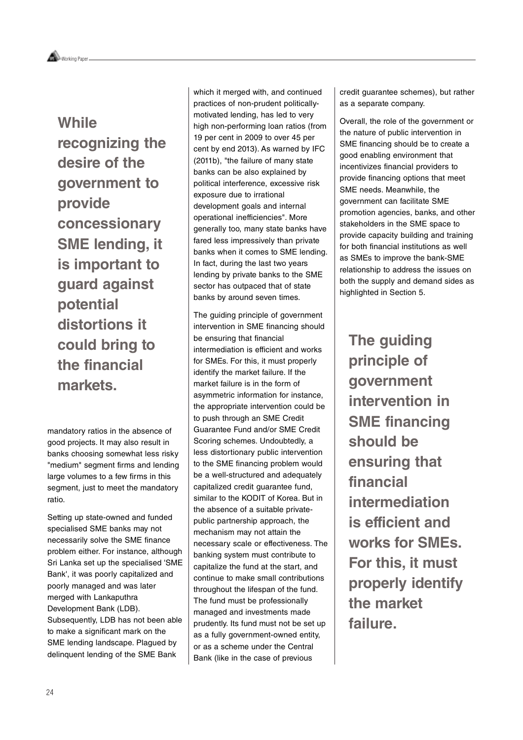**While recognizing the desire of the government to provide concessionary SME lending, it is important to guard against potential distortions it could bring to the financial markets.**

mandatory ratios in the absence of good projects. It may also result in banks choosing somewhat less risky "medium" segment firms and lending large volumes to a few firms in this segment, just to meet the mandatory ratio.

Setting up state-owned and funded specialised SME banks may not necessarily solve the SME finance problem either. For instance, although Sri Lanka set up the specialised 'SME Bank', it was poorly capitalized and poorly managed and was later merged with Lankaputhra Development Bank (LDB). Subsequently, LDB has not been able to make a significant mark on the SME lending landscape. Plagued by delinquent lending of the SME Bank which it merged with, and continued practices of non-prudent politically-motivated lending, has led to very high non-performing loan ratios (from 19 per cent in 2009 to over 45 per cent by end 2013). As warned by IFC (2011b), "the failure of many state banks can be also explained by political interference, excessive risk exposure due to irrational development goals and internal operational inefficiencies". More generally too, many state banks have fared less impressively than private banks when it comes to SME lending. In fact, during the last two years lending by private banks to the SME sector has outpaced that of state banks by around seven times.

The guiding principle of government intervention in SME financing should be ensuring that financial intermediation is efficient and works for SMEs. For this, it must properly identify the market failure. If the market failure is in the form of asymmetric information for instance, the appropriate intervention could be to push through an SME Credit Guarantee Fund and/or SME Credit Scoring schemes. Undoubtedly, a less distortionary public intervention to the SME financing problem would be a well-structured and adequately capitalized credit guarantee fund, similar to the KODIT of Korea. But in the absence of a suitable private-public partnership approach, the mechanism may not attain the necessary scale or effectiveness. The banking system must contribute to capitalize the fund at the start, and continue to make small contributions throughout the lifespan of the fund. The fund must be professionally managed and investments made prudently. Its fund must not be set up as a fully government-owned entity, or as a scheme under the Central Bank (like in the case of previous credit guarantee schemes), but rather as a separate company.

Overall, the role of the government or the nature of public intervention in SME financing should be to create a good enabling environment that incentivizes financial providers to provide financing options that meet SME needs. Meanwhile, the government can facilitate SME promotion agencies, banks, and other stakeholders in the SME space to provide capacity building and training for both financial institutions as well as SMEs to improve the bank-SME relationship to address the issues on both the supply and demand sides as highlighted in Section 5.

**The guiding principle of government intervention in SME financing should be ensuring that financial intermediation is efficient and works for SMEs. For this, it must properly identify the market failure.**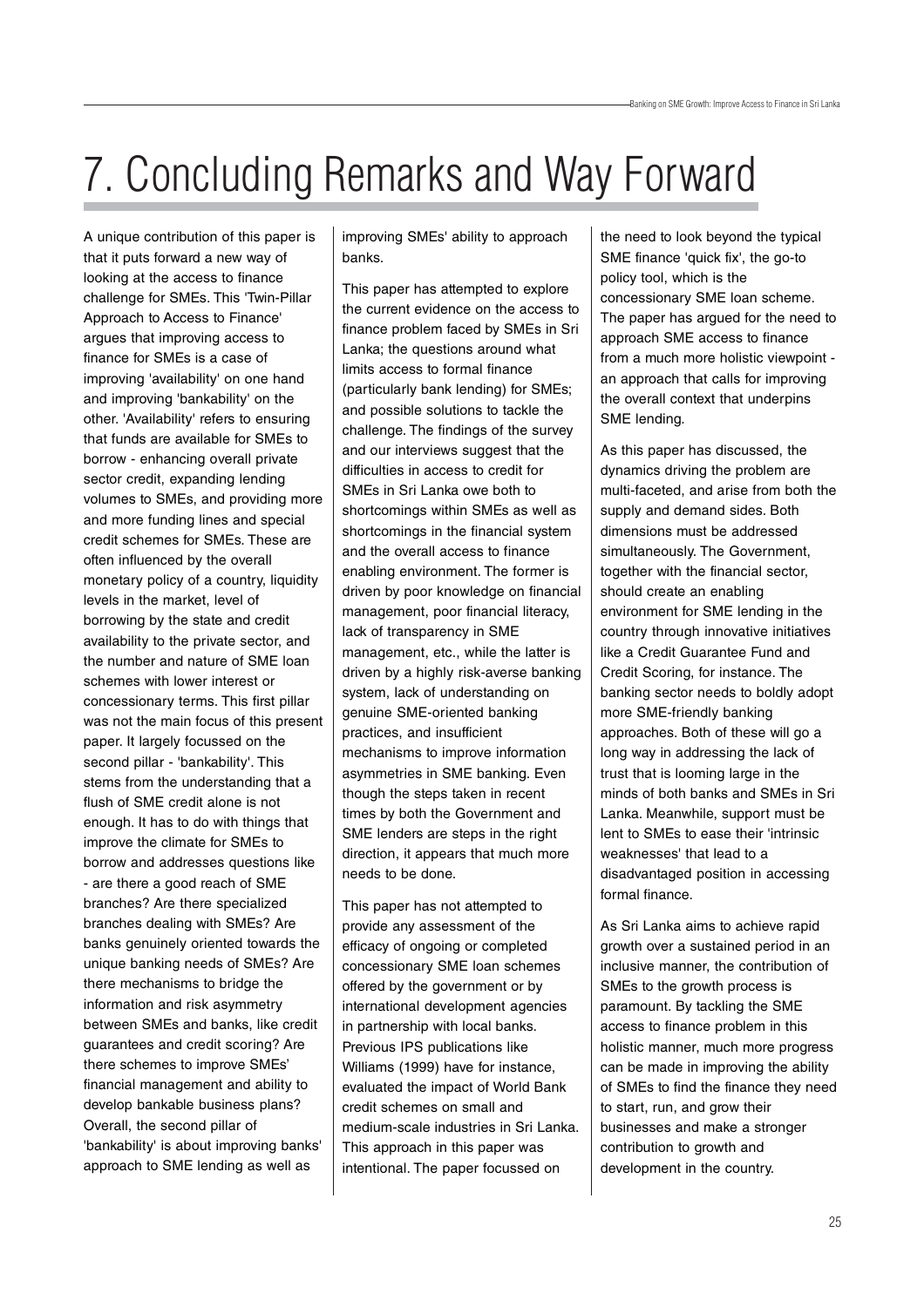# 7. Concluding Remarks and Way Forward

A unique contribution of this paper is that it puts forward a new way of looking at the access to finance challenge for SMEs. This 'Twin-Pillar Approach to Access to Finance' argues that improving access to finance for SMEs is a case of improving 'availability' on one hand and improving 'bankability' on the other. 'Availability' refers to ensuring that funds are available for SMEs to borrow - enhancing overall private sector credit, expanding lending volumes to SMEs, and providing more and more funding lines and special credit schemes for SMEs. These are often influenced by the overall monetary policy of a country, liquidity levels in the market, level of borrowing by the state and credit availability to the private sector, and the number and nature of SME loan schemes with lower interest or concessionary terms. This first pillar was not the main focus of this present paper. It largely focussed on the second pillar - 'bankability'. This stems from the understanding that a flush of SME credit alone is not enough. It has to do with things that improve the climate for SMEs to borrow and addresses questions like - are there a good reach of SME branches? Are there specialized branches dealing with SMEs? Are banks genuinely oriented towards the unique banking needs of SMEs? Are there mechanisms to bridge the information and risk asymmetry between SMEs and banks, like credit guarantees and credit scoring? Are there schemes to improve SMEs' financial management and ability to develop bankable business plans? Overall, the second pillar of 'bankability' is about improving banks' approach to SME lending as well as improving SMEs' ability to approach banks.

This paper has attempted to explore the current evidence on the access to finance problem faced by SMEs in Sri Lanka; the questions around what limits access to formal finance (particularly bank lending) for SMEs; and possible solutions to tackle the challenge. The findings of the survey and our interviews suggest that the difficulties in access to credit for SMEs in Sri Lanka owe both to shortcomings within SMEs as well as shortcomings in the financial system and the overall access to finance enabling environment. The former is driven by poor knowledge on financial management, poor financial literacy, lack of transparency in SME management, etc., while the latter is driven by a highly risk-averse banking system, lack of understanding on genuine SME-oriented banking practices, and insufficient mechanisms to improve information asymmetries in SME banking. Even though the steps taken in recent times by both the Government and SME lenders are steps in the right direction, it appears that much more needs to be done.

This paper has not attempted to provide any assessment of the efficacy of ongoing or completed concessionary SME loan schemes offered by the government or by international development agencies in partnership with local banks. Previous IPS publications like Williams (1999) have for instance, evaluated the impact of World Bank credit schemes on small and medium-scale industries in Sri Lanka. This approach in this paper was intentional. The paper focussed on the need to look beyond the typical SME finance 'quick fix', the go-to policy tool, which is the concessionary SME loan scheme. The paper has argued for the need to approach SME access to finance from a much more holistic viewpoint - an approach that calls for improving the overall context that underpins SME lending.

As this paper has discussed, the dynamics driving the problem are multi-faceted, and arise from both the supply and demand sides. Both dimensions must be addressed simultaneously. The Government, together with the financial sector, should create an enabling environment for SME lending in the country through innovative initiatives like a Credit Guarantee Fund and Credit Scoring, for instance. The banking sector needs to boldly adopt more SME-friendly banking approaches. Both of these will go a long way in addressing the lack of trust that is looming large in the minds of both banks and SMEs in Sri Lanka. Meanwhile, support must be lent to SMEs to ease their 'intrinsic weaknesses' that lead to a disadvantaged position in accessing formal finance.

As Sri Lanka aims to achieve rapid growth over a sustained period in an inclusive manner, the contribution of SMEs to the growth process is paramount. By tackling the SME access to finance problem in this holistic manner, much more progress can be made in improving the ability of SMEs to find the finance they need to start, run, and grow their businesses and make a stronger contribution to growth and development in the country.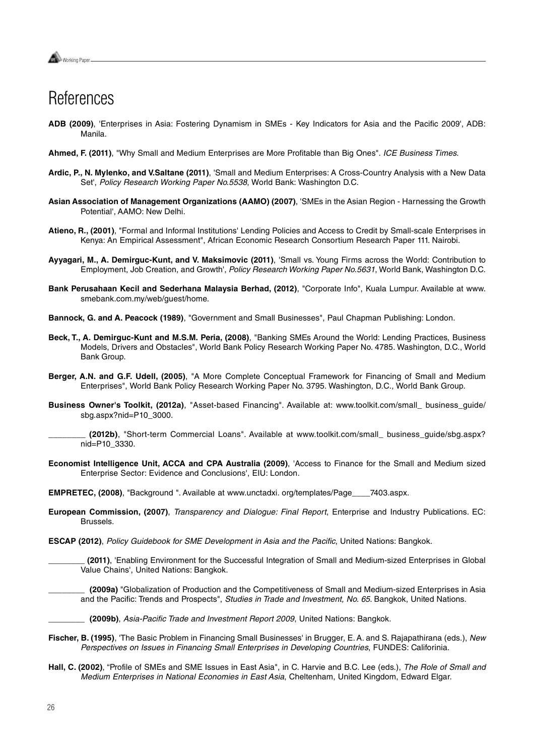# References

**ADB (2009)**, 'Enterprises in Asia: Fostering Dynamism in SMEs - Key Indicators for Asia and the Pacific 2009', ADB: Manila.

**Ahmed, F. (2011)**, "Why Small and Medium Enterprises are More Profitable than Big Ones". *ICE Business Times*.

**Ardic, P., N. Mylenko, and V.Saltane (2011)**, 'Small and Medium Enterprises: A Cross-Country Analysis with a New Data Set', *Policy Research Working Paper No.5538*, World Bank: Washington D.C.

**Asian Association of Management Organizations (AAMO) (2007)**, 'SMEs in the Asian Region - Harnessing the Growth Potential', AAMO: New Delhi.

**Atieno, R., (2001)**, "Formal and Informal Institutions' Lending Policies and Access to Credit by Small-scale Enterprises in Kenya: An Empirical Assessment", African Economic Research Consortium Research Paper 111. Nairobi.

**Ayyagari, M., A. Demirguc-Kunt, and V. Maksimovic (2011)**, 'Small vs. Young Firms across the World: Contribution to Employment, Job Creation, and Growth', *Policy Research Working Paper No.5631*, World Bank, Washington D.C.

**Bank Perusahaan Kecil and Sederhana Malaysia Berhad, (2012)**, "Corporate Info", Kuala Lumpur. Available at www. smebank.com.my/web/guest/home.

**Bannock, G. and A. Peacock (1989)**, "Government and Small Businesses", Paul Chapman Publishing: London.

**Beck, T., A. Demirguc-Kunt and M.S.M. Peria, (2008)**, "Banking SMEs Around the World: Lending Practices, Business Models, Drivers and Obstacles", World Bank Policy Research Working Paper No. 4785. Washington, D.C., World Bank Group.

**Berger, A.N. and G.F. Udell, (2005)**, "A More Complete Conceptual Framework for Financing of Small and Medium Enterprises", World Bank Policy Research Working Paper No. 3795. Washington, D.C., World Bank Group.

**Business Owner's Toolkit, (2012a)**, "Asset-based Financing". Available at: www.toolkit.com/small_ business_guide/ sbg.aspx?nid=P10_3000.

________ **(2012b)**, "Short-term Commercial Loans". Available at www.toolkit.com/small_ business_guide/sbg.aspx? nid=P10_3330.

**Economist Intelligence Unit, ACCA and CPA Australia (2009)**, 'Access to Finance for the Small and Medium sized Enterprise Sector: Evidence and Conclusions', EIU: London.

**EMPRETEC, (2008)**, "Background ". Available at www.unctadxi. org/templates/Page____7403.aspx.

**European Commission, (2007)**, *Transparency and Dialogue: Final Report*, Enterprise and Industry Publications. EC: Brussels.

**ESCAP (2012)**, *Policy Guidebook for SME Development in Asia and the Pacific*, United Nations: Bangkok.

________ **(2011)**, 'Enabling Environment for the Successful Integration of Small and Medium-sized Enterprises in Global Value Chains', United Nations: Bangkok.

________ **(2009a)** "Globalization of Production and the Competitiveness of Small and Medium-sized Enterprises in Asia and the Pacific: Trends and Prospects", *Studies in Trade and Investment, No. 65*. Bangkok, United Nations.

________ **(2009b)**, *Asia-Pacific Trade and Investment Report 2009*, United Nations: Bangkok.

**Fischer, B. (1995)**, 'The Basic Problem in Financing Small Businesses' in Brugger, E. A. and S. Rajapathirana (eds.), *New Perspectives on Issues in Financing Small Enterprises in Developing Countries*, FUNDES: Califorinia.

**Hall, C. (2002)**, "Profile of SMEs and SME Issues in East Asia", in C. Harvie and B.C. Lee (eds.), *The Role of Small and Medium Enterprises in National Economies in East Asia*, Cheltenham, United Kingdom, Edward Elgar.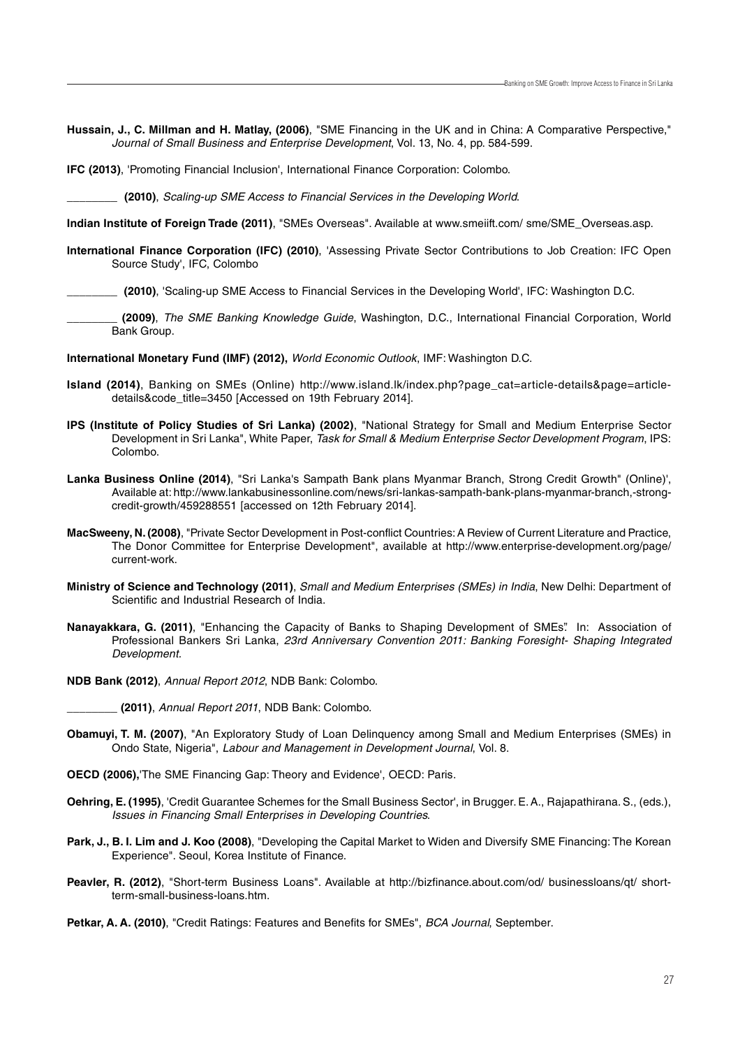**Hussain, J., C. Millman and H. Matlay, (2006)**, "SME Financing in the UK and in China: A Comparative Perspective," *Journal of Small Business and Enterprise Development*, Vol. 13, No. 4, pp. 584-599.

**IFC (2013)**, 'Promoting Financial Inclusion', International Finance Corporation: Colombo.

________ **(2010)**, *Scaling-up SME Access to Financial Services in the Developing World*.

**Indian Institute of Foreign Trade (2011)**, "SMEs Overseas". Available at www.smeiift.com/ sme/SME_Overseas.asp.

**International Finance Corporation (IFC) (2010)**, 'Assessing Private Sector Contributions to Job Creation: IFC Open Source Study', IFC, Colombo

________ **(2010)**, 'Scaling-up SME Access to Financial Services in the Developing World', IFC: Washington D.C.

________ **(2009)**, *The SME Banking Knowledge Guide*, Washington, D.C., International Financial Corporation, World Bank Group.

**International Monetary Fund (IMF) (2012),** *World Economic Outlook*, IMF: Washington D.C.

**Island (2014)**, Banking on SMEs (Online) http://www.island.lk/index.php?page_cat=article-details&page=article-details&code_title=3450 [Accessed on 19th February 2014].

**IPS (Institute of Policy Studies of Sri Lanka) (2002)**, "National Strategy for Small and Medium Enterprise Sector Development in Sri Lanka", White Paper, *Task for Small & Medium Enterprise Sector Development Program*, IPS: Colombo.

**Lanka Business Online (2014)**, "Sri Lanka's Sampath Bank plans Myanmar Branch, Strong Credit Growth" (Online)', Available at: http://www.lankabusinessonline.com/news/sri-lankas-sampath-bank-plans-myanmar-branch,-strong-credit-growth/459288551 [accessed on 12th February 2014].

**MacSweeny, N. (2008)**, "Private Sector Development in Post-conflict Countries: A Review of Current Literature and Practice, The Donor Committee for Enterprise Development", available at http://www.enterprise-development.org/page/current-work.

**Ministry of Science and Technology (2011)**, *Small and Medium Enterprises (SMEs) in India*, New Delhi: Department of Scientific and Industrial Research of India.

**Nanayakkara, G. (2011)**, "Enhancing the Capacity of Banks to Shaping Development of SMEs". In: Association of Professional Bankers Sri Lanka, *23rd Anniversary Convention 2011: Banking Foresight- Shaping Integrated Development*.

**NDB Bank (2012)**, *Annual Report 2012*, NDB Bank: Colombo.

________ **(2011)**, *Annual Report 2011*, NDB Bank: Colombo.

**Obamuyi, T. M. (2007)**, "An Exploratory Study of Loan Delinquency among Small and Medium Enterprises (SMEs) in Ondo State, Nigeria", *Labour and Management in Development Journal*, Vol. 8.

**OECD (2006),**'The SME Financing Gap: Theory and Evidence', OECD: Paris.

**Oehring, E. (1995)**, 'Credit Guarantee Schemes for the Small Business Sector', in Brugger. E. A., Rajapathirana. S., (eds.), *Issues in Financing Small Enterprises in Developing Countries*.

**Park, J., B. I. Lim and J. Koo (2008)**, "Developing the Capital Market to Widen and Diversify SME Financing: The Korean Experience". Seoul, Korea Institute of Finance.

**Peavler, R. (2012)**, "Short-term Business Loans". Available at http://bizfinance.about.com/od/ businessloans/qt/ short-term-small-business-loans.htm.

**Petkar, A. A. (2010)**, "Credit Ratings: Features and Benefits for SMEs", *BCA Journal*, September.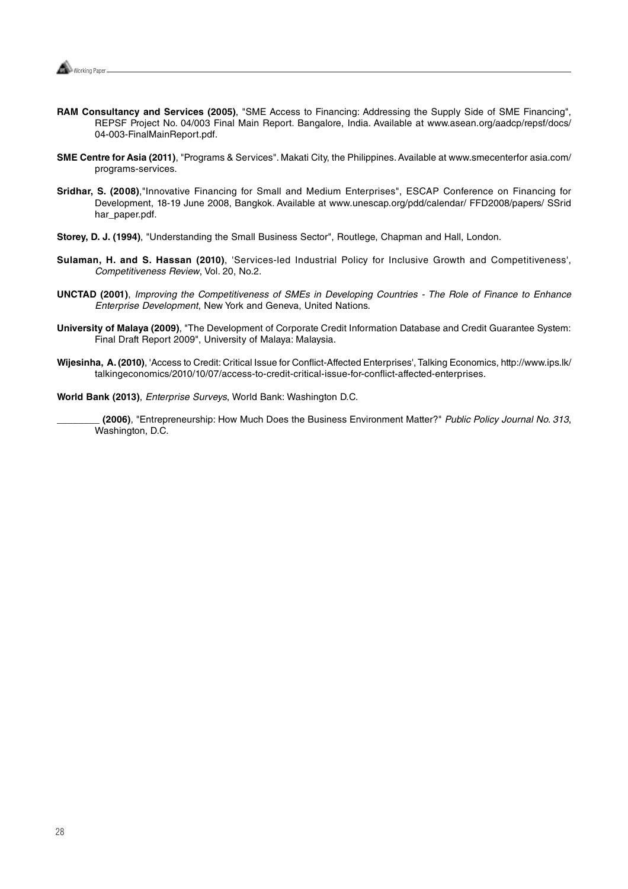**RAM Consultancy and Services (2005)**, "SME Access to Financing: Addressing the Supply Side of SME Financing", REPSF Project No. 04/003 Final Main Report. Bangalore, India. Available at www.asean.org/aadcp/repsf/docs/04-003-FinalMainReport.pdf.

**SME Centre for Asia (2011)**, "Programs & Services". Makati City, the Philippines. Available at www.smecenterfor asia.com/programs-services.

**Sridhar, S. (2008)**,"Innovative Financing for Small and Medium Enterprises", ESCAP Conference on Financing for Development, 18-19 June 2008, Bangkok. Available at www.unescap.org/pdd/calendar/ FFD2008/papers/ SSridhar_paper.pdf.

**Storey, D. J. (1994)**, "Understanding the Small Business Sector", Routlege, Chapman and Hall, London.

**Sulaman, H. and S. Hassan (2010)**, 'Services-led Industrial Policy for Inclusive Growth and Competitiveness', *Competitiveness Review*, Vol. 20, No.2.

**UNCTAD (2001)**, *Improving the Competitiveness of SMEs in Developing Countries - The Role of Finance to Enhance Enterprise Development*, New York and Geneva, United Nations.

**University of Malaya (2009)**, "The Development of Corporate Credit Information Database and Credit Guarantee System: Final Draft Report 2009", University of Malaya: Malaysia.

**Wijesinha, A. (2010)**, 'Access to Credit: Critical Issue for Conflict-Affected Enterprises', Talking Economics, http://www.ips.lk/talkingeconomics/2010/10/07/access-to-credit-critical-issue-for-conflict-affected-enterprises.

**World Bank (2013)**, *Enterprise Surveys*, World Bank: Washington D.C.

________ **(2006)**, "Entrepreneurship: How Much Does the Business Environment Matter?" *Public Policy Journal No. 313*, Washington, D.C.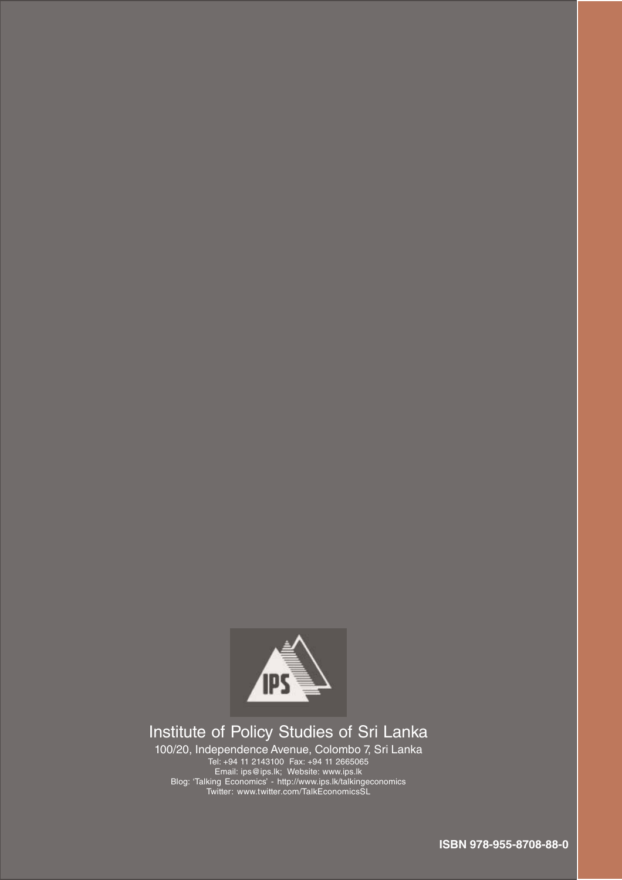Institute of Policy Studies of Sri Lanka

100/20, Independence Avenue, Colombo 7, Sri Lanka

Tel: +94 11 2143100 Fax: +94 11 2665065

Email: ips@ips.lk; Website: www.ips.lk

Blog: 'Talking Economics' - http://www.ips.lk/talkingeconomics

Twitter: www.twitter.com/TalkEconomicsSL

**ISBN 978-955-8708-88-0**